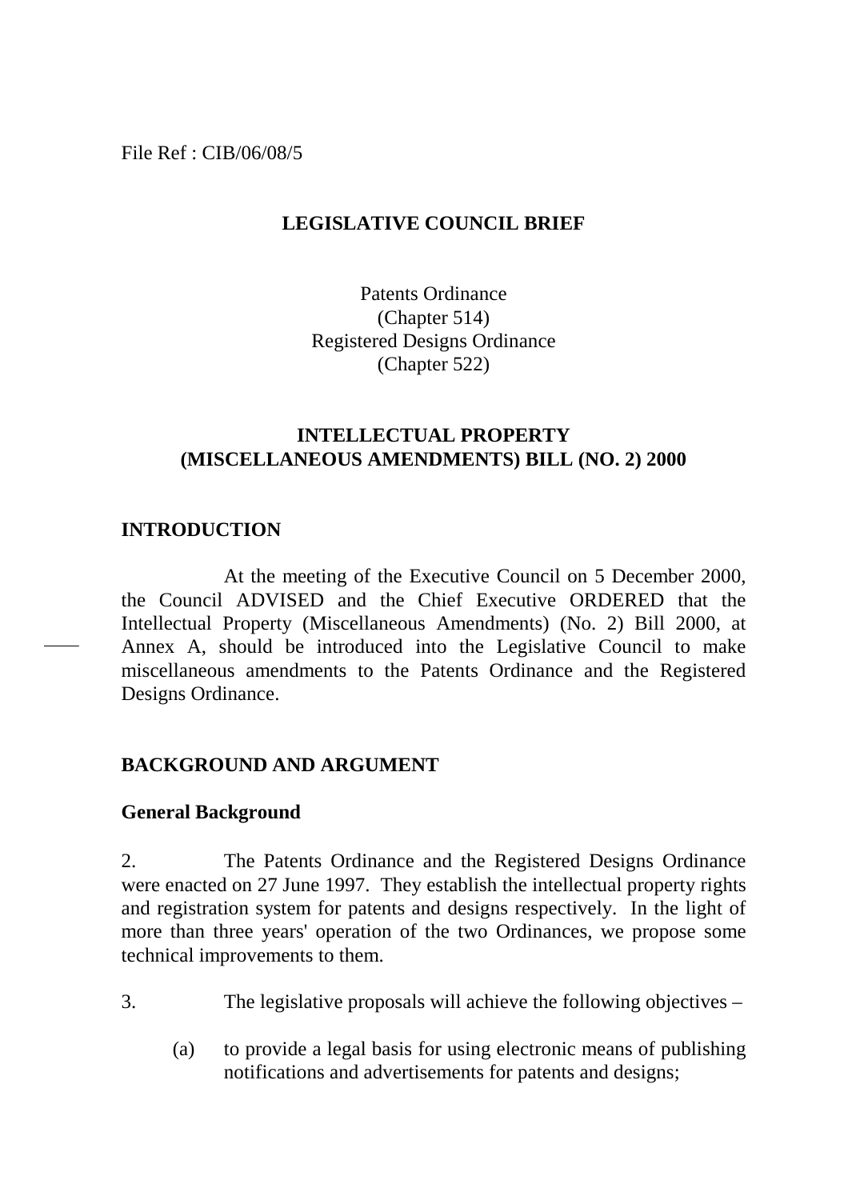File Ref : CIB/06/08/5

# LEGISLATIVE COUNCIL BRIEF

Patents Ordinance
(Chapter 514)
Registered Designs Ordinance
(Chapter 522)

## INTELLECTUAL PROPERTY (MISCELLANEOUS AMENDMENTS) BILL (NO. 2) 2000

## INTRODUCTION

At the meeting of the Executive Council on 5 December 2000, the Council ADVISED and the Chief Executive ORDERED that the Intellectual Property (Miscellaneous Amendments) (No. 2) Bill 2000, at Annex A, should be introduced into the Legislative Council to make miscellaneous amendments to the Patents Ordinance and the Registered Designs Ordinance.

## BACKGROUND AND ARGUMENT

### General Background

2. The Patents Ordinance and the Registered Designs Ordinance were enacted on 27 June 1997. They establish the intellectual property rights and registration system for patents and designs respectively. In the light of more than three years' operation of the two Ordinances, we propose some technical improvements to them.

3. The legislative proposals will achieve the following objectives –

(a) to provide a legal basis for using electronic means of publishing notifications and advertisements for patents and designs;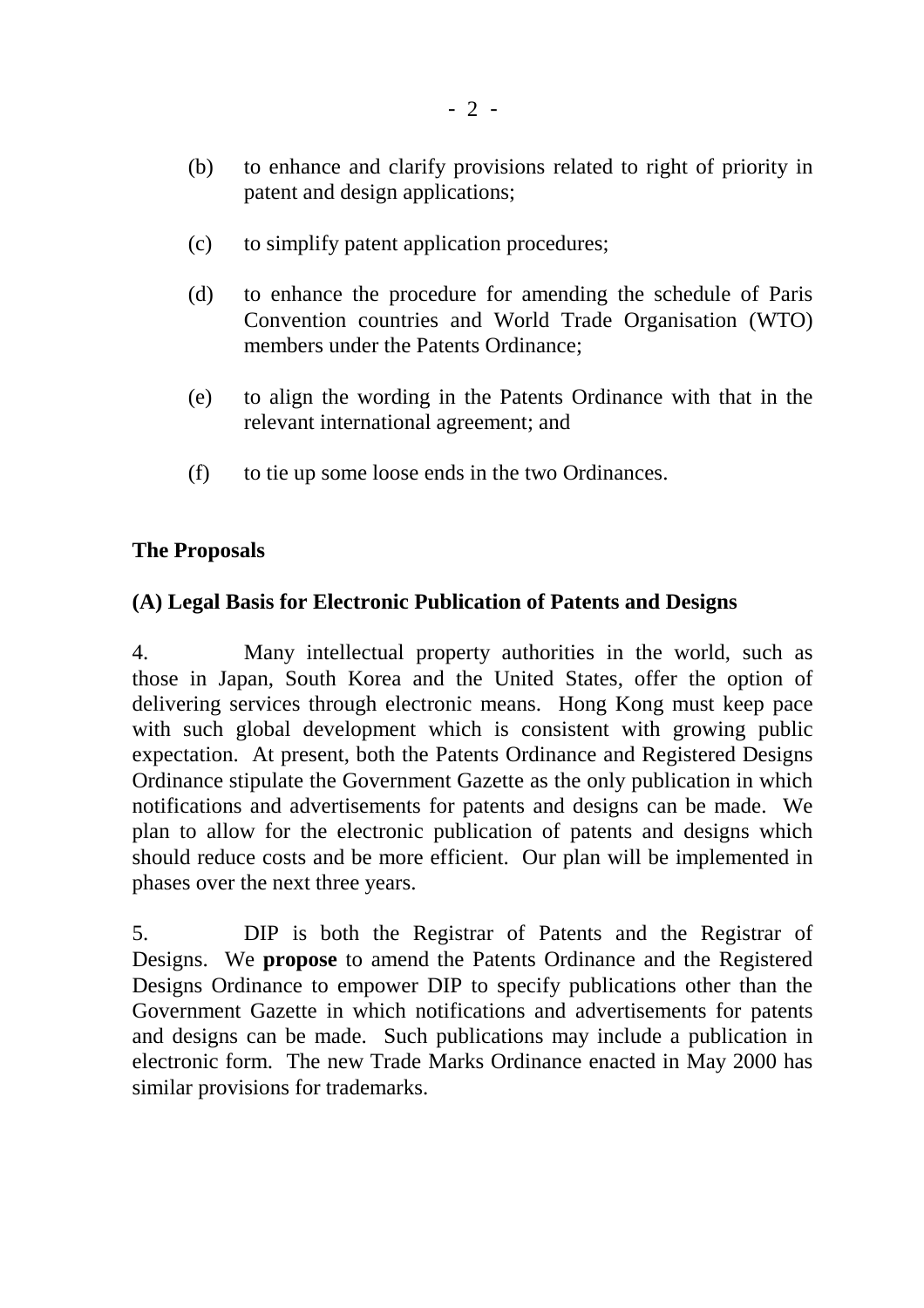(b) to enhance and clarify provisions related to right of priority in patent and design applications;

(c) to simplify patent application procedures;

(d) to enhance the procedure for amending the schedule of Paris Convention countries and World Trade Organisation (WTO) members under the Patents Ordinance;

(e) to align the wording in the Patents Ordinance with that in the relevant international agreement; and

(f) to tie up some loose ends in the two Ordinances.

**The Proposals**

**(A) Legal Basis for Electronic Publication of Patents and Designs**

4. Many intellectual property authorities in the world, such as those in Japan, South Korea and the United States, offer the option of delivering services through electronic means. Hong Kong must keep pace with such global development which is consistent with growing public expectation. At present, both the Patents Ordinance and Registered Designs Ordinance stipulate the Government Gazette as the only publication in which notifications and advertisements for patents and designs can be made. We plan to allow for the electronic publication of patents and designs which should reduce costs and be more efficient. Our plan will be implemented in phases over the next three years.

5. DIP is both the Registrar of Patents and the Registrar of Designs. We **propose** to amend the Patents Ordinance and the Registered Designs Ordinance to empower DIP to specify publications other than the Government Gazette in which notifications and advertisements for patents and designs can be made. Such publications may include a publication in electronic form. The new Trade Marks Ordinance enacted in May 2000 has similar provisions for trademarks.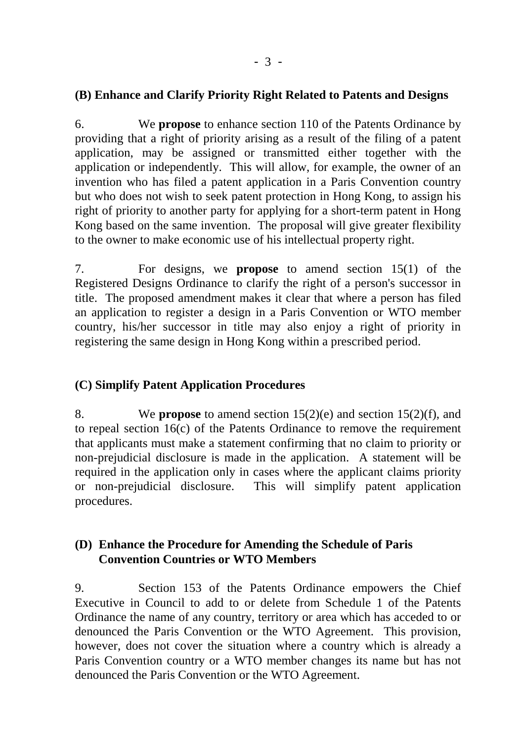### (B) Enhance and Clarify Priority Right Related to Patents and Designs

6. We **propose** to enhance section 110 of the Patents Ordinance by providing that a right of priority arising as a result of the filing of a patent application, may be assigned or transmitted either together with the application or independently. This will allow, for example, the owner of an invention who has filed a patent application in a Paris Convention country but who does not wish to seek patent protection in Hong Kong, to assign his right of priority to another party for applying for a short-term patent in Hong Kong based on the same invention. The proposal will give greater flexibility to the owner to make economic use of his intellectual property right.

7. For designs, we **propose** to amend section 15(1) of the Registered Designs Ordinance to clarify the right of a person's successor in title. The proposed amendment makes it clear that where a person has filed an application to register a design in a Paris Convention or WTO member country, his/her successor in title may also enjoy a right of priority in registering the same design in Hong Kong within a prescribed period.

### (C) Simplify Patent Application Procedures

8. We **propose** to amend section 15(2)(e) and section 15(2)(f), and to repeal section 16(c) of the Patents Ordinance to remove the requirement that applicants must make a statement confirming that no claim to priority or non-prejudicial disclosure is made in the application. A statement will be required in the application only in cases where the applicant claims priority or non-prejudicial disclosure. This will simplify patent application procedures.

### (D) Enhance the Procedure for Amending the Schedule of Paris Convention Countries or WTO Members

9. Section 153 of the Patents Ordinance empowers the Chief Executive in Council to add to or delete from Schedule 1 of the Patents Ordinance the name of any country, territory or area which has acceded to or denounced the Paris Convention or the WTO Agreement. This provision, however, does not cover the situation where a country which is already a Paris Convention country or a WTO member changes its name but has not denounced the Paris Convention or the WTO Agreement.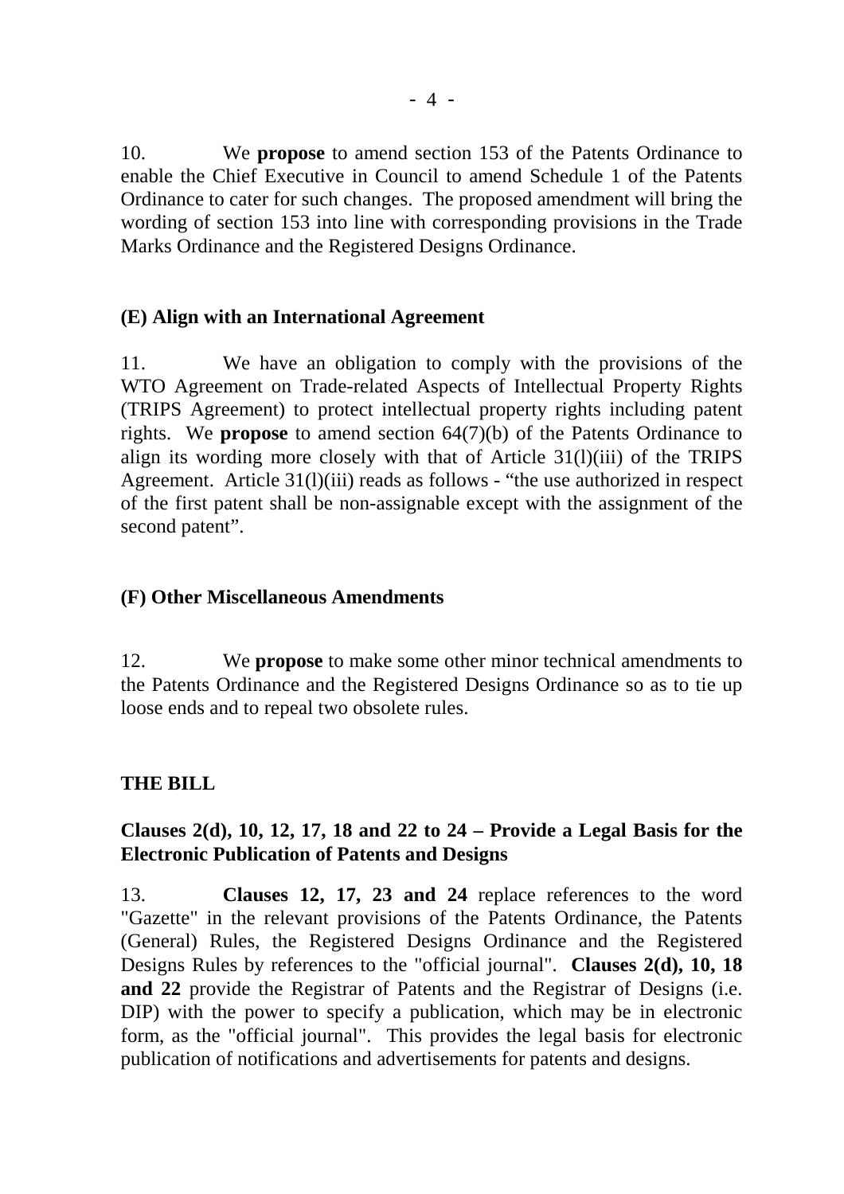10. We **propose** to amend section 153 of the Patents Ordinance to enable the Chief Executive in Council to amend Schedule 1 of the Patents Ordinance to cater for such changes. The proposed amendment will bring the wording of section 153 into line with corresponding provisions in the Trade Marks Ordinance and the Registered Designs Ordinance.

### (E) Align with an International Agreement

11. We have an obligation to comply with the provisions of the WTO Agreement on Trade-related Aspects of Intellectual Property Rights (TRIPS Agreement) to protect intellectual property rights including patent rights. We **propose** to amend section 64(7)(b) of the Patents Ordinance to align its wording more closely with that of Article 31(l)(iii) of the TRIPS Agreement. Article 31(l)(iii) reads as follows - "the use authorized in respect of the first patent shall be non-assignable except with the assignment of the second patent".

### (F) Other Miscellaneous Amendments

12. We **propose** to make some other minor technical amendments to the Patents Ordinance and the Registered Designs Ordinance so as to tie up loose ends and to repeal two obsolete rules.

## THE BILL

### Clauses 2(d), 10, 12, 17, 18 and 22 to 24 – Provide a Legal Basis for the Electronic Publication of Patents and Designs

13. **Clauses 12, 17, 23 and 24** replace references to the word "Gazette" in the relevant provisions of the Patents Ordinance, the Patents (General) Rules, the Registered Designs Ordinance and the Registered Designs Rules by references to the "official journal". **Clauses 2(d), 10, 18 and 22** provide the Registrar of Patents and the Registrar of Designs (i.e. DIP) with the power to specify a publication, which may be in electronic form, as the "official journal". This provides the legal basis for electronic publication of notifications and advertisements for patents and designs.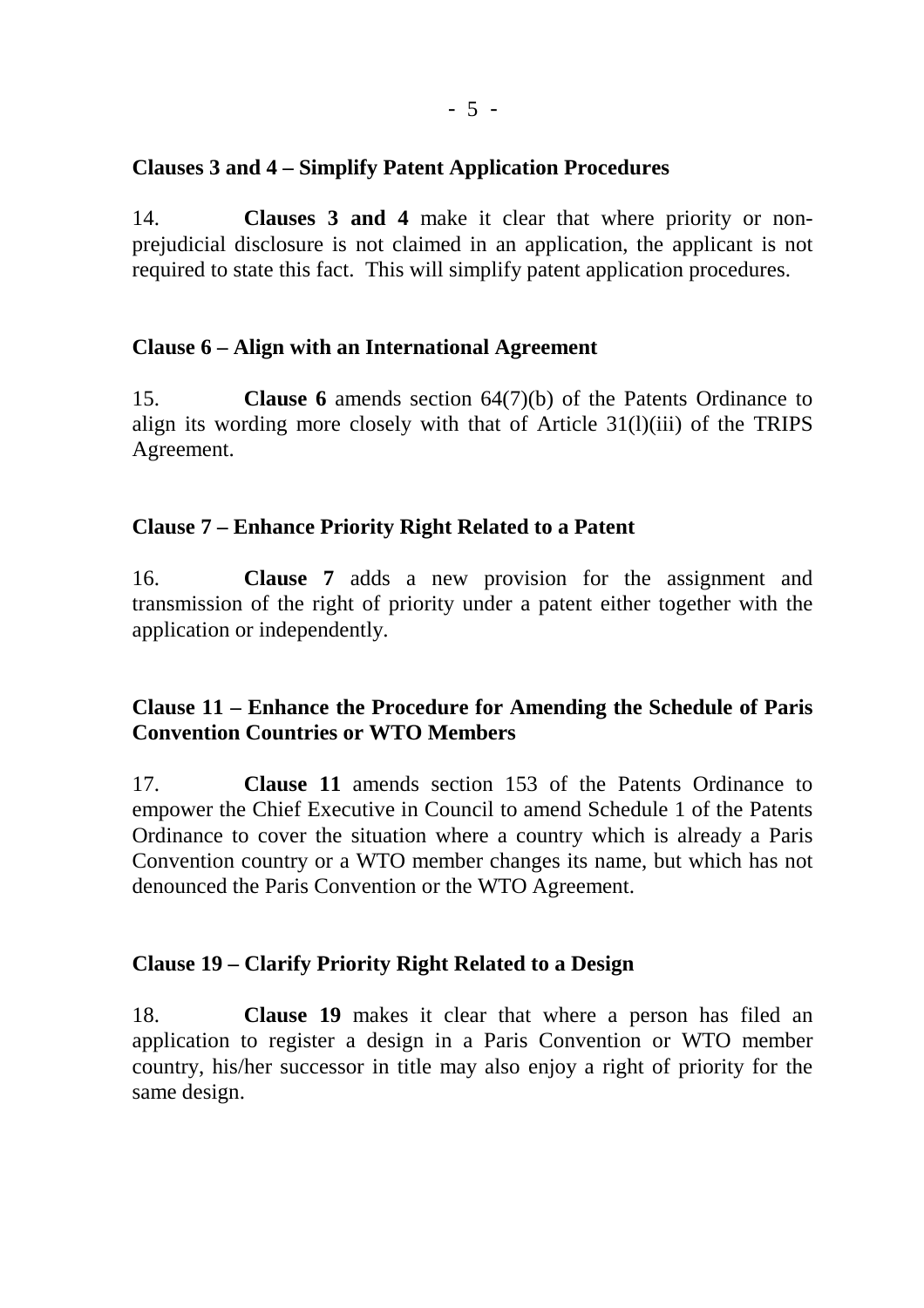**Clauses 3 and 4 – Simplify Patent Application Procedures**

14. **Clauses 3 and 4** make it clear that where priority or non-prejudicial disclosure is not claimed in an application, the applicant is not required to state this fact. This will simplify patent application procedures.

**Clause 6 – Align with an International Agreement**

15. **Clause 6** amends section 64(7)(b) of the Patents Ordinance to align its wording more closely with that of Article 31(l)(iii) of the TRIPS Agreement.

**Clause 7 – Enhance Priority Right Related to a Patent**

16. **Clause 7** adds a new provision for the assignment and transmission of the right of priority under a patent either together with the application or independently.

**Clause 11 – Enhance the Procedure for Amending the Schedule of Paris Convention Countries or WTO Members**

17. **Clause 11** amends section 153 of the Patents Ordinance to empower the Chief Executive in Council to amend Schedule 1 of the Patents Ordinance to cover the situation where a country which is already a Paris Convention country or a WTO member changes its name, but which has not denounced the Paris Convention or the WTO Agreement.

**Clause 19 – Clarify Priority Right Related to a Design**

18. **Clause 19** makes it clear that where a person has filed an application to register a design in a Paris Convention or WTO member country, his/her successor in title may also enjoy a right of priority for the same design.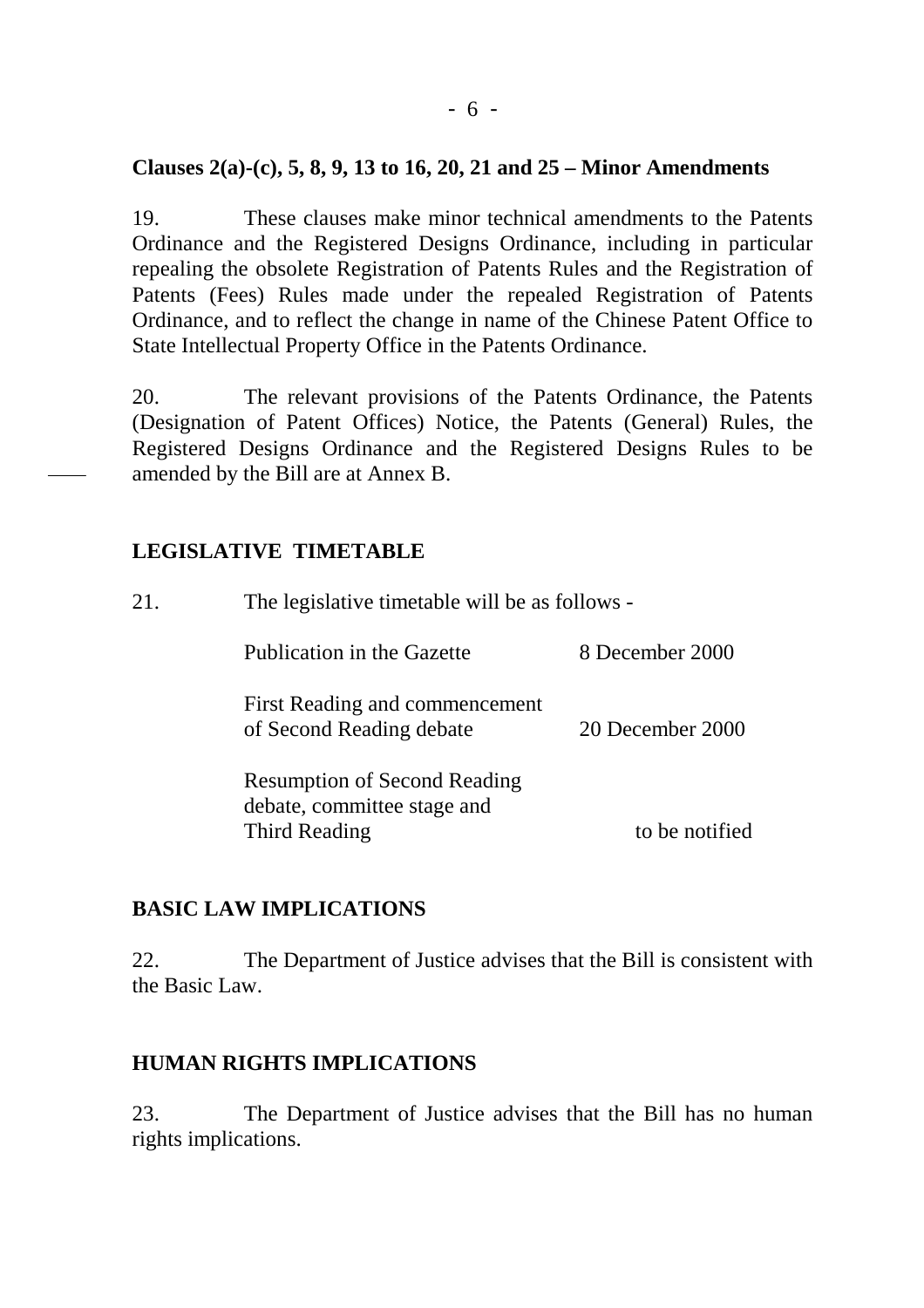**Clauses 2(a)-(c), 5, 8, 9, 13 to 16, 20, 21 and 25 – Minor Amendments**

19. These clauses make minor technical amendments to the Patents Ordinance and the Registered Designs Ordinance, including in particular repealing the obsolete Registration of Patents Rules and the Registration of Patents (Fees) Rules made under the repealed Registration of Patents Ordinance, and to reflect the change in name of the Chinese Patent Office to State Intellectual Property Office in the Patents Ordinance.

20. The relevant provisions of the Patents Ordinance, the Patents (Designation of Patent Offices) Notice, the Patents (General) Rules, the Registered Designs Ordinance and the Registered Designs Rules to be amended by the Bill are at Annex B.

**LEGISLATIVE TIMETABLE**

21. The legislative timetable will be as follows -

| | |
|---|---|
| Publication in the Gazette | 8 December 2000 |
| First Reading and commencement of Second Reading debate | 20 December 2000 |
| Resumption of Second Reading debate, committee stage and Third Reading | to be notified |

**BASIC LAW IMPLICATIONS**

22. The Department of Justice advises that the Bill is consistent with the Basic Law.

**HUMAN RIGHTS IMPLICATIONS**

23. The Department of Justice advises that the Bill has no human rights implications.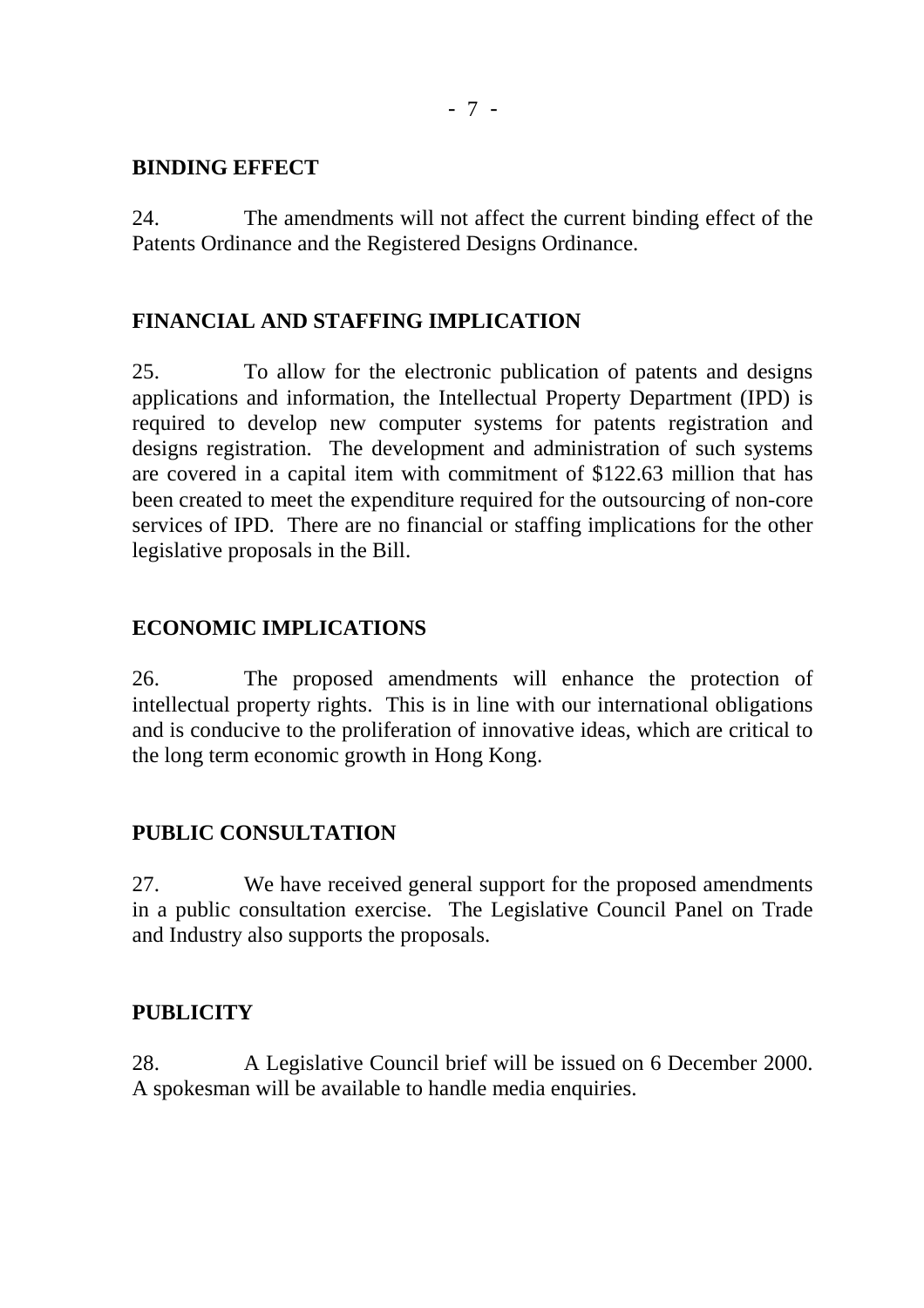**BINDING EFFECT**

24. The amendments will not affect the current binding effect of the Patents Ordinance and the Registered Designs Ordinance.

**FINANCIAL AND STAFFING IMPLICATION**

25. To allow for the electronic publication of patents and designs applications and information, the Intellectual Property Department (IPD) is required to develop new computer systems for patents registration and designs registration. The development and administration of such systems are covered in a capital item with commitment of $122.63 million that has been created to meet the expenditure required for the outsourcing of non-core services of IPD. There are no financial or staffing implications for the other legislative proposals in the Bill.

**ECONOMIC IMPLICATIONS**

26. The proposed amendments will enhance the protection of intellectual property rights. This is in line with our international obligations and is conducive to the proliferation of innovative ideas, which are critical to the long term economic growth in Hong Kong.

**PUBLIC CONSULTATION**

27. We have received general support for the proposed amendments in a public consultation exercise. The Legislative Council Panel on Trade and Industry also supports the proposals.

**PUBLICITY**

28. A Legislative Council brief will be issued on 6 December 2000. A spokesman will be available to handle media enquiries.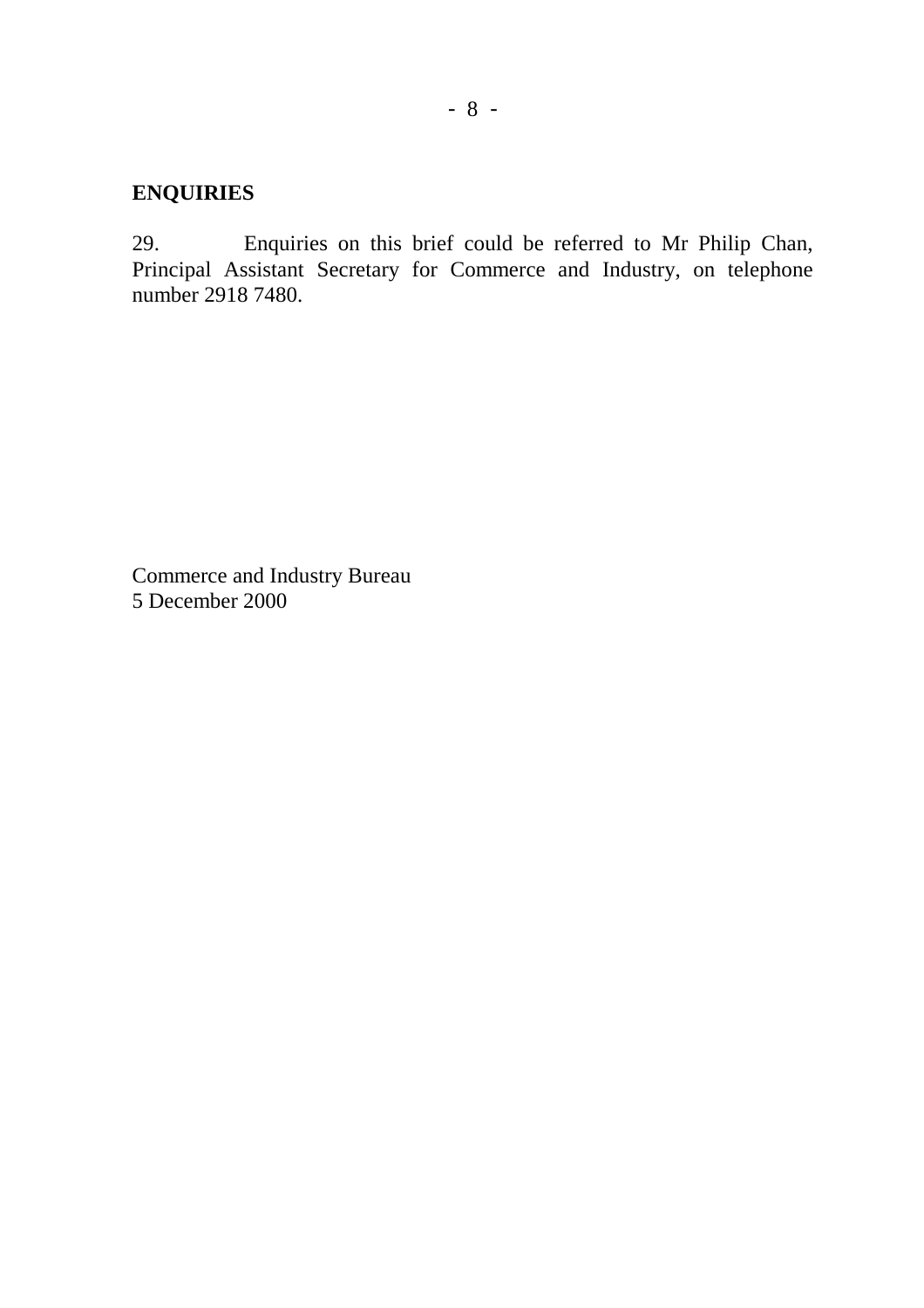## ENQUIRIES

29. Enquiries on this brief could be referred to Mr Philip Chan, Principal Assistant Secretary for Commerce and Industry, on telephone number 2918 7480.

Commerce and Industry Bureau
5 December 2000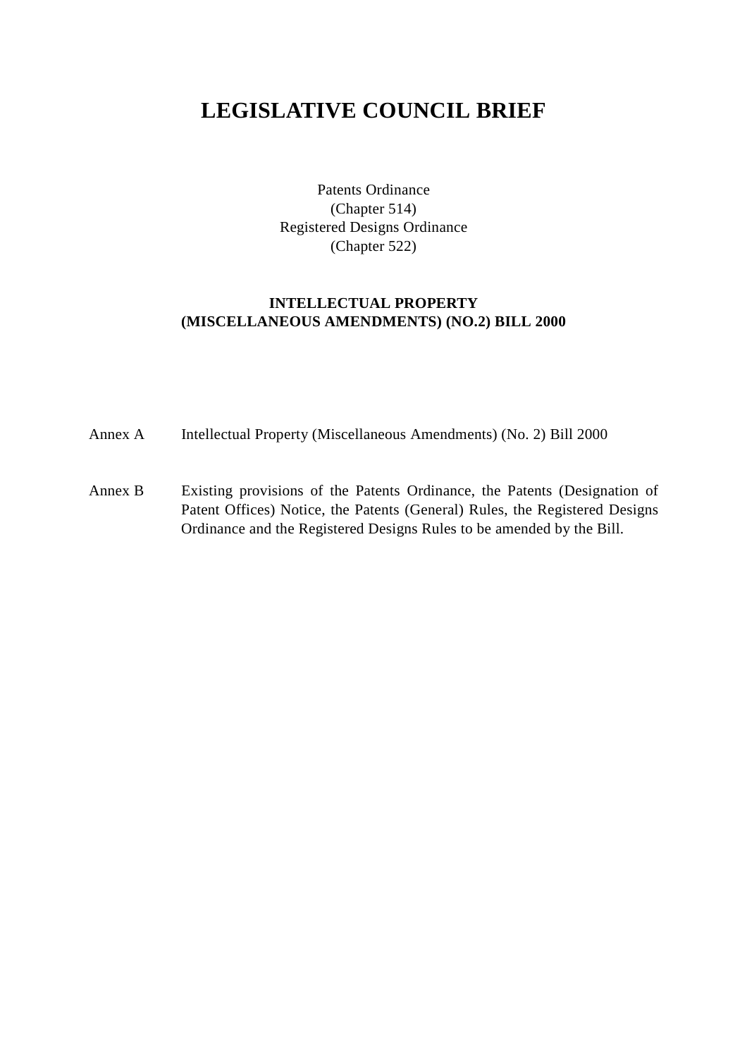# LEGISLATIVE COUNCIL BRIEF

Patents Ordinance
(Chapter 514)
Registered Designs Ordinance
(Chapter 522)

**INTELLECTUAL PROPERTY (MISCELLANEOUS AMENDMENTS) (NO.2) BILL 2000**

Annex A — Intellectual Property (Miscellaneous Amendments) (No. 2) Bill 2000

Annex B — Existing provisions of the Patents Ordinance, the Patents (Designation of Patent Offices) Notice, the Patents (General) Rules, the Registered Designs Ordinance and the Registered Designs Rules to be amended by the Bill.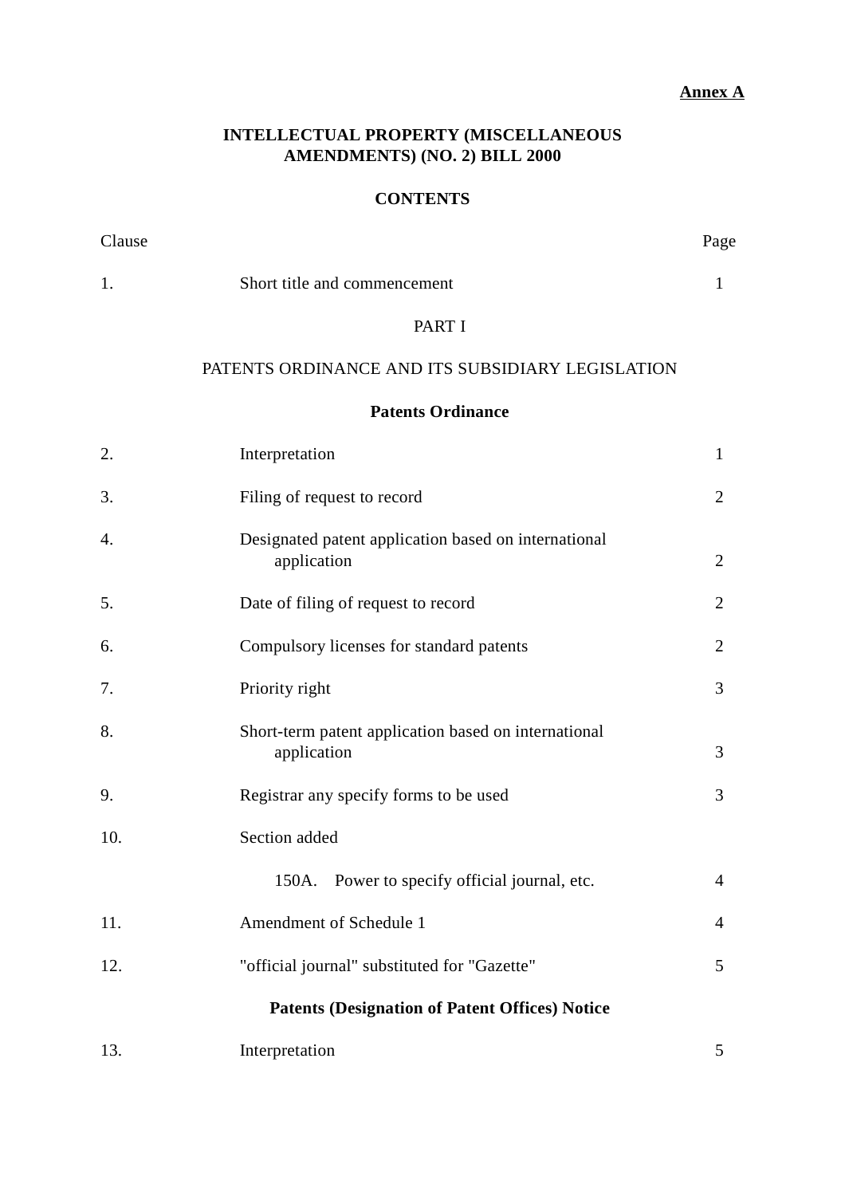**Annex A**

# INTELLECTUAL PROPERTY (MISCELLANEOUS AMENDMENTS) (NO. 2) BILL 2000

## CONTENTS

| Clause | | Page |
|---|---|---|
| 1. | Short title and commencement | 1 |

PART I

PATENTS ORDINANCE AND ITS SUBSIDIARY LEGISLATION

**Patents Ordinance**

| Clause | | Page |
|---|---|---|
| 2. | Interpretation | 1 |
| 3. | Filing of request to record | 2 |
| 4. | Designated patent application based on international application | 2 |
| 5. | Date of filing of request to record | 2 |
| 6. | Compulsory licenses for standard patents | 2 |
| 7. | Priority right | 3 |
| 8. | Short-term patent application based on international application | 3 |
| 9. | Registrar any specify forms to be used | 3 |
| 10. | Section added | |
| | 150A. Power to specify official journal, etc. | 4 |
| 11. | Amendment of Schedule 1 | 4 |
| 12. | "official journal" substituted for "Gazette" | 5 |

**Patents (Designation of Patent Offices) Notice**

| Clause | | Page |
|---|---|---|
| 13. | Interpretation | 5 |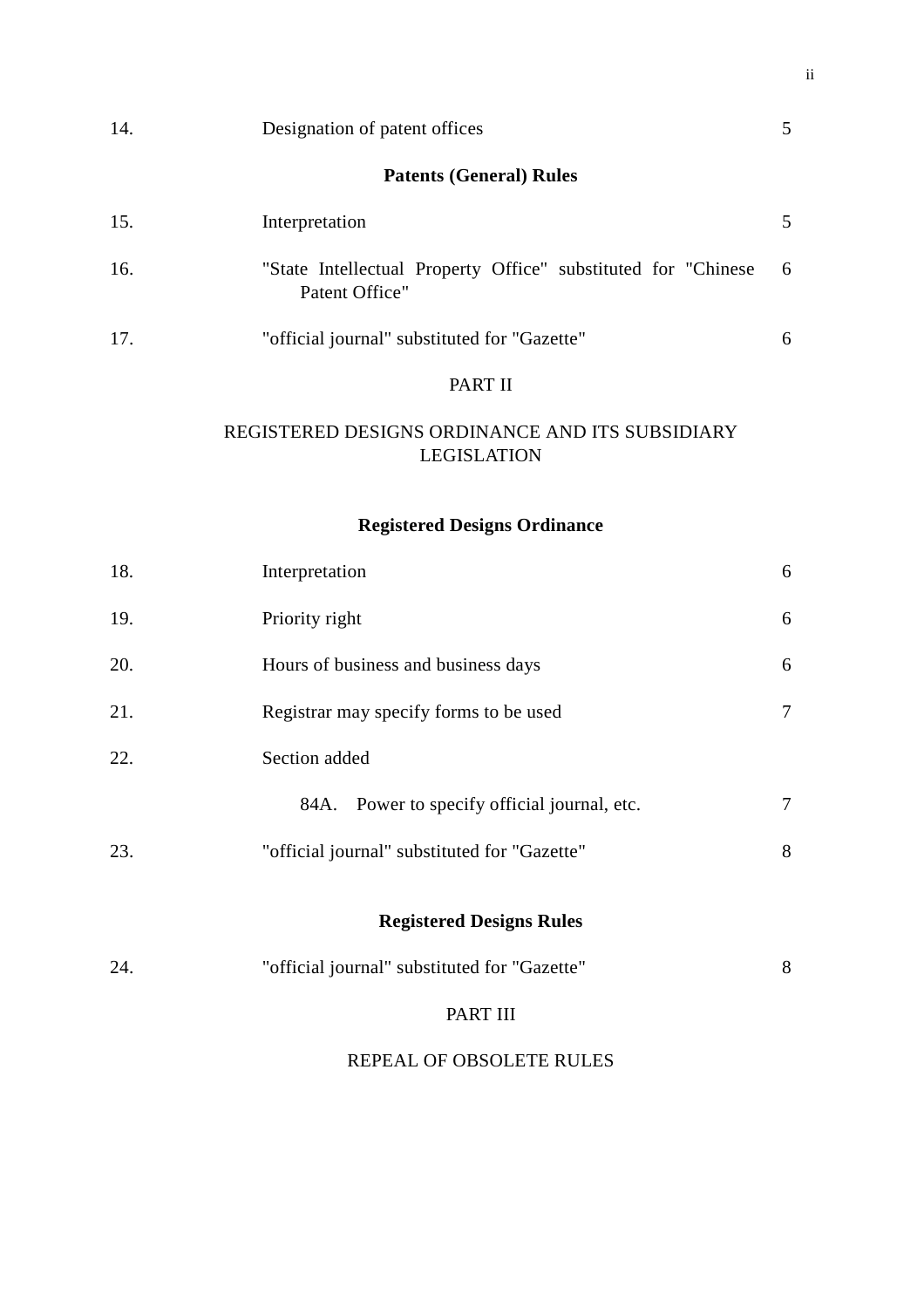| | | |
|---|---|---|
| 14. | Designation of patent offices | 5 |

**Patents (General) Rules**

| | | |
|---|---|---|
| 15. | Interpretation | 5 |
| 16. | "State Intellectual Property Office" substituted for "Chinese Patent Office" | 6 |
| 17. | "official journal" substituted for "Gazette" | 6 |

PART II

REGISTERED DESIGNS ORDINANCE AND ITS SUBSIDIARY LEGISLATION

**Registered Designs Ordinance**

| | | |
|---|---|---|
| 18. | Interpretation | 6 |
| 19. | Priority right | 6 |
| 20. | Hours of business and business days | 6 |
| 21. | Registrar may specify forms to be used | 7 |
| 22. | Section added | |
| | 84A. Power to specify official journal, etc. | 7 |
| 23. | "official journal" substituted for "Gazette" | 8 |

**Registered Designs Rules**

| | | |
|---|---|---|
| 24. | "official journal" substituted for "Gazette" | 8 |

PART III

REPEAL OF OBSOLETE RULES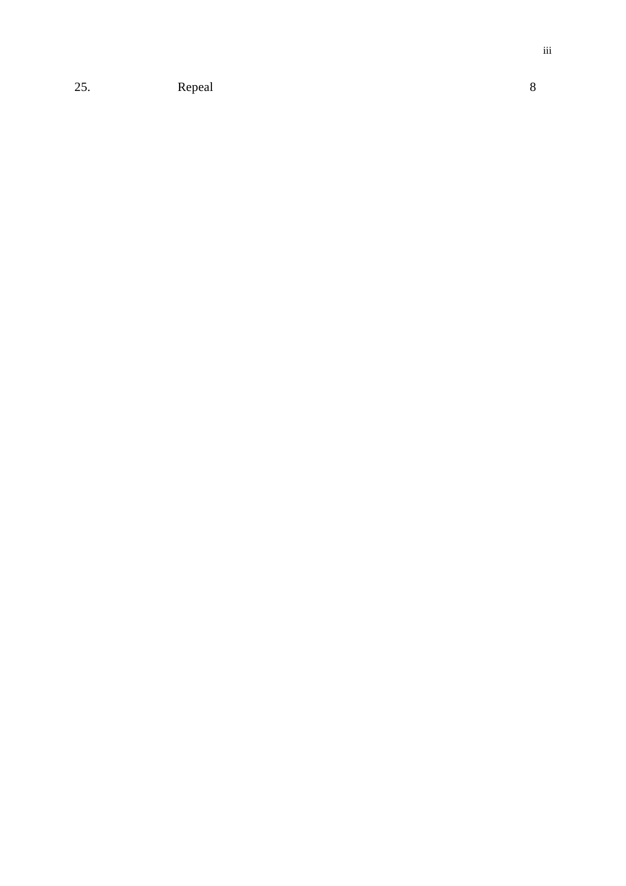| | | |
|---|---|---|
| 25. | Repeal | 8 |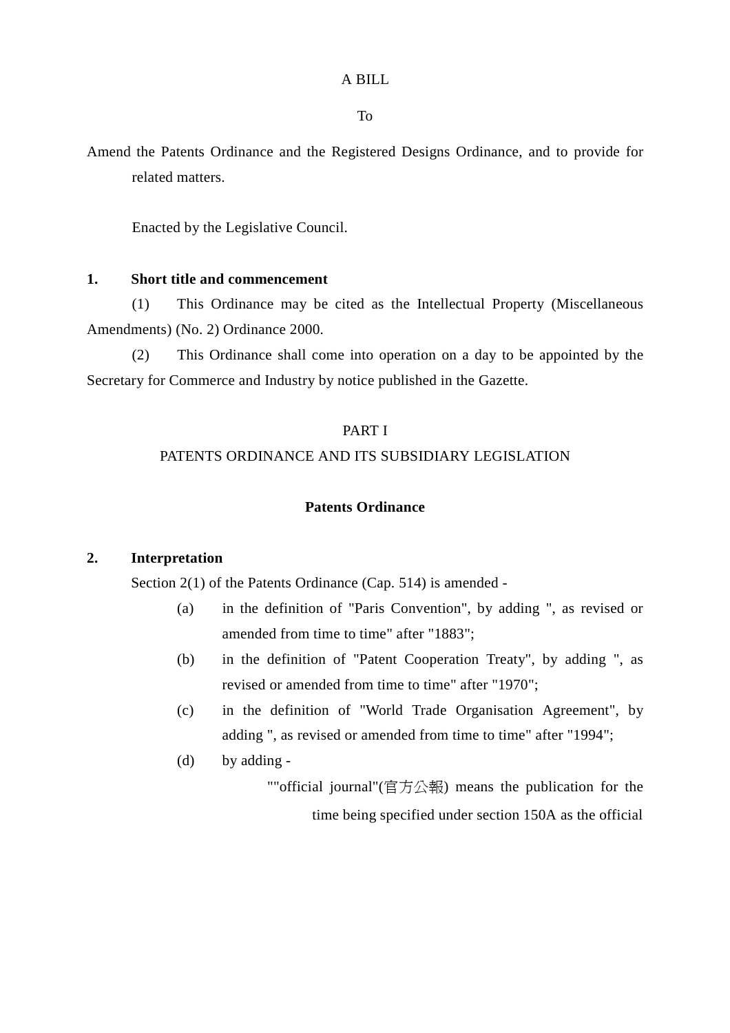A BILL

To

Amend the Patents Ordinance and the Registered Designs Ordinance, and to provide for related matters.

Enacted by the Legislative Council.

**1. Short title and commencement**

(1) This Ordinance may be cited as the Intellectual Property (Miscellaneous Amendments) (No. 2) Ordinance 2000.

(2) This Ordinance shall come into operation on a day to be appointed by the Secretary for Commerce and Industry by notice published in the Gazette.

PART I

PATENTS ORDINANCE AND ITS SUBSIDIARY LEGISLATION

**Patents Ordinance**

**2. Interpretation**

Section 2(1) of the Patents Ordinance (Cap. 514) is amended -

(a) in the definition of "Paris Convention", by adding ", as revised or amended from time to time" after "1883";

(b) in the definition of "Patent Cooperation Treaty", by adding ", as revised or amended from time to time" after "1970";

(c) in the definition of "World Trade Organisation Agreement", by adding ", as revised or amended from time to time" after "1994";

(d) by adding -

""official journal"(官方公報) means the publication for the time being specified under section 150A as the official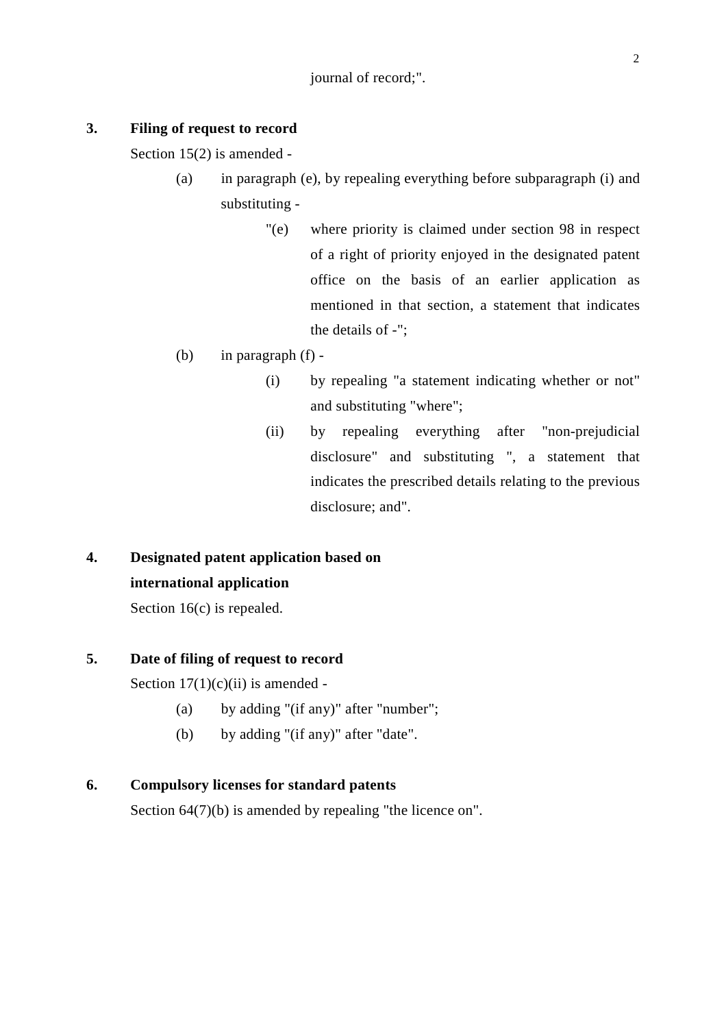journal of record;".

**3. Filing of request to record**

Section 15(2) is amended -

(a) in paragraph (e), by repealing everything before subparagraph (i) and substituting -

"(e) where priority is claimed under section 98 in respect of a right of priority enjoyed in the designated patent office on the basis of an earlier application as mentioned in that section, a statement that indicates the details of -";

(b) in paragraph (f) -

(i) by repealing "a statement indicating whether or not" and substituting "where";

(ii) by repealing everything after "non-prejudicial disclosure" and substituting ", a statement that indicates the prescribed details relating to the previous disclosure; and".

**4. Designated patent application based on international application**

Section 16(c) is repealed.

**5. Date of filing of request to record**

Section 17(1)(c)(ii) is amended -

(a) by adding "(if any)" after "number";

(b) by adding "(if any)" after "date".

**6. Compulsory licenses for standard patents**

Section 64(7)(b) is amended by repealing "the licence on".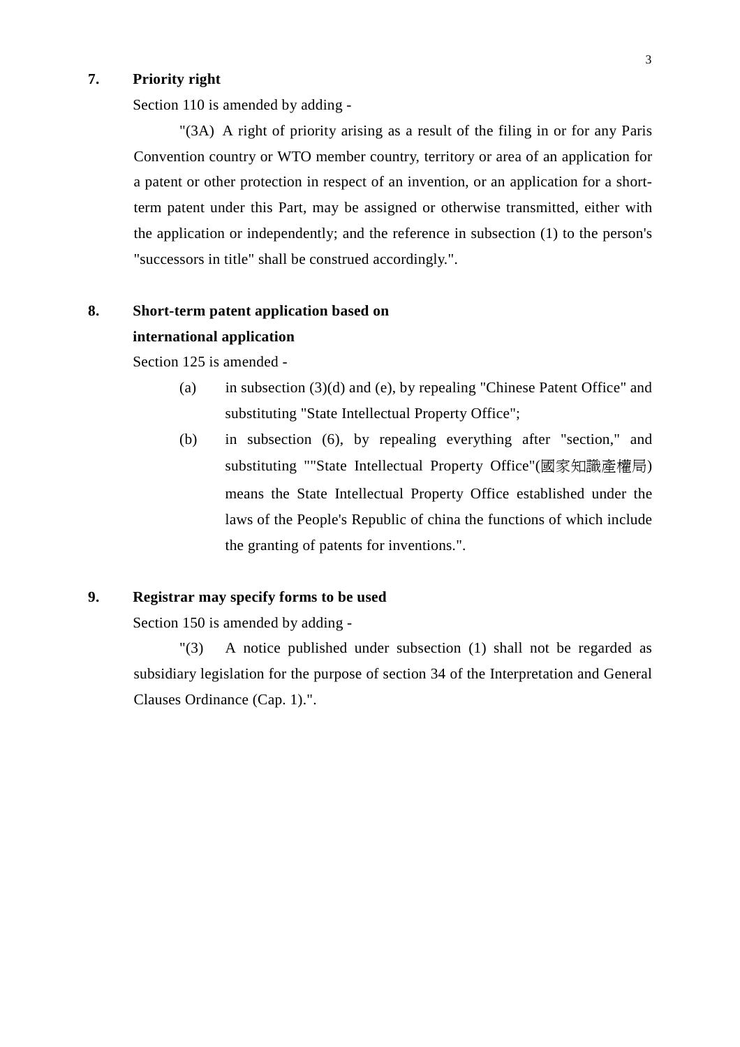**7. Priority right**

Section 110 is amended by adding -

"(3A) A right of priority arising as a result of the filing in or for any Paris Convention country or WTO member country, territory or area of an application for a patent or other protection in respect of an invention, or an application for a short-term patent under this Part, may be assigned or otherwise transmitted, either with the application or independently; and the reference in subsection (1) to the person's "successors in title" shall be construed accordingly.".

**8. Short-term patent application based on international application**

Section 125 is amended -

(a) in subsection (3)(d) and (e), by repealing "Chinese Patent Office" and substituting "State Intellectual Property Office";

(b) in subsection (6), by repealing everything after "section," and substituting ""State Intellectual Property Office"(國家知識產權局) means the State Intellectual Property Office established under the laws of the People's Republic of china the functions of which include the granting of patents for inventions.".

**9. Registrar may specify forms to be used**

Section 150 is amended by adding -

"(3) A notice published under subsection (1) shall not be regarded as subsidiary legislation for the purpose of section 34 of the Interpretation and General Clauses Ordinance (Cap. 1).".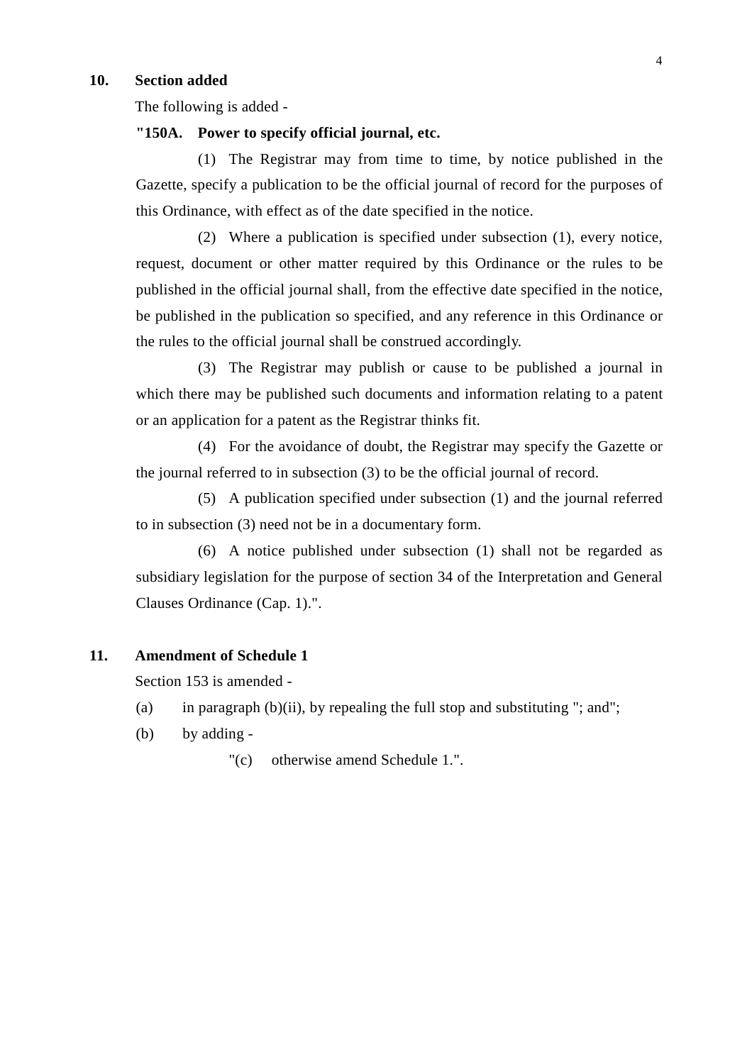**10. Section added**

The following is added -

**"150A. Power to specify official journal, etc.**

(1) The Registrar may from time to time, by notice published in the Gazette, specify a publication to be the official journal of record for the purposes of this Ordinance, with effect as of the date specified in the notice.

(2) Where a publication is specified under subsection (1), every notice, request, document or other matter required by this Ordinance or the rules to be published in the official journal shall, from the effective date specified in the notice, be published in the publication so specified, and any reference in this Ordinance or the rules to the official journal shall be construed accordingly.

(3) The Registrar may publish or cause to be published a journal in which there may be published such documents and information relating to a patent or an application for a patent as the Registrar thinks fit.

(4) For the avoidance of doubt, the Registrar may specify the Gazette or the journal referred to in subsection (3) to be the official journal of record.

(5) A publication specified under subsection (1) and the journal referred to in subsection (3) need not be in a documentary form.

(6) A notice published under subsection (1) shall not be regarded as subsidiary legislation for the purpose of section 34 of the Interpretation and General Clauses Ordinance (Cap. 1).".

**11. Amendment of Schedule 1**

Section 153 is amended -

(a) in paragraph (b)(ii), by repealing the full stop and substituting "; and";

(b) by adding -

"(c) otherwise amend Schedule 1.".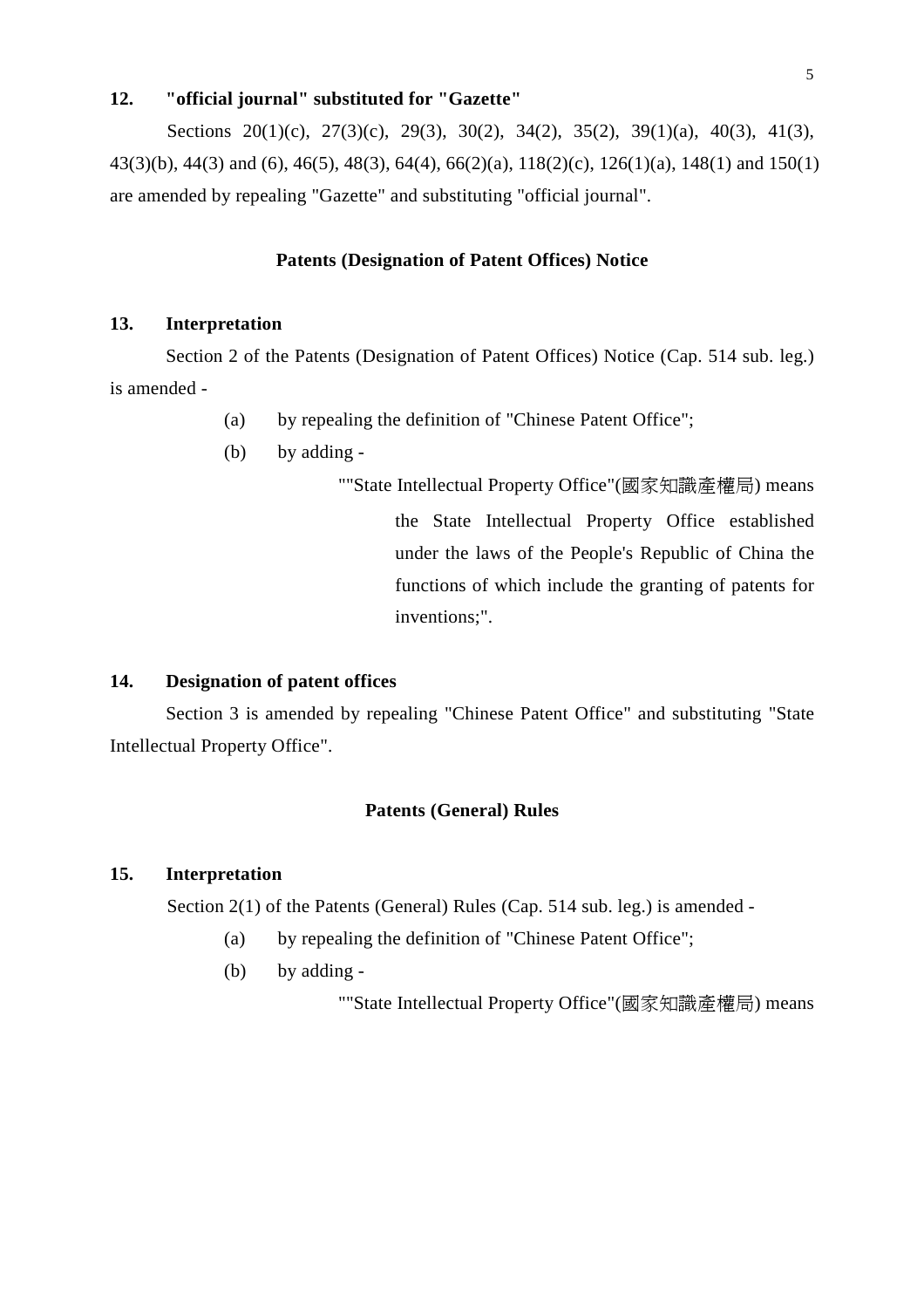**12. "official journal" substituted for "Gazette"**

Sections 20(1)(c), 27(3)(c), 29(3), 30(2), 34(2), 35(2), 39(1)(a), 40(3), 41(3), 43(3)(b), 44(3) and (6), 46(5), 48(3), 64(4), 66(2)(a), 118(2)(c), 126(1)(a), 148(1) and 150(1) are amended by repealing "Gazette" and substituting "official journal".

**Patents (Designation of Patent Offices) Notice**

**13. Interpretation**

Section 2 of the Patents (Designation of Patent Offices) Notice (Cap. 514 sub. leg.) is amended -

(a) by repealing the definition of "Chinese Patent Office";

(b) by adding -

""State Intellectual Property Office"(國家知識產權局) means the State Intellectual Property Office established under the laws of the People's Republic of China the functions of which include the granting of patents for inventions;".

**14. Designation of patent offices**

Section 3 is amended by repealing "Chinese Patent Office" and substituting "State Intellectual Property Office".

**Patents (General) Rules**

**15. Interpretation**

Section 2(1) of the Patents (General) Rules (Cap. 514 sub. leg.) is amended -

(a) by repealing the definition of "Chinese Patent Office";

(b) by adding -

""State Intellectual Property Office"(國家知識產權局) means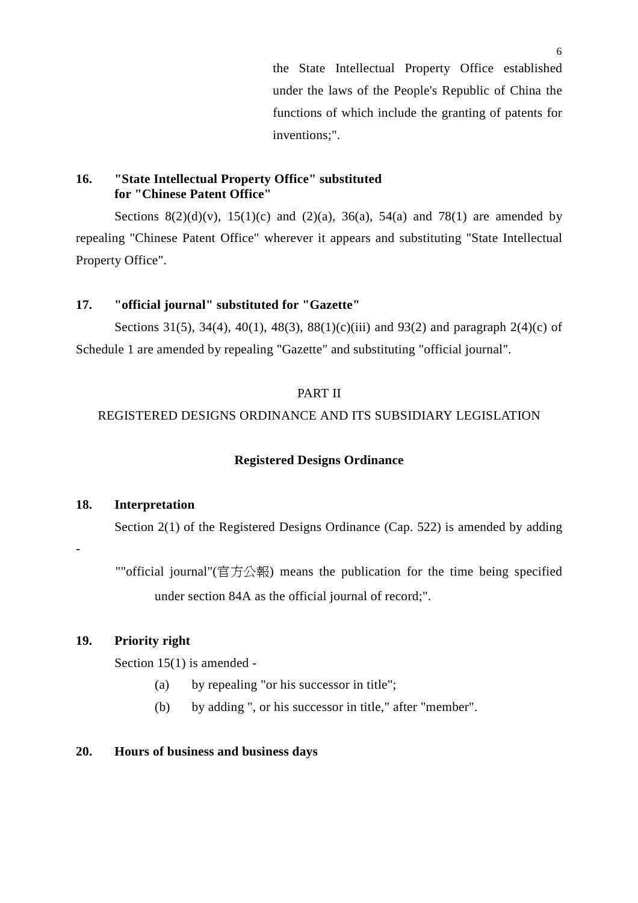the State Intellectual Property Office established under the laws of the People's Republic of China the functions of which include the granting of patents for inventions;".

**16. "State Intellectual Property Office" substituted for "Chinese Patent Office"**

Sections 8(2)(d)(v), 15(1)(c) and (2)(a), 36(a), 54(a) and 78(1) are amended by repealing "Chinese Patent Office" wherever it appears and substituting "State Intellectual Property Office".

**17. "official journal" substituted for "Gazette"**

Sections 31(5), 34(4), 40(1), 48(3), 88(1)(c)(iii) and 93(2) and paragraph 2(4)(c) of Schedule 1 are amended by repealing "Gazette" and substituting "official journal".

PART II

REGISTERED DESIGNS ORDINANCE AND ITS SUBSIDIARY LEGISLATION

**Registered Designs Ordinance**

**18. Interpretation**

Section 2(1) of the Registered Designs Ordinance (Cap. 522) is amended by adding -

""official journal"(官方公報) means the publication for the time being specified under section 84A as the official journal of record;".

**19. Priority right**

Section 15(1) is amended -

(a) by repealing "or his successor in title";

(b) by adding ", or his successor in title," after "member".

**20. Hours of business and business days**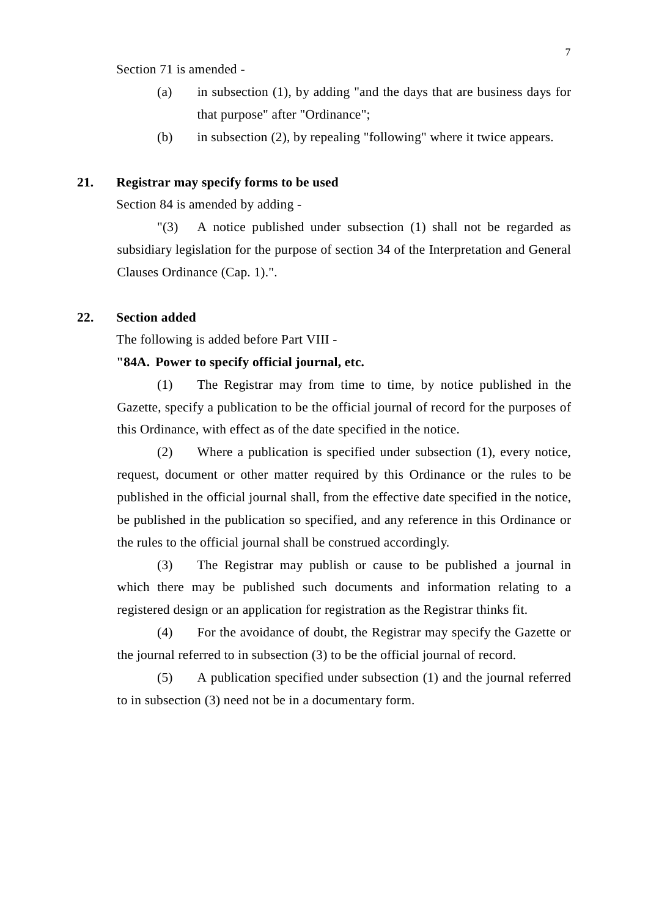Section 71 is amended -

(a) in subsection (1), by adding "and the days that are business days for that purpose" after "Ordinance";

(b) in subsection (2), by repealing "following" where it twice appears.

**21. Registrar may specify forms to be used**

Section 84 is amended by adding -

"(3) A notice published under subsection (1) shall not be regarded as subsidiary legislation for the purpose of section 34 of the Interpretation and General Clauses Ordinance (Cap. 1).".

**22. Section added**

The following is added before Part VIII -

**"84A. Power to specify official journal, etc.**

(1) The Registrar may from time to time, by notice published in the Gazette, specify a publication to be the official journal of record for the purposes of this Ordinance, with effect as of the date specified in the notice.

(2) Where a publication is specified under subsection (1), every notice, request, document or other matter required by this Ordinance or the rules to be published in the official journal shall, from the effective date specified in the notice, be published in the publication so specified, and any reference in this Ordinance or the rules to the official journal shall be construed accordingly.

(3) The Registrar may publish or cause to be published a journal in which there may be published such documents and information relating to a registered design or an application for registration as the Registrar thinks fit.

(4) For the avoidance of doubt, the Registrar may specify the Gazette or the journal referred to in subsection (3) to be the official journal of record.

(5) A publication specified under subsection (1) and the journal referred to in subsection (3) need not be in a documentary form.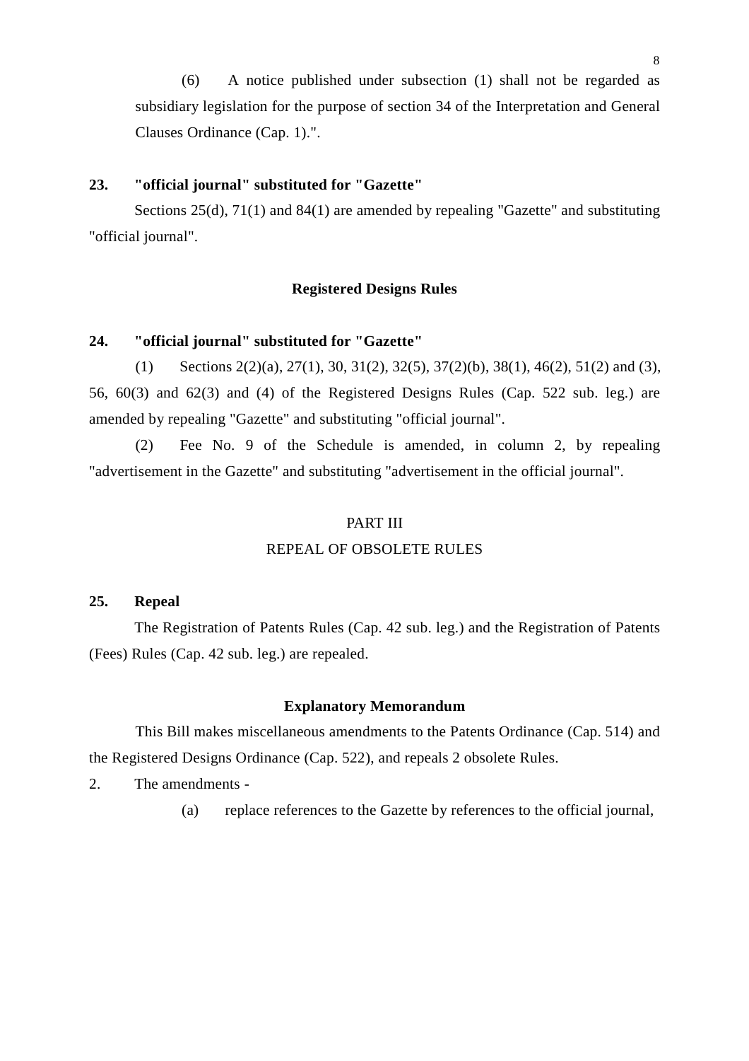(6) A notice published under subsection (1) shall not be regarded as subsidiary legislation for the purpose of section 34 of the Interpretation and General Clauses Ordinance (Cap. 1).".

**23. "official journal" substituted for "Gazette"**

Sections 25(d), 71(1) and 84(1) are amended by repealing "Gazette" and substituting "official journal".

**Registered Designs Rules**

**24. "official journal" substituted for "Gazette"**

(1) Sections 2(2)(a), 27(1), 30, 31(2), 32(5), 37(2)(b), 38(1), 46(2), 51(2) and (3), 56, 60(3) and 62(3) and (4) of the Registered Designs Rules (Cap. 522 sub. leg.) are amended by repealing "Gazette" and substituting "official journal".

(2) Fee No. 9 of the Schedule is amended, in column 2, by repealing "advertisement in the Gazette" and substituting "advertisement in the official journal".

PART III

REPEAL OF OBSOLETE RULES

**25. Repeal**

The Registration of Patents Rules (Cap. 42 sub. leg.) and the Registration of Patents (Fees) Rules (Cap. 42 sub. leg.) are repealed.

**Explanatory Memorandum**

This Bill makes miscellaneous amendments to the Patents Ordinance (Cap. 514) and the Registered Designs Ordinance (Cap. 522), and repeals 2 obsolete Rules.

2. The amendments -

(a) replace references to the Gazette by references to the official journal,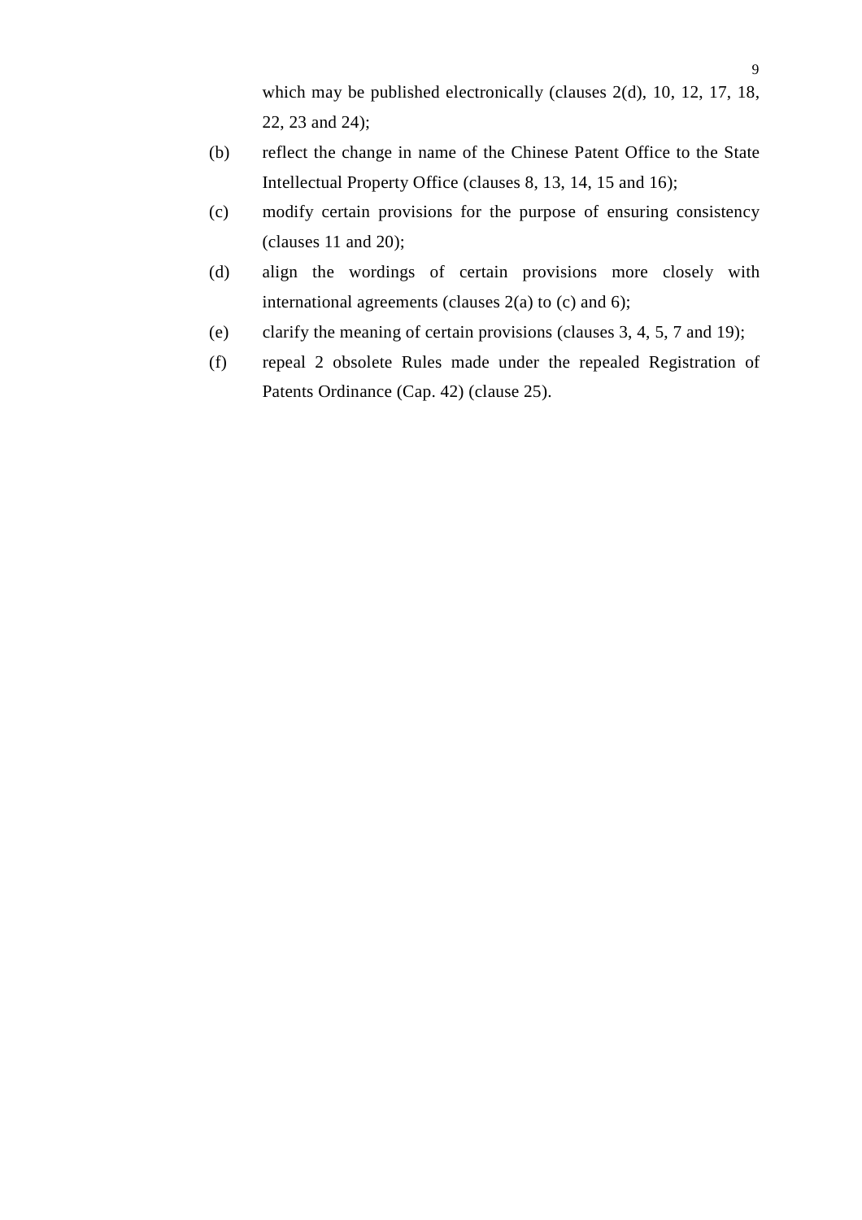which may be published electronically (clauses 2(d), 10, 12, 17, 18, 22, 23 and 24);

(b) reflect the change in name of the Chinese Patent Office to the State Intellectual Property Office (clauses 8, 13, 14, 15 and 16);

(c) modify certain provisions for the purpose of ensuring consistency (clauses 11 and 20);

(d) align the wordings of certain provisions more closely with international agreements (clauses 2(a) to (c) and 6);

(e) clarify the meaning of certain provisions (clauses 3, 4, 5, 7 and 19);

(f) repeal 2 obsolete Rules made under the repealed Registration of Patents Ordinance (Cap. 42) (clause 25).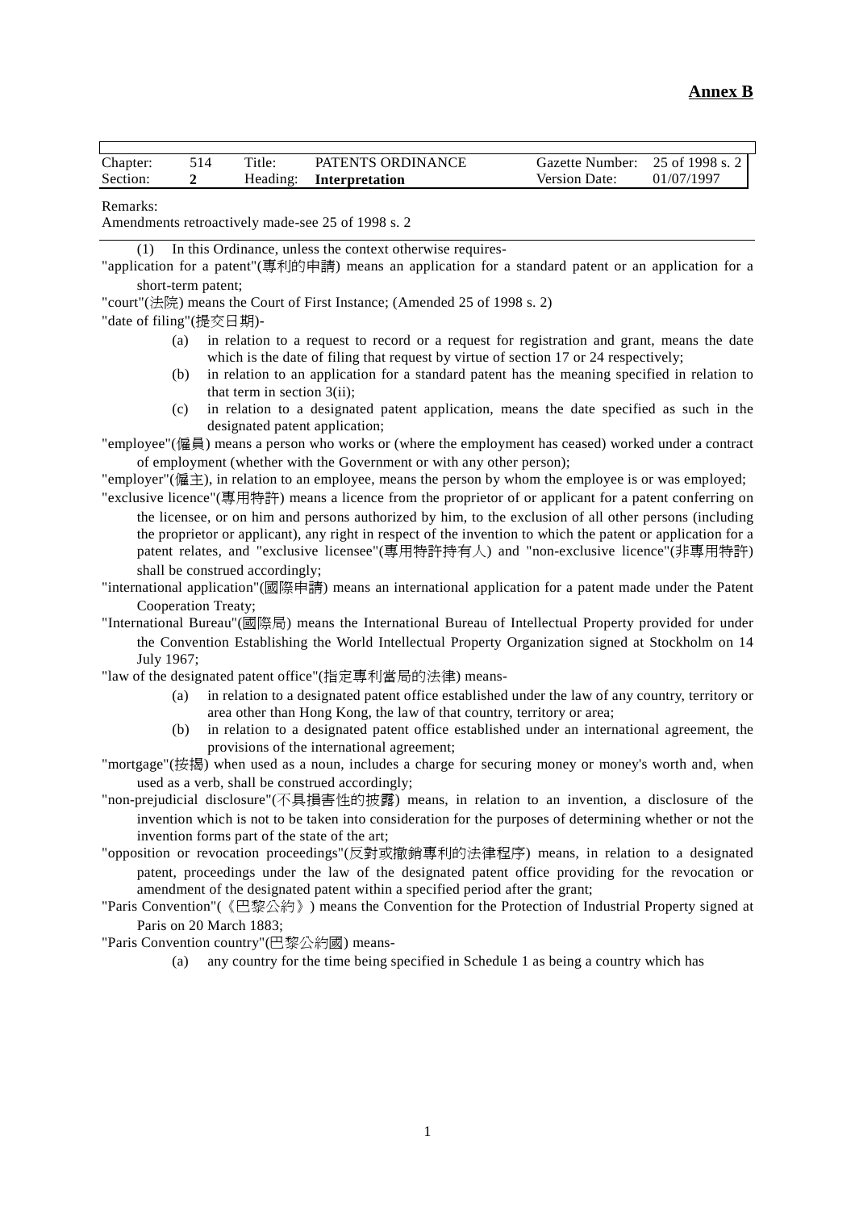**Annex B**

| Chapter: | 514 | Title: | PATENTS ORDINANCE | Gazette Number: | 25 of 1998 s. 2 |
|---|---|---|---|---|---|
| Section: | **2** | Heading: | **Interpretation** | Version Date: | 01/07/1997 |

Remarks:
Amendments retroactively made-see 25 of 1998 s. 2

(1) In this Ordinance, unless the context otherwise requires-

"application for a patent"(專利的申請) means an application for a standard patent or an application for a short-term patent;

"court"(法院) means the Court of First Instance; (Amended 25 of 1998 s. 2)

"date of filing"(提交日期)-

- (a) in relation to a request to record or a request for registration and grant, means the date which is the date of filing that request by virtue of section 17 or 24 respectively;
- (b) in relation to an application for a standard patent has the meaning specified in relation to that term in section 3(ii);
- (c) in relation to a designated patent application, means the date specified as such in the designated patent application;

"employee"(僱員) means a person who works or (where the employment has ceased) worked under a contract of employment (whether with the Government or with any other person);

"employer"(僱主), in relation to an employee, means the person by whom the employee is or was employed;

"exclusive licence"(專用特許) means a licence from the proprietor of or applicant for a patent conferring on the licensee, or on him and persons authorized by him, to the exclusion of all other persons (including the proprietor or applicant), any right in respect of the invention to which the patent or application for a patent relates, and "exclusive licensee"(專用特許持有人) and "non-exclusive licence"(非專用特許) shall be construed accordingly;

"international application"(國際申請) means an international application for a patent made under the Patent Cooperation Treaty;

"International Bureau"(國際局) means the International Bureau of Intellectual Property provided for under the Convention Establishing the World Intellectual Property Organization signed at Stockholm on 14 July 1967;

"law of the designated patent office"(指定專利當局的法律) means-

- (a) in relation to a designated patent office established under the law of any country, territory or area other than Hong Kong, the law of that country, territory or area;
- (b) in relation to a designated patent office established under an international agreement, the provisions of the international agreement;

"mortgage"(按揭) when used as a noun, includes a charge for securing money or money's worth and, when used as a verb, shall be construed accordingly;

"non-prejudicial disclosure"(不具損害性的披露) means, in relation to an invention, a disclosure of the invention which is not to be taken into consideration for the purposes of determining whether or not the invention forms part of the state of the art;

"opposition or revocation proceedings"(反對或撤銷專利的法律程序) means, in relation to a designated patent, proceedings under the law of the designated patent office providing for the revocation or amendment of the designated patent within a specified period after the grant;

"Paris Convention"(《巴黎公約》) means the Convention for the Protection of Industrial Property signed at Paris on 20 March 1883;

"Paris Convention country"(巴黎公約國) means-

- (a) any country for the time being specified in Schedule 1 as being a country which has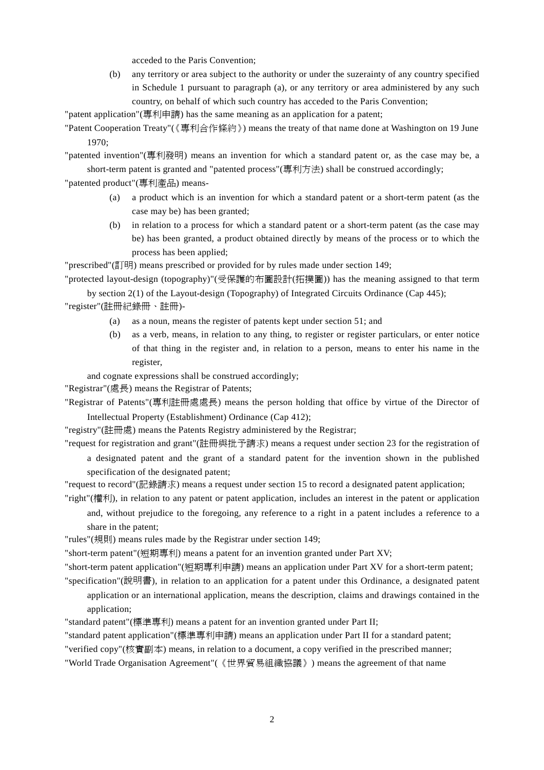acceded to the Paris Convention;

(b) any territory or area subject to the authority or under the suzerainty of any country specified in Schedule 1 pursuant to paragraph (a), or any territory or area administered by any such country, on behalf of which such country has acceded to the Paris Convention;

"patent application"(專利申請) has the same meaning as an application for a patent;

"Patent Cooperation Treaty"(《專利合作條約》) means the treaty of that name done at Washington on 19 June 1970;

"patented invention"(專利發明) means an invention for which a standard patent or, as the case may be, a short-term patent is granted and "patented process"(專利方法) shall be construed accordingly;

"patented product"(專利產品) means-

(a) a product which is an invention for which a standard patent or a short-term patent (as the case may be) has been granted;

(b) in relation to a process for which a standard patent or a short-term patent (as the case may be) has been granted, a product obtained directly by means of the process or to which the process has been applied;

"prescribed"(訂明) means prescribed or provided for by rules made under section 149;

"protected layout-design (topography)"(受保護的布圖設計(拓撲圖)) has the meaning assigned to that term by section 2(1) of the Layout-design (Topography) of Integrated Circuits Ordinance (Cap 445);

"register"(註冊紀錄冊、註冊)-

(a) as a noun, means the register of patents kept under section 51; and

(b) as a verb, means, in relation to any thing, to register or register particulars, or enter notice of that thing in the register and, in relation to a person, means to enter his name in the register,

and cognate expressions shall be construed accordingly;

"Registrar"(處長) means the Registrar of Patents;

"Registrar of Patents"(專利註冊處處長) means the person holding that office by virtue of the Director of Intellectual Property (Establishment) Ordinance (Cap 412);

"registry"(註冊處) means the Patents Registry administered by the Registrar;

"request for registration and grant"(註冊與批予請求) means a request under section 23 for the registration of a designated patent and the grant of a standard patent for the invention shown in the published specification of the designated patent;

"request to record"(記錄請求) means a request under section 15 to record a designated patent application;

"right"(權利), in relation to any patent or patent application, includes an interest in the patent or application and, without prejudice to the foregoing, any reference to a right in a patent includes a reference to a share in the patent;

"rules"(規則) means rules made by the Registrar under section 149;

"short-term patent"(短期專利) means a patent for an invention granted under Part XV;

"short-term patent application"(短期專利申請) means an application under Part XV for a short-term patent;

"specification"(說明書), in relation to an application for a patent under this Ordinance, a designated patent application or an international application, means the description, claims and drawings contained in the application;

"standard patent"(標準專利) means a patent for an invention granted under Part II;

"standard patent application"(標準專利申請) means an application under Part II for a standard patent;

"verified copy"(核實副本) means, in relation to a document, a copy verified in the prescribed manner;

"World Trade Organisation Agreement"(《世界貿易組織協議》) means the agreement of that name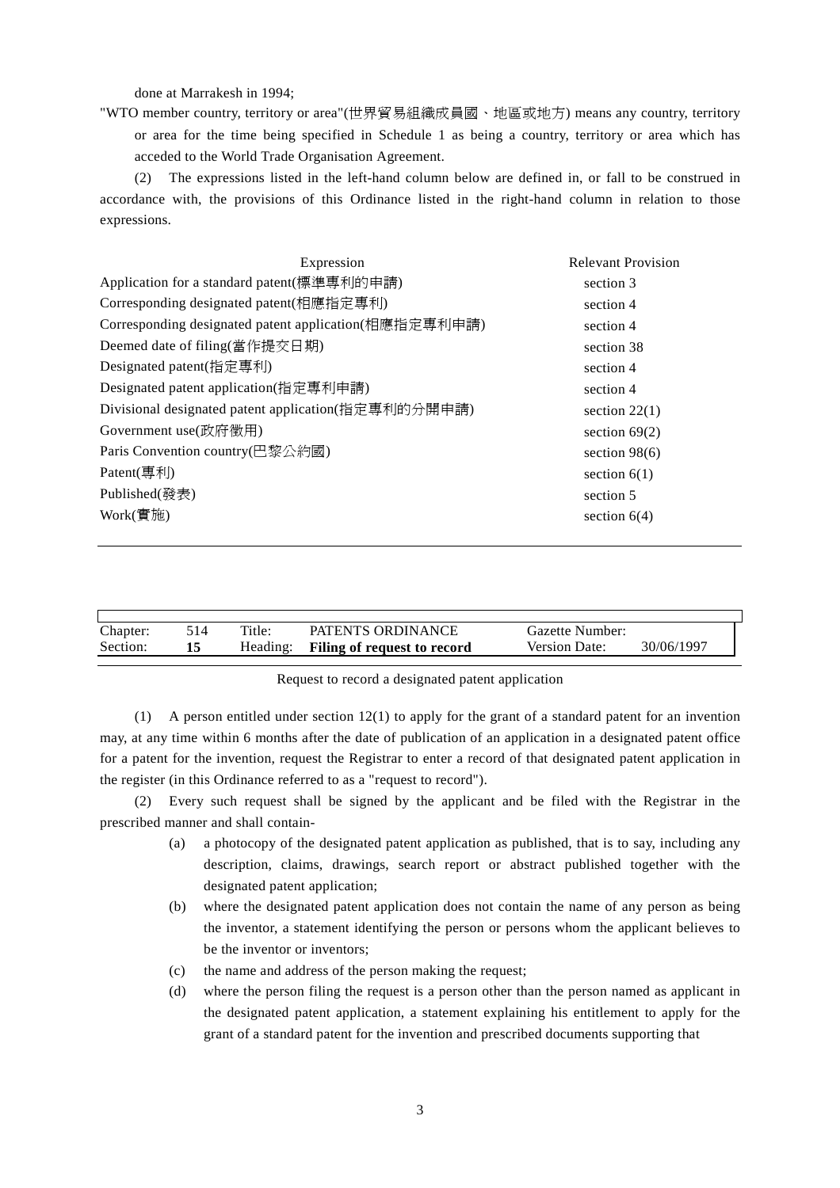done at Marrakesh in 1994;

"WTO member country, territory or area"(世界貿易組織成員國、地區或地方) means any country, territory or area for the time being specified in Schedule 1 as being a country, territory or area which has acceded to the World Trade Organisation Agreement.

(2) The expressions listed in the left-hand column below are defined in, or fall to be construed in accordance with, the provisions of this Ordinance listed in the right-hand column in relation to those expressions.

| Expression | Relevant Provision |
|---|---|
| Application for a standard patent(標準專利的申請) | section 3 |
| Corresponding designated patent(相應指定專利) | section 4 |
| Corresponding designated patent application(相應指定專利申請) | section 4 |
| Deemed date of filing(當作提交日期) | section 38 |
| Designated patent(指定專利) | section 4 |
| Designated patent application(指定專利申請) | section 4 |
| Divisional designated patent application(指定專利的分開申請) | section 22(1) |
| Government use(政府徵用) | section 69(2) |
| Paris Convention country(巴黎公約國) | section 98(6) |
| Patent(專利) | section 6(1) |
| Published(發表) | section 5 |
| Work(實施) | section 6(4) |

| Chapter: | 514 | Title: | PATENTS ORDINANCE | Gazette Number: | |
|---|---|---|---|---|---|
| Section: | **15** | Heading: | **Filing of request to record** | Version Date: | 30/06/1997 |

Request to record a designated patent application

(1) A person entitled under section 12(1) to apply for the grant of a standard patent for an invention may, at any time within 6 months after the date of publication of an application in a designated patent office for a patent for the invention, request the Registrar to enter a record of that designated patent application in the register (in this Ordinance referred to as a "request to record").

(2) Every such request shall be signed by the applicant and be filed with the Registrar in the prescribed manner and shall contain-

(a) a photocopy of the designated patent application as published, that is to say, including any description, claims, drawings, search report or abstract published together with the designated patent application;

(b) where the designated patent application does not contain the name of any person as being the inventor, a statement identifying the person or persons whom the applicant believes to be the inventor or inventors;

(c) the name and address of the person making the request;

(d) where the person filing the request is a person other than the person named as applicant in the designated patent application, a statement explaining his entitlement to apply for the grant of a standard patent for the invention and prescribed documents supporting that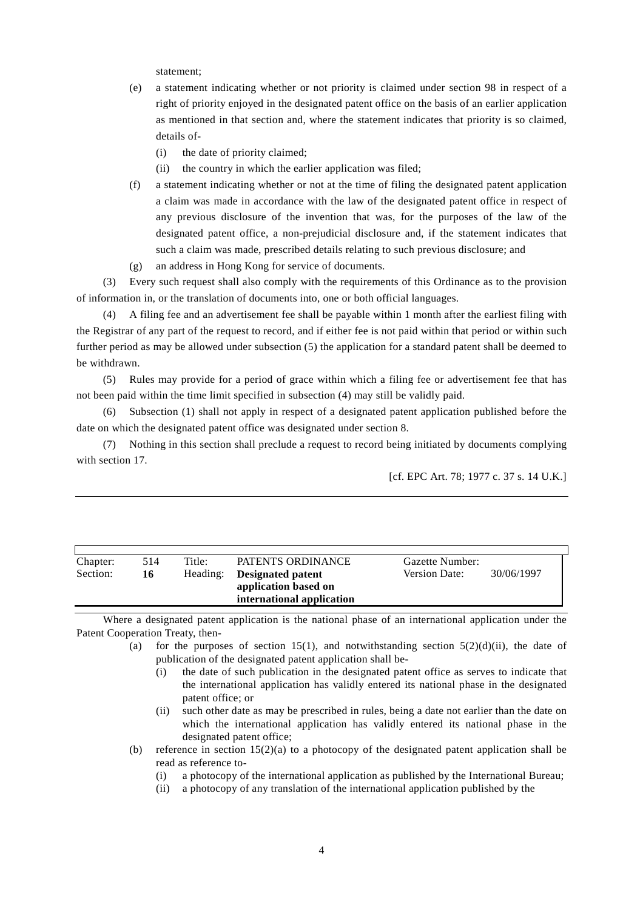statement;

(e) a statement indicating whether or not priority is claimed under section 98 in respect of a right of priority enjoyed in the designated patent office on the basis of an earlier application as mentioned in that section and, where the statement indicates that priority is so claimed, details of-

 (i) the date of priority claimed;

 (ii) the country in which the earlier application was filed;

(f) a statement indicating whether or not at the time of filing the designated patent application a claim was made in accordance with the law of the designated patent office in respect of any previous disclosure of the invention that was, for the purposes of the law of the designated patent office, a non-prejudicial disclosure and, if the statement indicates that such a claim was made, prescribed details relating to such previous disclosure; and

(g) an address in Hong Kong for service of documents.

(3) Every such request shall also comply with the requirements of this Ordinance as to the provision of information in, or the translation of documents into, one or both official languages.

(4) A filing fee and an advertisement fee shall be payable within 1 month after the earliest filing with the Registrar of any part of the request to record, and if either fee is not paid within that period or within such further period as may be allowed under subsection (5) the application for a standard patent shall be deemed to be withdrawn.

(5) Rules may provide for a period of grace within which a filing fee or advertisement fee that has not been paid within the time limit specified in subsection (4) may still be validly paid.

(6) Subsection (1) shall not apply in respect of a designated patent application published before the date on which the designated patent office was designated under section 8.

(7) Nothing in this section shall preclude a request to record being initiated by documents complying with section 17.

[cf. EPC Art. 78; 1977 c. 37 s. 14 U.K.]

---

| Chapter: | 514 | Title: | PATENTS ORDINANCE | Gazette Number: | |
|---|---|---|---|---|---|
| Section: | **16** | Heading: | **Designated patent application based on international application** | Version Date: | 30/06/1997 |

Where a designated patent application is the national phase of an international application under the Patent Cooperation Treaty, then-

(a) for the purposes of section 15(1), and notwithstanding section 5(2)(d)(ii), the date of publication of the designated patent application shall be-

 (i) the date of such publication in the designated patent office as serves to indicate that the international application has validly entered its national phase in the designated patent office; or

 (ii) such other date as may be prescribed in rules, being a date not earlier than the date on which the international application has validly entered its national phase in the designated patent office;

(b) reference in section 15(2)(a) to a photocopy of the designated patent application shall be read as reference to-

 (i) a photocopy of the international application as published by the International Bureau;

 (ii) a photocopy of any translation of the international application published by the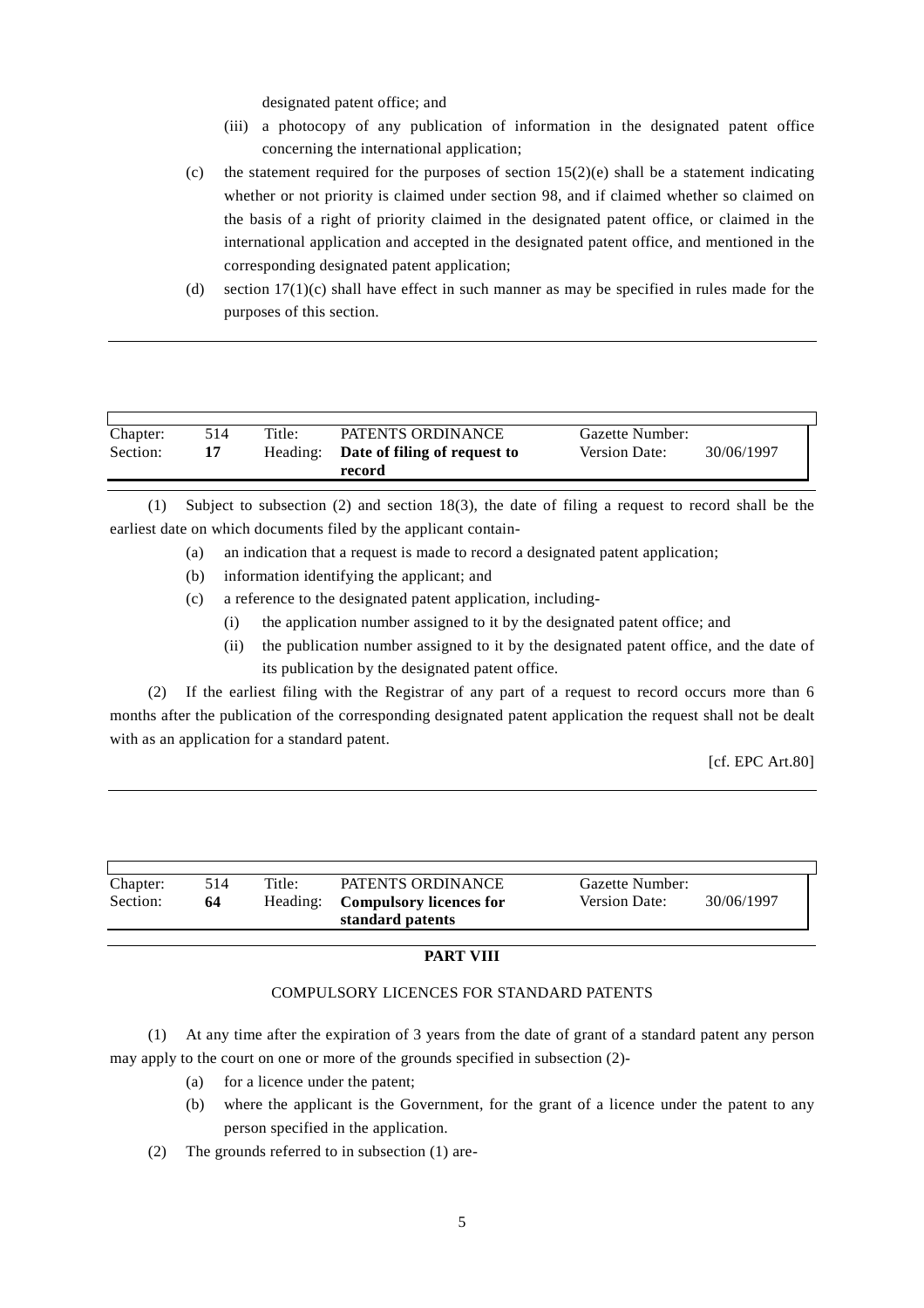designated patent office; and

(iii) a photocopy of any publication of information in the designated patent office concerning the international application;

(c) the statement required for the purposes of section 15(2)(e) shall be a statement indicating whether or not priority is claimed under section 98, and if claimed whether so claimed on the basis of a right of priority claimed in the designated patent office, or claimed in the international application and accepted in the designated patent office, and mentioned in the corresponding designated patent application;

(d) section 17(1)(c) shall have effect in such manner as may be specified in rules made for the purposes of this section.

---

| Chapter: | 514 | Title: | PATENTS ORDINANCE | Gazette Number: | |
|---|---|---|---|---|---|
| Section: | **17** | Heading: | **Date of filing of request to record** | Version Date: | 30/06/1997 |

(1) Subject to subsection (2) and section 18(3), the date of filing a request to record shall be the earliest date on which documents filed by the applicant contain-

(a) an indication that a request is made to record a designated patent application;

(b) information identifying the applicant; and

(c) a reference to the designated patent application, including-

(i) the application number assigned to it by the designated patent office; and

(ii) the publication number assigned to it by the designated patent office, and the date of its publication by the designated patent office.

(2) If the earliest filing with the Registrar of any part of a request to record occurs more than 6 months after the publication of the corresponding designated patent application the request shall not be dealt with as an application for a standard patent.

[cf. EPC Art.80]

---

| Chapter: | 514 | Title: | PATENTS ORDINANCE | Gazette Number: | |
|---|---|---|---|---|---|
| Section: | **64** | Heading: | **Compulsory licences for standard patents** | Version Date: | 30/06/1997 |

**PART VIII**

COMPULSORY LICENCES FOR STANDARD PATENTS

(1) At any time after the expiration of 3 years from the date of grant of a standard patent any person may apply to the court on one or more of the grounds specified in subsection (2)-

(a) for a licence under the patent;

(b) where the applicant is the Government, for the grant of a licence under the patent to any person specified in the application.

(2) The grounds referred to in subsection (1) are-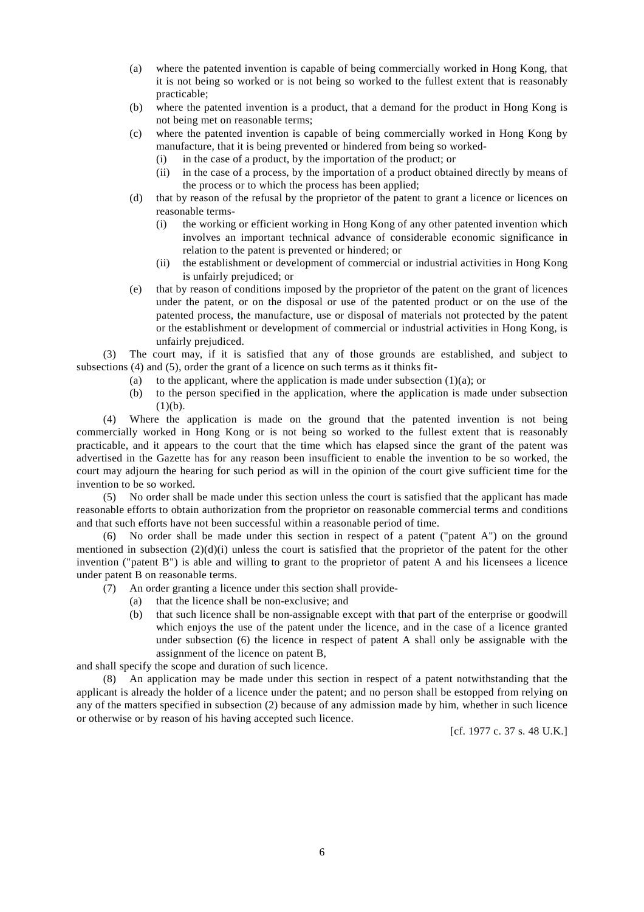(a) where the patented invention is capable of being commercially worked in Hong Kong, that it is not being so worked or is not being so worked to the fullest extent that is reasonably practicable;

(b) where the patented invention is a product, that a demand for the product in Hong Kong is not being met on reasonable terms;

(c) where the patented invention is capable of being commercially worked in Hong Kong by manufacture, that it is being prevented or hindered from being so worked-

(i) in the case of a product, by the importation of the product; or

(ii) in the case of a process, by the importation of a product obtained directly by means of the process or to which the process has been applied;

(d) that by reason of the refusal by the proprietor of the patent to grant a licence or licences on reasonable terms-

(i) the working or efficient working in Hong Kong of any other patented invention which involves an important technical advance of considerable economic significance in relation to the patent is prevented or hindered; or

(ii) the establishment or development of commercial or industrial activities in Hong Kong is unfairly prejudiced; or

(e) that by reason of conditions imposed by the proprietor of the patent on the grant of licences under the patent, or on the disposal or use of the patented product or on the use of the patented process, the manufacture, use or disposal of materials not protected by the patent or the establishment or development of commercial or industrial activities in Hong Kong, is unfairly prejudiced.

(3) The court may, if it is satisfied that any of those grounds are established, and subject to subsections (4) and (5), order the grant of a licence on such terms as it thinks fit-

(a) to the applicant, where the application is made under subsection (1)(a); or

(b) to the person specified in the application, where the application is made under subsection (1)(b).

(4) Where the application is made on the ground that the patented invention is not being commercially worked in Hong Kong or is not being so worked to the fullest extent that is reasonably practicable, and it appears to the court that the time which has elapsed since the grant of the patent was advertised in the Gazette has for any reason been insufficient to enable the invention to be so worked, the court may adjourn the hearing for such period as will in the opinion of the court give sufficient time for the invention to be so worked.

(5) No order shall be made under this section unless the court is satisfied that the applicant has made reasonable efforts to obtain authorization from the proprietor on reasonable commercial terms and conditions and that such efforts have not been successful within a reasonable period of time.

(6) No order shall be made under this section in respect of a patent ("patent A") on the ground mentioned in subsection (2)(d)(i) unless the court is satisfied that the proprietor of the patent for the other invention ("patent B") is able and willing to grant to the proprietor of patent A and his licensees a licence under patent B on reasonable terms.

(7) An order granting a licence under this section shall provide-

(a) that the licence shall be non-exclusive; and

(b) that such licence shall be non-assignable except with that part of the enterprise or goodwill which enjoys the use of the patent under the licence, and in the case of a licence granted under subsection (6) the licence in respect of patent A shall only be assignable with the assignment of the licence on patent B,

and shall specify the scope and duration of such licence.

(8) An application may be made under this section in respect of a patent notwithstanding that the applicant is already the holder of a licence under the patent; and no person shall be estopped from relying on any of the matters specified in subsection (2) because of any admission made by him, whether in such licence or otherwise or by reason of his having accepted such licence.

[cf. 1977 c. 37 s. 48 U.K.]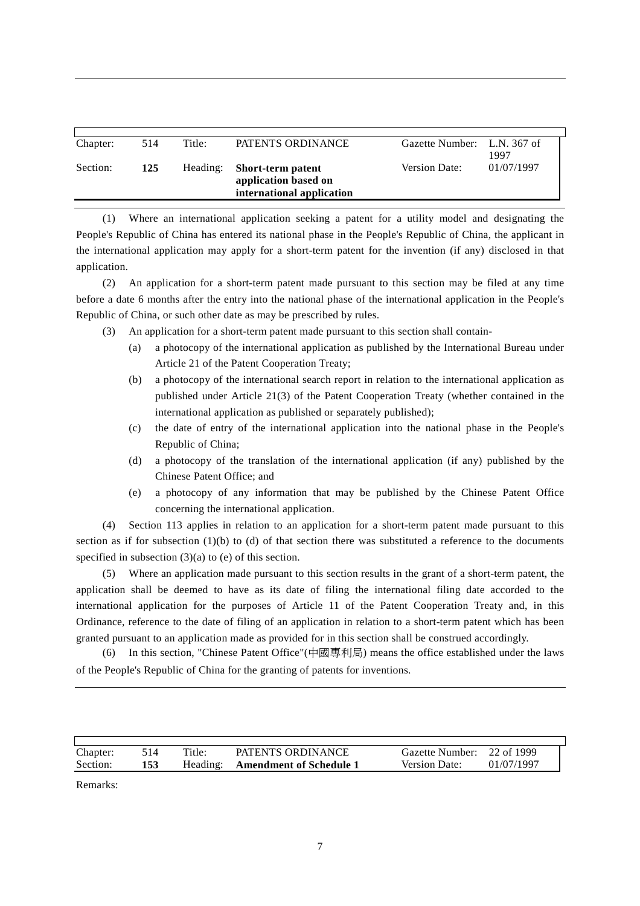| Chapter: | 514 | Title: | PATENTS ORDINANCE | Gazette Number: | L.N. 367 of 1997 |
|---|---|---|---|---|---|
| Section: | **125** | Heading: | **Short-term patent application based on international application** | Version Date: | 01/07/1997 |

(1) Where an international application seeking a patent for a utility model and designating the People's Republic of China has entered its national phase in the People's Republic of China, the applicant in the international application may apply for a short-term patent for the invention (if any) disclosed in that application.

(2) An application for a short-term patent made pursuant to this section may be filed at any time before a date 6 months after the entry into the national phase of the international application in the People's Republic of China, or such other date as may be prescribed by rules.

(3) An application for a short-term patent made pursuant to this section shall contain-

- (a) a photocopy of the international application as published by the International Bureau under Article 21 of the Patent Cooperation Treaty;
- (b) a photocopy of the international search report in relation to the international application as published under Article 21(3) of the Patent Cooperation Treaty (whether contained in the international application as published or separately published);
- (c) the date of entry of the international application into the national phase in the People's Republic of China;
- (d) a photocopy of the translation of the international application (if any) published by the Chinese Patent Office; and
- (e) a photocopy of any information that may be published by the Chinese Patent Office concerning the international application.

(4) Section 113 applies in relation to an application for a short-term patent made pursuant to this section as if for subsection (1)(b) to (d) of that section there was substituted a reference to the documents specified in subsection (3)(a) to (e) of this section.

(5) Where an application made pursuant to this section results in the grant of a short-term patent, the application shall be deemed to have as its date of filing the international filing date accorded to the international application for the purposes of Article 11 of the Patent Cooperation Treaty and, in this Ordinance, reference to the date of filing of an application in relation to a short-term patent which has been granted pursuant to an application made as provided for in this section shall be construed accordingly.

(6) In this section, "Chinese Patent Office"(中國專利局) means the office established under the laws of the People's Republic of China for the granting of patents for inventions.

| Chapter: | 514 | Title: | PATENTS ORDINANCE | Gazette Number: | 22 of 1999 |
|---|---|---|---|---|---|
| Section: | **153** | Heading: | **Amendment of Schedule 1** | Version Date: | 01/07/1997 |

Remarks: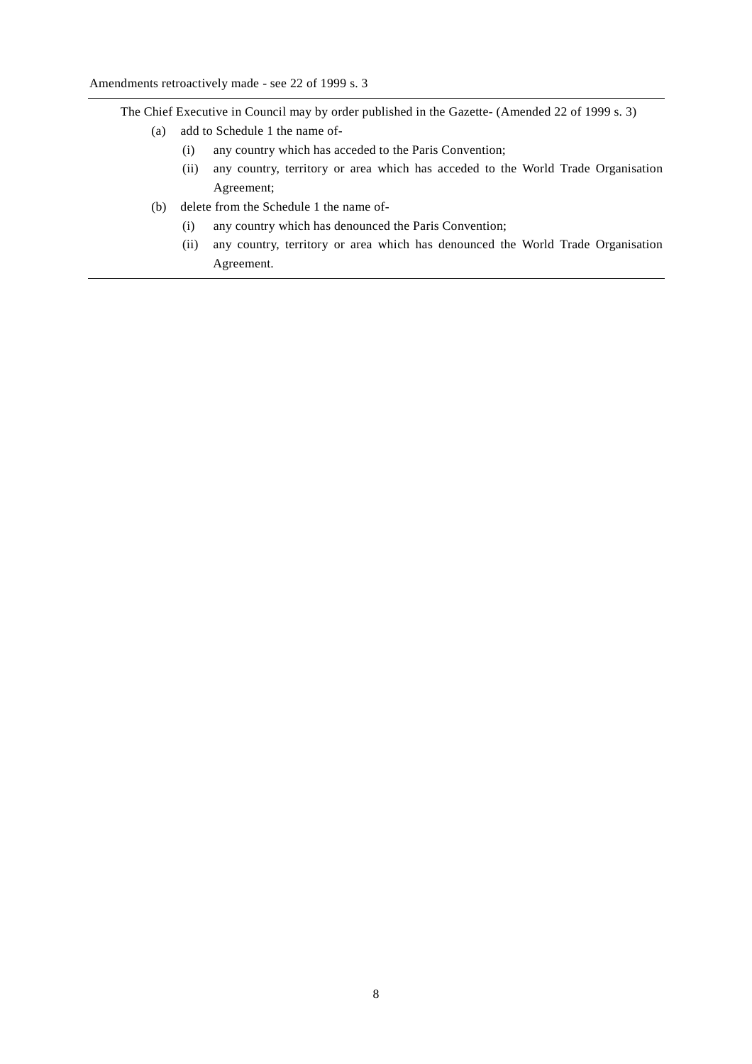Amendments retroactively made - see 22 of 1999 s. 3

---

The Chief Executive in Council may by order published in the Gazette- (Amended 22 of 1999 s. 3)

- (a) add to Schedule 1 the name of-
  - (i) any country which has acceded to the Paris Convention;
  - (ii) any country, territory or area which has acceded to the World Trade Organisation Agreement;
- (b) delete from the Schedule 1 the name of-
  - (i) any country which has denounced the Paris Convention;
  - (ii) any country, territory or area which has denounced the World Trade Organisation Agreement.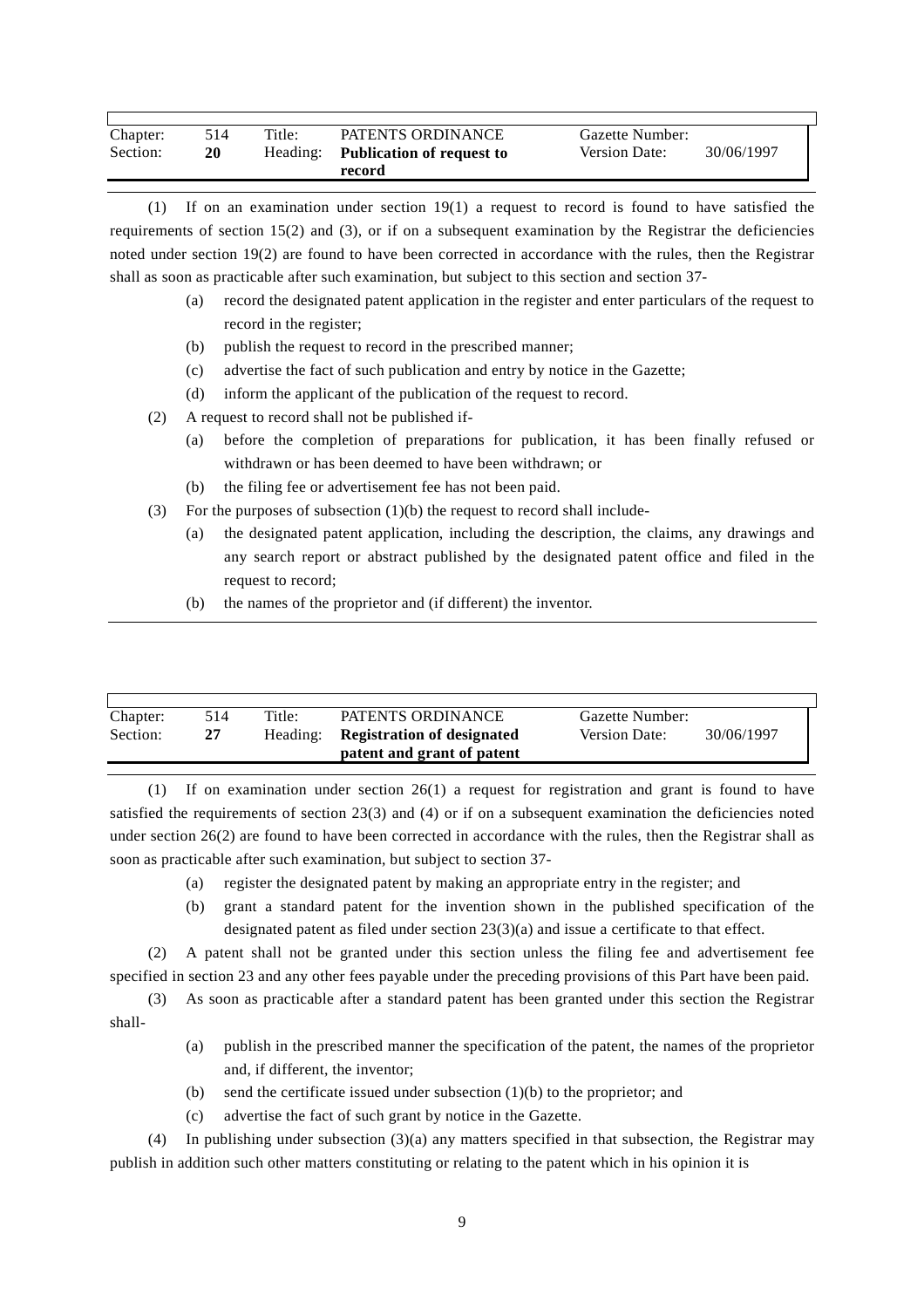| Chapter: | 514 | Title: | PATENTS ORDINANCE | Gazette Number: | |
|---|---|---|---|---|---|
| Section: | **20** | Heading: | **Publication of request to record** | Version Date: | 30/06/1997 |

(1) If on an examination under section 19(1) a request to record is found to have satisfied the requirements of section 15(2) and (3), or if on a subsequent examination by the Registrar the deficiencies noted under section 19(2) are found to have been corrected in accordance with the rules, then the Registrar shall as soon as practicable after such examination, but subject to this section and section 37-

(a) record the designated patent application in the register and enter particulars of the request to record in the register;

(b) publish the request to record in the prescribed manner;

(c) advertise the fact of such publication and entry by notice in the Gazette;

(d) inform the applicant of the publication of the request to record.

(2) A request to record shall not be published if-

(a) before the completion of preparations for publication, it has been finally refused or withdrawn or has been deemed to have been withdrawn; or

(b) the filing fee or advertisement fee has not been paid.

(3) For the purposes of subsection (1)(b) the request to record shall include-

(a) the designated patent application, including the description, the claims, any drawings and any search report or abstract published by the designated patent office and filed in the request to record;

(b) the names of the proprietor and (if different) the inventor.

| Chapter: | 514 | Title: | PATENTS ORDINANCE | Gazette Number: | |
|---|---|---|---|---|---|
| Section: | **27** | Heading: | **Registration of designated patent and grant of patent** | Version Date: | 30/06/1997 |

(1) If on examination under section 26(1) a request for registration and grant is found to have satisfied the requirements of section 23(3) and (4) or if on a subsequent examination the deficiencies noted under section 26(2) are found to have been corrected in accordance with the rules, then the Registrar shall as soon as practicable after such examination, but subject to section 37-

(a) register the designated patent by making an appropriate entry in the register; and

(b) grant a standard patent for the invention shown in the published specification of the designated patent as filed under section 23(3)(a) and issue a certificate to that effect.

(2) A patent shall not be granted under this section unless the filing fee and advertisement fee specified in section 23 and any other fees payable under the preceding provisions of this Part have been paid.

(3) As soon as practicable after a standard patent has been granted under this section the Registrar shall-

(a) publish in the prescribed manner the specification of the patent, the names of the proprietor and, if different, the inventor;

(b) send the certificate issued under subsection (1)(b) to the proprietor; and

(c) advertise the fact of such grant by notice in the Gazette.

(4) In publishing under subsection (3)(a) any matters specified in that subsection, the Registrar may publish in addition such other matters constituting or relating to the patent which in his opinion it is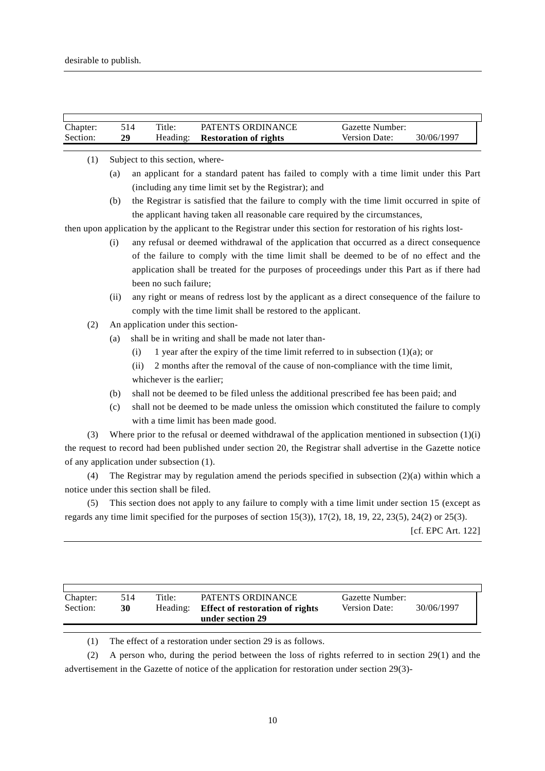desirable to publish.

| Chapter: | 514 | Title: | PATENTS ORDINANCE | Gazette Number: | |
|---|---|---|---|---|---|
| Section: | **29** | Heading: | **Restoration of rights** | Version Date: | 30/06/1997 |

(1) Subject to this section, where-

(a) an applicant for a standard patent has failed to comply with a time limit under this Part (including any time limit set by the Registrar); and

(b) the Registrar is satisfied that the failure to comply with the time limit occurred in spite of the applicant having taken all reasonable care required by the circumstances,

then upon application by the applicant to the Registrar under this section for restoration of his rights lost-

(i) any refusal or deemed withdrawal of the application that occurred as a direct consequence of the failure to comply with the time limit shall be deemed to be of no effect and the application shall be treated for the purposes of proceedings under this Part as if there had been no such failure;

(ii) any right or means of redress lost by the applicant as a direct consequence of the failure to comply with the time limit shall be restored to the applicant.

(2) An application under this section-

(a) shall be in writing and shall be made not later than-

(i) 1 year after the expiry of the time limit referred to in subsection (1)(a); or

(ii) 2 months after the removal of the cause of non-compliance with the time limit,

whichever is the earlier;

(b) shall not be deemed to be filed unless the additional prescribed fee has been paid; and

(c) shall not be deemed to be made unless the omission which constituted the failure to comply with a time limit has been made good.

(3) Where prior to the refusal or deemed withdrawal of the application mentioned in subsection (1)(i) the request to record had been published under section 20, the Registrar shall advertise in the Gazette notice of any application under subsection (1).

(4) The Registrar may by regulation amend the periods specified in subsection (2)(a) within which a notice under this section shall be filed.

(5) This section does not apply to any failure to comply with a time limit under section 15 (except as regards any time limit specified for the purposes of section 15(3)), 17(2), 18, 19, 22, 23(5), 24(2) or 25(3).

[cf. EPC Art. 122]

| Chapter: | 514 | Title: | PATENTS ORDINANCE | Gazette Number: | |
|---|---|---|---|---|---|
| Section: | **30** | Heading: | **Effect of restoration of rights under section 29** | Version Date: | 30/06/1997 |

(1) The effect of a restoration under section 29 is as follows.

(2) A person who, during the period between the loss of rights referred to in section 29(1) and the advertisement in the Gazette of notice of the application for restoration under section 29(3)-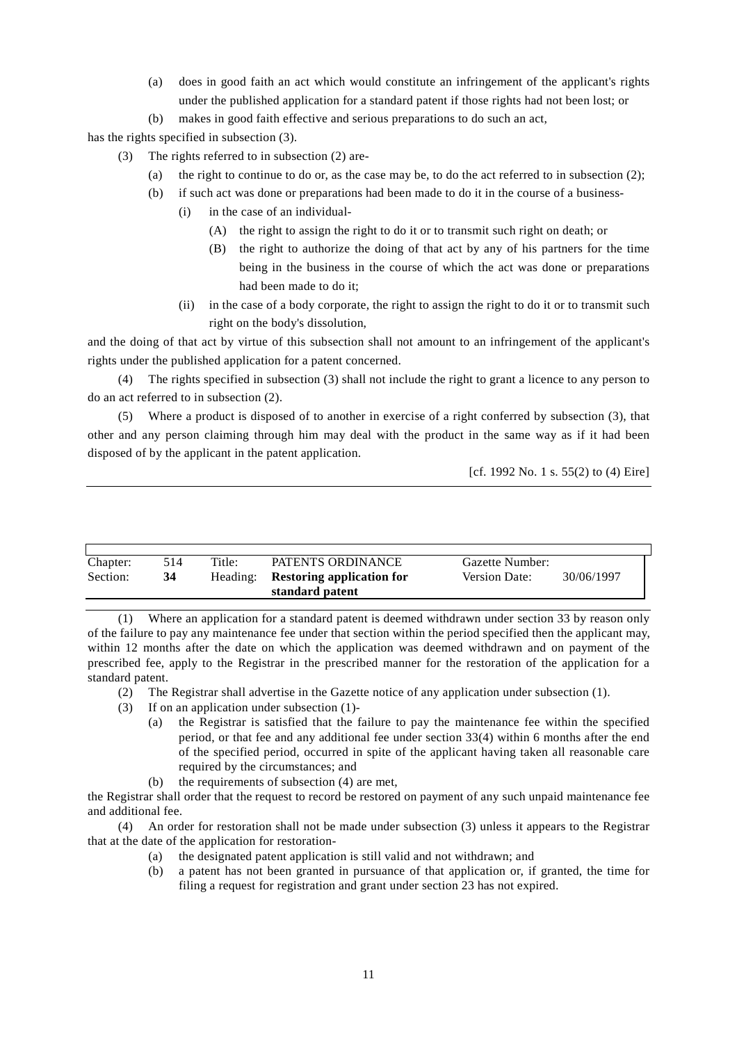(a) does in good faith an act which would constitute an infringement of the applicant's rights under the published application for a standard patent if those rights had not been lost; or

(b) makes in good faith effective and serious preparations to do such an act,

has the rights specified in subsection (3).

(3) The rights referred to in subsection (2) are-

(a) the right to continue to do or, as the case may be, to do the act referred to in subsection (2);

(b) if such act was done or preparations had been made to do it in the course of a business-

(i) in the case of an individual-

(A) the right to assign the right to do it or to transmit such right on death; or

(B) the right to authorize the doing of that act by any of his partners for the time being in the business in the course of which the act was done or preparations had been made to do it;

(ii) in the case of a body corporate, the right to assign the right to do it or to transmit such right on the body's dissolution,

and the doing of that act by virtue of this subsection shall not amount to an infringement of the applicant's rights under the published application for a patent concerned.

(4) The rights specified in subsection (3) shall not include the right to grant a licence to any person to do an act referred to in subsection (2).

(5) Where a product is disposed of to another in exercise of a right conferred by subsection (3), that other and any person claiming through him may deal with the product in the same way as if it had been disposed of by the applicant in the patent application.

[cf. 1992 No. 1 s. 55(2) to (4) Eire]

| Chapter: | 514 | Title: | PATENTS ORDINANCE | Gazette Number: | |
|---|---|---|---|---|---|
| Section: | **34** | Heading: | **Restoring application for standard patent** | Version Date: | 30/06/1997 |

(1) Where an application for a standard patent is deemed withdrawn under section 33 by reason only of the failure to pay any maintenance fee under that section within the period specified then the applicant may, within 12 months after the date on which the application was deemed withdrawn and on payment of the prescribed fee, apply to the Registrar in the prescribed manner for the restoration of the application for a standard patent.

(2) The Registrar shall advertise in the Gazette notice of any application under subsection (1).

(3) If on an application under subsection (1)-

(a) the Registrar is satisfied that the failure to pay the maintenance fee within the specified period, or that fee and any additional fee under section 33(4) within 6 months after the end of the specified period, occurred in spite of the applicant having taken all reasonable care required by the circumstances; and

(b) the requirements of subsection (4) are met,

the Registrar shall order that the request to record be restored on payment of any such unpaid maintenance fee and additional fee.

(4) An order for restoration shall not be made under subsection (3) unless it appears to the Registrar that at the date of the application for restoration-

(a) the designated patent application is still valid and not withdrawn; and

(b) a patent has not been granted in pursuance of that application or, if granted, the time for filing a request for registration and grant under section 23 has not expired.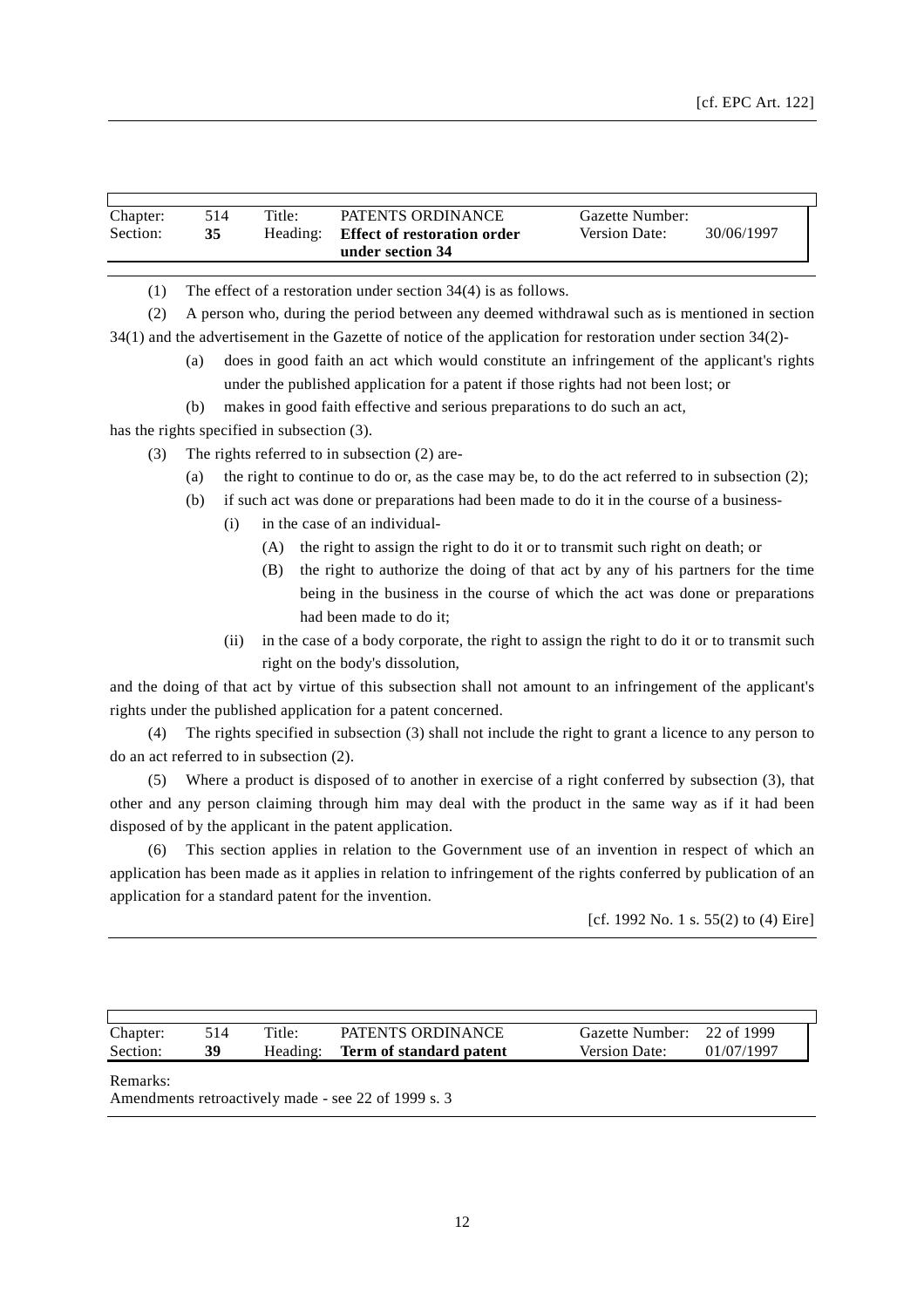[cf. EPC Art. 122]

| Chapter: | 514 | Title: | PATENTS ORDINANCE | Gazette Number: | |
|---|---|---|---|---|---|
| Section: | **35** | Heading: | **Effect of restoration order under section 34** | Version Date: | 30/06/1997 |

(1) The effect of a restoration under section 34(4) is as follows.

(2) A person who, during the period between any deemed withdrawal such as is mentioned in section 34(1) and the advertisement in the Gazette of notice of the application for restoration under section 34(2)-

- (a) does in good faith an act which would constitute an infringement of the applicant's rights under the published application for a patent if those rights had not been lost; or
- (b) makes in good faith effective and serious preparations to do such an act,

has the rights specified in subsection (3).

(3) The rights referred to in subsection (2) are-

- (a) the right to continue to do or, as the case may be, to do the act referred to in subsection (2);
- (b) if such act was done or preparations had been made to do it in the course of a business-
  - (i) in the case of an individual-
    - (A) the right to assign the right to do it or to transmit such right on death; or
    - (B) the right to authorize the doing of that act by any of his partners for the time being in the business in the course of which the act was done or preparations had been made to do it;
  - (ii) in the case of a body corporate, the right to assign the right to do it or to transmit such right on the body's dissolution,

and the doing of that act by virtue of this subsection shall not amount to an infringement of the applicant's rights under the published application for a patent concerned.

(4) The rights specified in subsection (3) shall not include the right to grant a licence to any person to do an act referred to in subsection (2).

(5) Where a product is disposed of to another in exercise of a right conferred by subsection (3), that other and any person claiming through him may deal with the product in the same way as if it had been disposed of by the applicant in the patent application.

(6) This section applies in relation to the Government use of an invention in respect of which an application has been made as it applies in relation to infringement of the rights conferred by publication of an application for a standard patent for the invention.

[cf. 1992 No. 1 s. 55(2) to (4) Eire]

| Chapter: | 514 | Title: | PATENTS ORDINANCE | Gazette Number: | 22 of 1999 |
|---|---|---|---|---|---|
| Section: | **39** | Heading: | **Term of standard patent** | Version Date: | 01/07/1997 |

Remarks:
Amendments retroactively made - see 22 of 1999 s. 3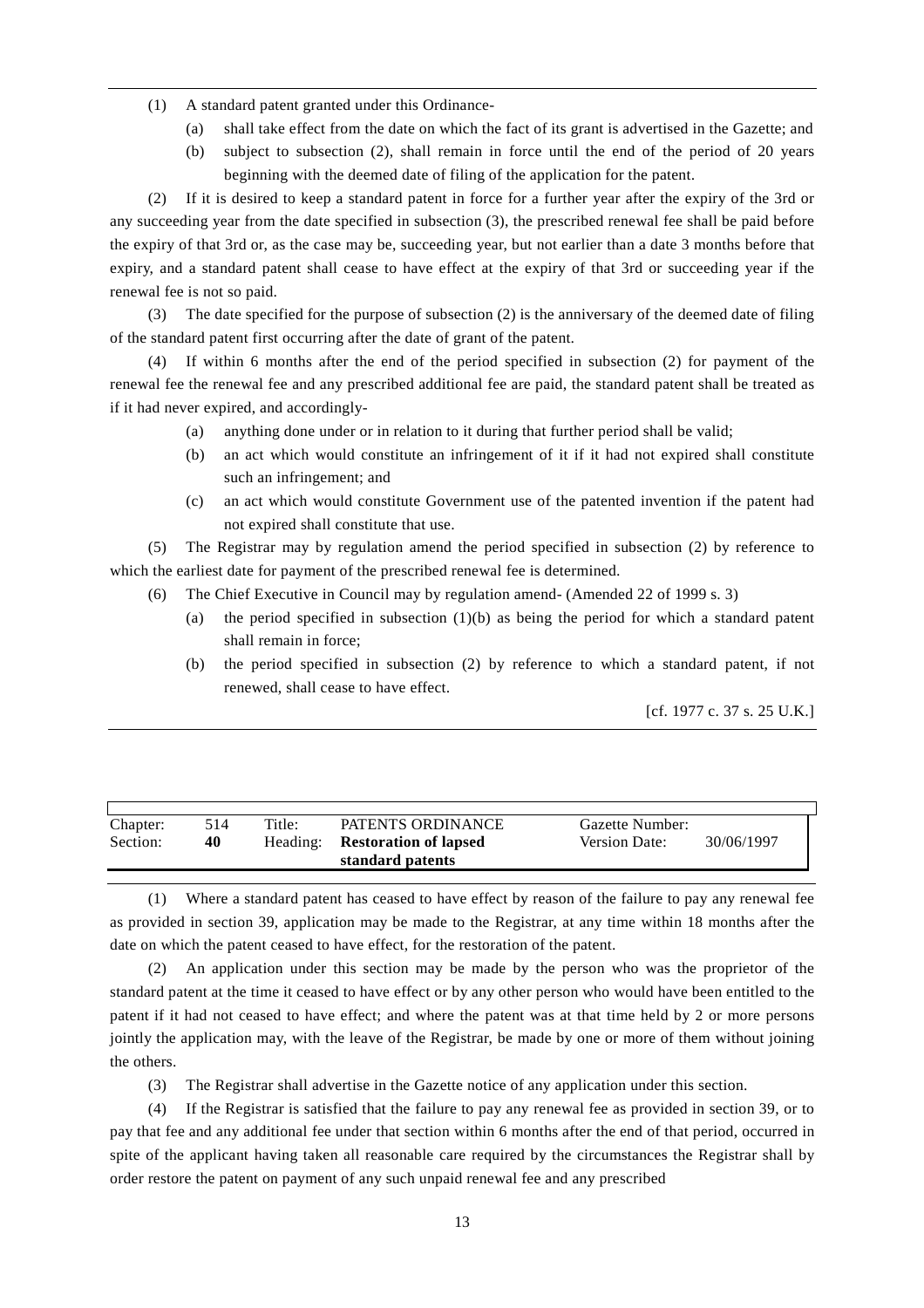(1) A standard patent granted under this Ordinance-

(a) shall take effect from the date on which the fact of its grant is advertised in the Gazette; and

(b) subject to subsection (2), shall remain in force until the end of the period of 20 years beginning with the deemed date of filing of the application for the patent.

(2) If it is desired to keep a standard patent in force for a further year after the expiry of the 3rd or any succeeding year from the date specified in subsection (3), the prescribed renewal fee shall be paid before the expiry of that 3rd or, as the case may be, succeeding year, but not earlier than a date 3 months before that expiry, and a standard patent shall cease to have effect at the expiry of that 3rd or succeeding year if the renewal fee is not so paid.

(3) The date specified for the purpose of subsection (2) is the anniversary of the deemed date of filing of the standard patent first occurring after the date of grant of the patent.

(4) If within 6 months after the end of the period specified in subsection (2) for payment of the renewal fee the renewal fee and any prescribed additional fee are paid, the standard patent shall be treated as if it had never expired, and accordingly-

(a) anything done under or in relation to it during that further period shall be valid;

(b) an act which would constitute an infringement of it if it had not expired shall constitute such an infringement; and

(c) an act which would constitute Government use of the patented invention if the patent had not expired shall constitute that use.

(5) The Registrar may by regulation amend the period specified in subsection (2) by reference to which the earliest date for payment of the prescribed renewal fee is determined.

(6) The Chief Executive in Council may by regulation amend- (Amended 22 of 1999 s. 3)

(a) the period specified in subsection (1)(b) as being the period for which a standard patent shall remain in force;

(b) the period specified in subsection (2) by reference to which a standard patent, if not renewed, shall cease to have effect.

[cf. 1977 c. 37 s. 25 U.K.]

| Chapter: | 514 | Title: | PATENTS ORDINANCE | Gazette Number: | |
|---|---|---|---|---|---|
| Section: | **40** | Heading: | **Restoration of lapsed standard patents** | Version Date: | 30/06/1997 |

(1) Where a standard patent has ceased to have effect by reason of the failure to pay any renewal fee as provided in section 39, application may be made to the Registrar, at any time within 18 months after the date on which the patent ceased to have effect, for the restoration of the patent.

(2) An application under this section may be made by the person who was the proprietor of the standard patent at the time it ceased to have effect or by any other person who would have been entitled to the patent if it had not ceased to have effect; and where the patent was at that time held by 2 or more persons jointly the application may, with the leave of the Registrar, be made by one or more of them without joining the others.

(3) The Registrar shall advertise in the Gazette notice of any application under this section.

(4) If the Registrar is satisfied that the failure to pay any renewal fee as provided in section 39, or to pay that fee and any additional fee under that section within 6 months after the end of that period, occurred in spite of the applicant having taken all reasonable care required by the circumstances the Registrar shall by order restore the patent on payment of any such unpaid renewal fee and any prescribed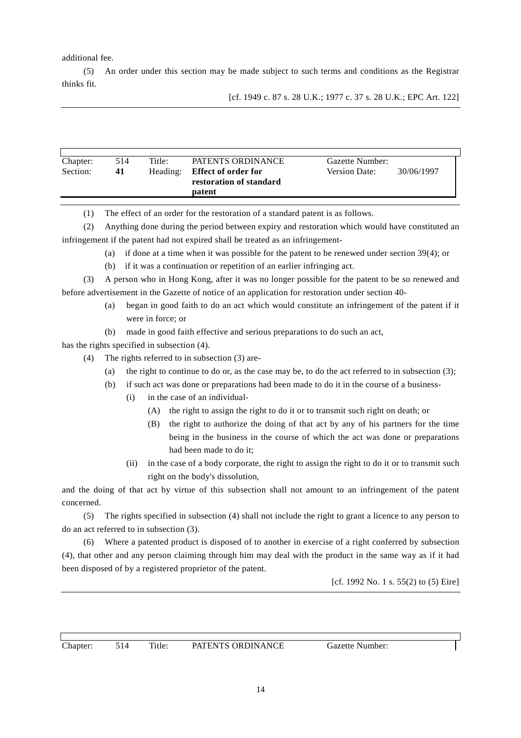additional fee.

(5) An order under this section may be made subject to such terms and conditions as the Registrar thinks fit.

[cf. 1949 c. 87 s. 28 U.K.; 1977 c. 37 s. 28 U.K.; EPC Art. 122]

| Chapter: | 514 | Title: | PATENTS ORDINANCE | Gazette Number: | |
|---|---|---|---|---|---|
| Section: | **41** | Heading: | **Effect of order for restoration of standard patent** | Version Date: | 30/06/1997 |

(1) The effect of an order for the restoration of a standard patent is as follows.

(2) Anything done during the period between expiry and restoration which would have constituted an infringement if the patent had not expired shall be treated as an infringement-

(a) if done at a time when it was possible for the patent to be renewed under section 39(4); or

(b) if it was a continuation or repetition of an earlier infringing act.

(3) A person who in Hong Kong, after it was no longer possible for the patent to be so renewed and before advertisement in the Gazette of notice of an application for restoration under section 40-

(a) began in good faith to do an act which would constitute an infringement of the patent if it were in force; or

(b) made in good faith effective and serious preparations to do such an act,

has the rights specified in subsection (4).

(4) The rights referred to in subsection (3) are-

(a) the right to continue to do or, as the case may be, to do the act referred to in subsection (3);

(b) if such act was done or preparations had been made to do it in the course of a business-

(i) in the case of an individual-

(A) the right to assign the right to do it or to transmit such right on death; or

(B) the right to authorize the doing of that act by any of his partners for the time being in the business in the course of which the act was done or preparations had been made to do it;

(ii) in the case of a body corporate, the right to assign the right to do it or to transmit such right on the body's dissolution,

and the doing of that act by virtue of this subsection shall not amount to an infringement of the patent concerned.

(5) The rights specified in subsection (4) shall not include the right to grant a licence to any person to do an act referred to in subsection (3).

(6) Where a patented product is disposed of to another in exercise of a right conferred by subsection (4), that other and any person claiming through him may deal with the product in the same way as if it had been disposed of by a registered proprietor of the patent.

[cf. 1992 No. 1 s. 55(2) to (5) Eire]

| Chapter: | 514 | Title: | PATENTS ORDINANCE | Gazette Number: |
|---|---|---|---|---|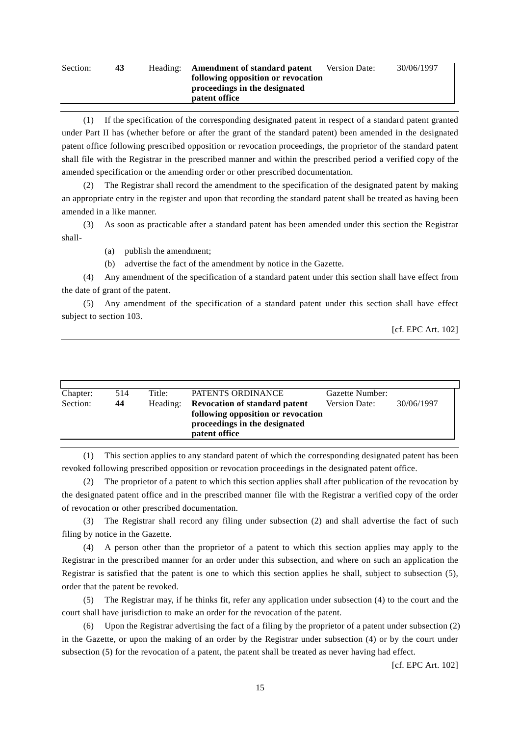| Section: | 43 | Heading: | **Amendment of standard patent following opposition or revocation proceedings in the designated patent office** | Version Date: | 30/06/1997 |
|---|---|---|---|---|---|

(1) If the specification of the corresponding designated patent in respect of a standard patent granted under Part II has (whether before or after the grant of the standard patent) been amended in the designated patent office following prescribed opposition or revocation proceedings, the proprietor of the standard patent shall file with the Registrar in the prescribed manner and within the prescribed period a verified copy of the amended specification or the amending order or other prescribed documentation.

(2) The Registrar shall record the amendment to the specification of the designated patent by making an appropriate entry in the register and upon that recording the standard patent shall be treated as having been amended in a like manner.

(3) As soon as practicable after a standard patent has been amended under this section the Registrar shall-

(a) publish the amendment;

(b) advertise the fact of the amendment by notice in the Gazette.

(4) Any amendment of the specification of a standard patent under this section shall have effect from the date of grant of the patent.

(5) Any amendment of the specification of a standard patent under this section shall have effect subject to section 103.

[cf. EPC Art. 102]

| Chapter: | 514 | Title: | PATENTS ORDINANCE | Gazette Number: | |
|---|---|---|---|---|---|
| Section: | 44 | Heading: | **Revocation of standard patent following opposition or revocation proceedings in the designated patent office** | Version Date: | 30/06/1997 |

(1) This section applies to any standard patent of which the corresponding designated patent has been revoked following prescribed opposition or revocation proceedings in the designated patent office.

(2) The proprietor of a patent to which this section applies shall after publication of the revocation by the designated patent office and in the prescribed manner file with the Registrar a verified copy of the order of revocation or other prescribed documentation.

(3) The Registrar shall record any filing under subsection (2) and shall advertise the fact of such filing by notice in the Gazette.

(4) A person other than the proprietor of a patent to which this section applies may apply to the Registrar in the prescribed manner for an order under this subsection, and where on such an application the Registrar is satisfied that the patent is one to which this section applies he shall, subject to subsection (5), order that the patent be revoked.

(5) The Registrar may, if he thinks fit, refer any application under subsection (4) to the court and the court shall have jurisdiction to make an order for the revocation of the patent.

(6) Upon the Registrar advertising the fact of a filing by the proprietor of a patent under subsection (2) in the Gazette, or upon the making of an order by the Registrar under subsection (4) or by the court under subsection (5) for the revocation of a patent, the patent shall be treated as never having had effect.

[cf. EPC Art. 102]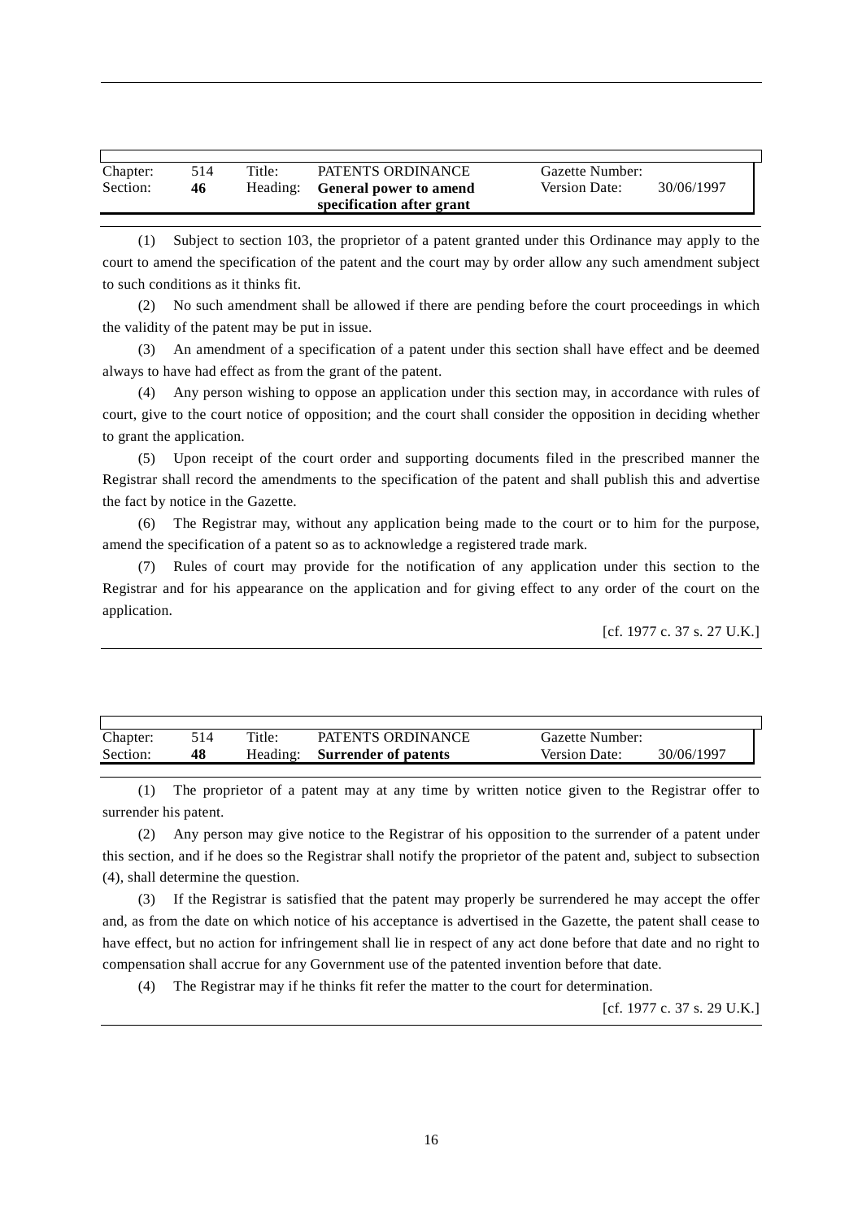| Chapter: | 514 | Title: | PATENTS ORDINANCE | Gazette Number: | |
|---|---|---|---|---|---|
| Section: | **46** | Heading: | **General power to amend specification after grant** | Version Date: | 30/06/1997 |

(1) Subject to section 103, the proprietor of a patent granted under this Ordinance may apply to the court to amend the specification of the patent and the court may by order allow any such amendment subject to such conditions as it thinks fit.

(2) No such amendment shall be allowed if there are pending before the court proceedings in which the validity of the patent may be put in issue.

(3) An amendment of a specification of a patent under this section shall have effect and be deemed always to have had effect as from the grant of the patent.

(4) Any person wishing to oppose an application under this section may, in accordance with rules of court, give to the court notice of opposition; and the court shall consider the opposition in deciding whether to grant the application.

(5) Upon receipt of the court order and supporting documents filed in the prescribed manner the Registrar shall record the amendments to the specification of the patent and shall publish this and advertise the fact by notice in the Gazette.

(6) The Registrar may, without any application being made to the court or to him for the purpose, amend the specification of a patent so as to acknowledge a registered trade mark.

(7) Rules of court may provide for the notification of any application under this section to the Registrar and for his appearance on the application and for giving effect to any order of the court on the application.

[cf. 1977 c. 37 s. 27 U.K.]

| Chapter: | 514 | Title: | PATENTS ORDINANCE | Gazette Number: | |
|---|---|---|---|---|---|
| Section: | **48** | Heading: | **Surrender of patents** | Version Date: | 30/06/1997 |

(1) The proprietor of a patent may at any time by written notice given to the Registrar offer to surrender his patent.

(2) Any person may give notice to the Registrar of his opposition to the surrender of a patent under this section, and if he does so the Registrar shall notify the proprietor of the patent and, subject to subsection (4), shall determine the question.

(3) If the Registrar is satisfied that the patent may properly be surrendered he may accept the offer and, as from the date on which notice of his acceptance is advertised in the Gazette, the patent shall cease to have effect, but no action for infringement shall lie in respect of any act done before that date and no right to compensation shall accrue for any Government use of the patented invention before that date.

(4) The Registrar may if he thinks fit refer the matter to the court for determination.

[cf. 1977 c. 37 s. 29 U.K.]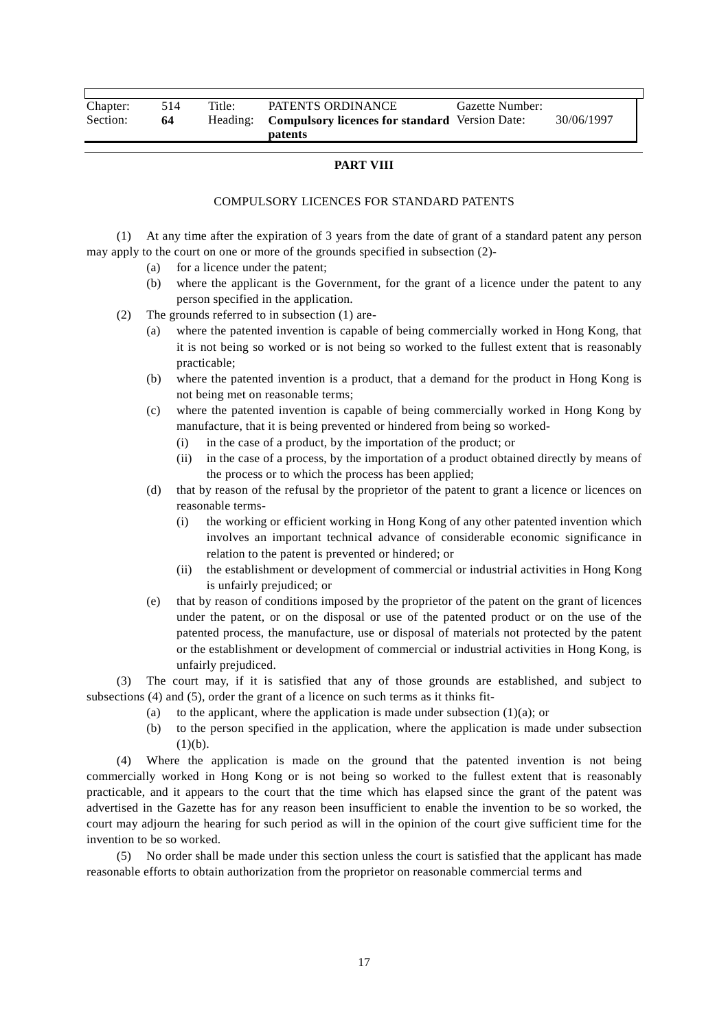| Chapter: | 514 | Title: | PATENTS ORDINANCE | Gazette Number: | |
|---|---|---|---|---|---|
| Section: | **64** | Heading: | **Compulsory licences for standard patents** | Version Date: | 30/06/1997 |

**PART VIII**

COMPULSORY LICENCES FOR STANDARD PATENTS

(1) At any time after the expiration of 3 years from the date of grant of a standard patent any person may apply to the court on one or more of the grounds specified in subsection (2)-

- (a) for a licence under the patent;
- (b) where the applicant is the Government, for the grant of a licence under the patent to any person specified in the application.

(2) The grounds referred to in subsection (1) are-

- (a) where the patented invention is capable of being commercially worked in Hong Kong, that it is not being so worked or is not being so worked to the fullest extent that is reasonably practicable;
- (b) where the patented invention is a product, that a demand for the product in Hong Kong is not being met on reasonable terms;
- (c) where the patented invention is capable of being commercially worked in Hong Kong by manufacture, that it is being prevented or hindered from being so worked-
  - (i) in the case of a product, by the importation of the product; or
  - (ii) in the case of a process, by the importation of a product obtained directly by means of the process or to which the process has been applied;
- (d) that by reason of the refusal by the proprietor of the patent to grant a licence or licences on reasonable terms-
  - (i) the working or efficient working in Hong Kong of any other patented invention which involves an important technical advance of considerable economic significance in relation to the patent is prevented or hindered; or
  - (ii) the establishment or development of commercial or industrial activities in Hong Kong is unfairly prejudiced; or
- (e) that by reason of conditions imposed by the proprietor of the patent on the grant of licences under the patent, or on the disposal or use of the patented product or on the use of the patented process, the manufacture, use or disposal of materials not protected by the patent or the establishment or development of commercial or industrial activities in Hong Kong, is unfairly prejudiced.

(3) The court may, if it is satisfied that any of those grounds are established, and subject to subsections (4) and (5), order the grant of a licence on such terms as it thinks fit-

- (a) to the applicant, where the application is made under subsection (1)(a); or
- (b) to the person specified in the application, where the application is made under subsection (1)(b).

(4) Where the application is made on the ground that the patented invention is not being commercially worked in Hong Kong or is not being so worked to the fullest extent that is reasonably practicable, and it appears to the court that the time which has elapsed since the grant of the patent was advertised in the Gazette has for any reason been insufficient to enable the invention to be so worked, the court may adjourn the hearing for such period as will in the opinion of the court give sufficient time for the invention to be so worked.

(5) No order shall be made under this section unless the court is satisfied that the applicant has made reasonable efforts to obtain authorization from the proprietor on reasonable commercial terms and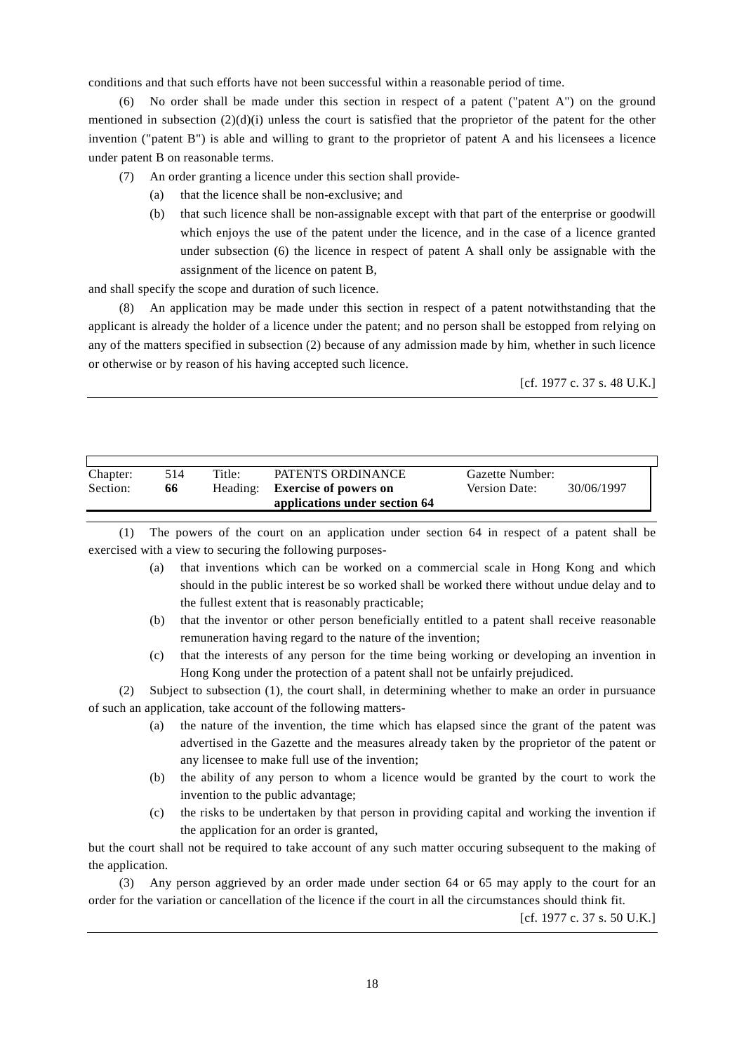conditions and that such efforts have not been successful within a reasonable period of time.

(6) No order shall be made under this section in respect of a patent ("patent A") on the ground mentioned in subsection (2)(d)(i) unless the court is satisfied that the proprietor of the patent for the other invention ("patent B") is able and willing to grant to the proprietor of patent A and his licensees a licence under patent B on reasonable terms.

(7) An order granting a licence under this section shall provide-

- (a) that the licence shall be non-exclusive; and
- (b) that such licence shall be non-assignable except with that part of the enterprise or goodwill which enjoys the use of the patent under the licence, and in the case of a licence granted under subsection (6) the licence in respect of patent A shall only be assignable with the assignment of the licence on patent B,

and shall specify the scope and duration of such licence.

(8) An application may be made under this section in respect of a patent notwithstanding that the applicant is already the holder of a licence under the patent; and no person shall be estopped from relying on any of the matters specified in subsection (2) because of any admission made by him, whether in such licence or otherwise or by reason of his having accepted such licence.

[cf. 1977 c. 37 s. 48 U.K.]

| Chapter: | 514 | Title: | PATENTS ORDINANCE | Gazette Number: | |
|---|---|---|---|---|---|
| Section: | **66** | Heading: | **Exercise of powers on applications under section 64** | Version Date: | 30/06/1997 |

(1) The powers of the court on an application under section 64 in respect of a patent shall be exercised with a view to securing the following purposes-

- (a) that inventions which can be worked on a commercial scale in Hong Kong and which should in the public interest be so worked shall be worked there without undue delay and to the fullest extent that is reasonably practicable;
- (b) that the inventor or other person beneficially entitled to a patent shall receive reasonable remuneration having regard to the nature of the invention;
- (c) that the interests of any person for the time being working or developing an invention in Hong Kong under the protection of a patent shall not be unfairly prejudiced.

(2) Subject to subsection (1), the court shall, in determining whether to make an order in pursuance of such an application, take account of the following matters-

- (a) the nature of the invention, the time which has elapsed since the grant of the patent was advertised in the Gazette and the measures already taken by the proprietor of the patent or any licensee to make full use of the invention;
- (b) the ability of any person to whom a licence would be granted by the court to work the invention to the public advantage;
- (c) the risks to be undertaken by that person in providing capital and working the invention if the application for an order is granted,

but the court shall not be required to take account of any such matter occuring subsequent to the making of the application.

(3) Any person aggrieved by an order made under section 64 or 65 may apply to the court for an order for the variation or cancellation of the licence if the court in all the circumstances should think fit.

[cf. 1977 c. 37 s. 50 U.K.]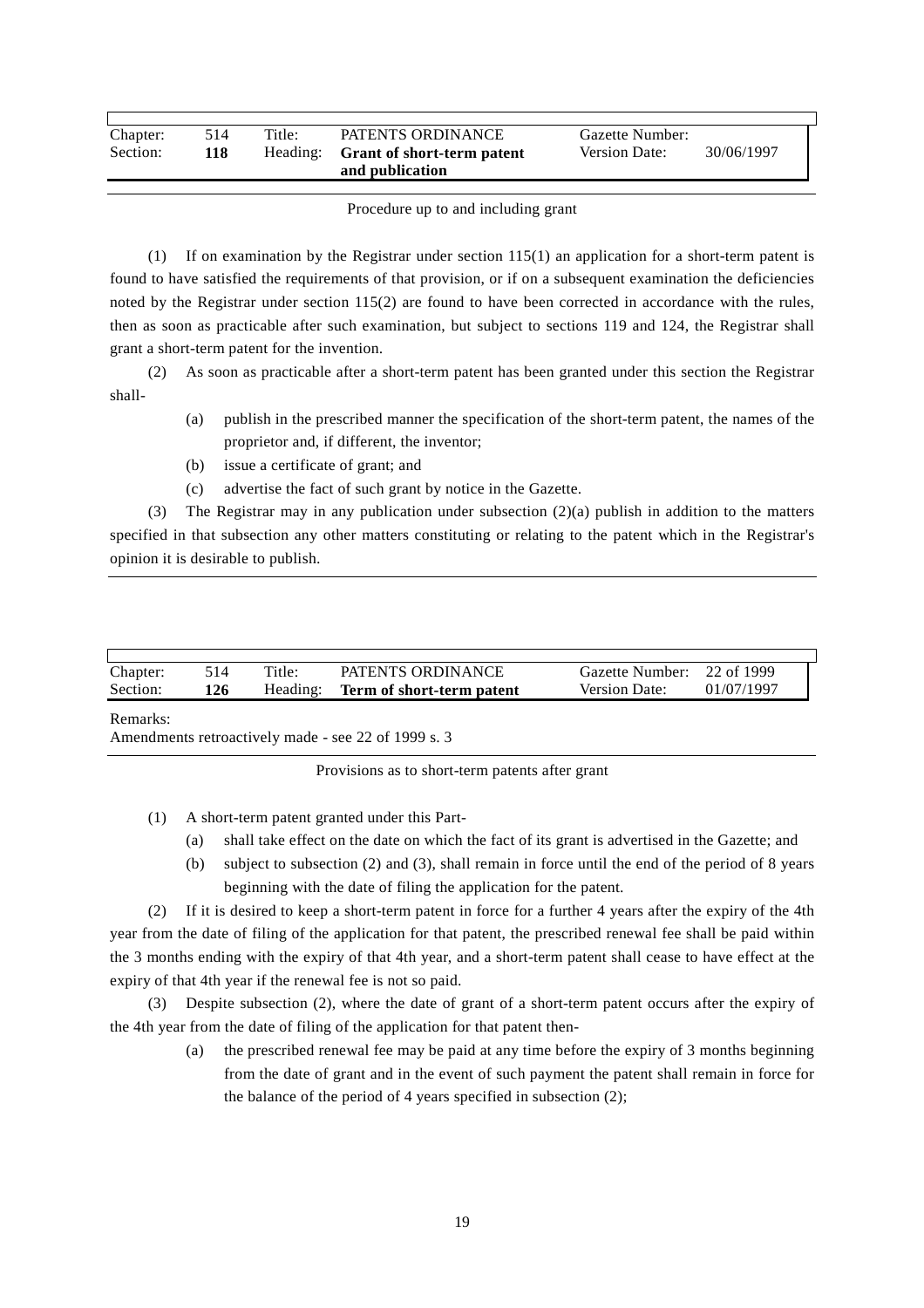| Chapter: | 514 | Title: | PATENTS ORDINANCE | Gazette Number: | |
|---|---|---|---|---|---|
| Section: | **118** | Heading: | **Grant of short-term patent and publication** | Version Date: | 30/06/1997 |

Procedure up to and including grant

(1) If on examination by the Registrar under section 115(1) an application for a short-term patent is found to have satisfied the requirements of that provision, or if on a subsequent examination the deficiencies noted by the Registrar under section 115(2) are found to have been corrected in accordance with the rules, then as soon as practicable after such examination, but subject to sections 119 and 124, the Registrar shall grant a short-term patent for the invention.

(2) As soon as practicable after a short-term patent has been granted under this section the Registrar shall-

- (a) publish in the prescribed manner the specification of the short-term patent, the names of the proprietor and, if different, the inventor;
- (b) issue a certificate of grant; and
- (c) advertise the fact of such grant by notice in the Gazette.

(3) The Registrar may in any publication under subsection (2)(a) publish in addition to the matters specified in that subsection any other matters constituting or relating to the patent which in the Registrar's opinion it is desirable to publish.

| Chapter: | 514 | Title: | PATENTS ORDINANCE | Gazette Number: | 22 of 1999 |
|---|---|---|---|---|---|
| Section: | **126** | Heading: | **Term of short-term patent** | Version Date: | 01/07/1997 |

Remarks:
Amendments retroactively made - see 22 of 1999 s. 3

Provisions as to short-term patents after grant

(1) A short-term patent granted under this Part-

- (a) shall take effect on the date on which the fact of its grant is advertised in the Gazette; and
- (b) subject to subsection (2) and (3), shall remain in force until the end of the period of 8 years beginning with the date of filing the application for the patent.

(2) If it is desired to keep a short-term patent in force for a further 4 years after the expiry of the 4th year from the date of filing of the application for that patent, the prescribed renewal fee shall be paid within the 3 months ending with the expiry of that 4th year, and a short-term patent shall cease to have effect at the expiry of that 4th year if the renewal fee is not so paid.

(3) Despite subsection (2), where the date of grant of a short-term patent occurs after the expiry of the 4th year from the date of filing of the application for that patent then-

- (a) the prescribed renewal fee may be paid at any time before the expiry of 3 months beginning from the date of grant and in the event of such payment the patent shall remain in force for the balance of the period of 4 years specified in subsection (2);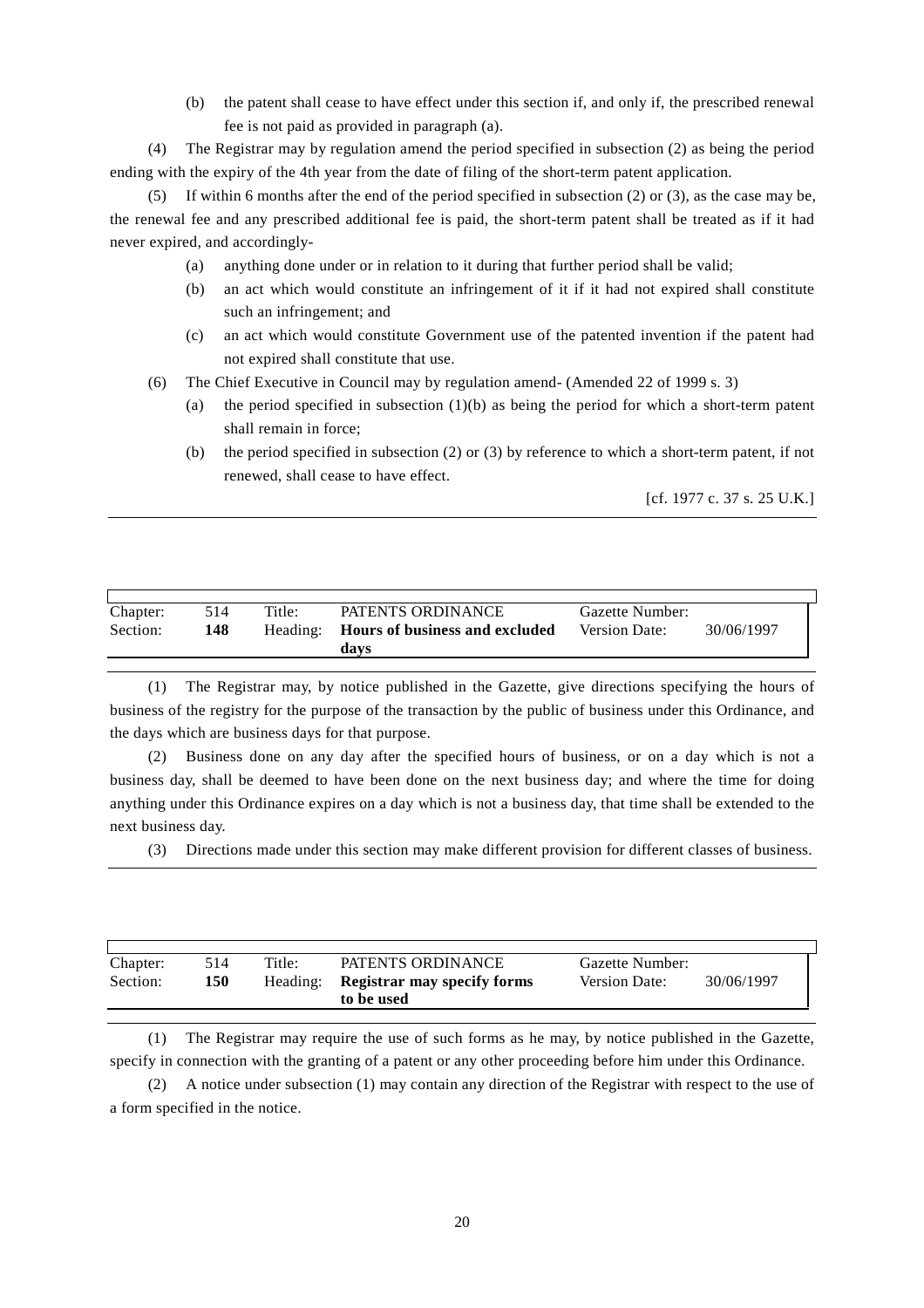(b) the patent shall cease to have effect under this section if, and only if, the prescribed renewal fee is not paid as provided in paragraph (a).

(4) The Registrar may by regulation amend the period specified in subsection (2) as being the period ending with the expiry of the 4th year from the date of filing of the short-term patent application.

(5) If within 6 months after the end of the period specified in subsection (2) or (3), as the case may be, the renewal fee and any prescribed additional fee is paid, the short-term patent shall be treated as if it had never expired, and accordingly-

(a) anything done under or in relation to it during that further period shall be valid;

(b) an act which would constitute an infringement of it if it had not expired shall constitute such an infringement; and

(c) an act which would constitute Government use of the patented invention if the patent had not expired shall constitute that use.

(6) The Chief Executive in Council may by regulation amend- (Amended 22 of 1999 s. 3)

(a) the period specified in subsection (1)(b) as being the period for which a short-term patent shall remain in force;

(b) the period specified in subsection (2) or (3) by reference to which a short-term patent, if not renewed, shall cease to have effect.

[cf. 1977 c. 37 s. 25 U.K.]

| Chapter: | 514 | Title: | PATENTS ORDINANCE | Gazette Number: | |
|---|---|---|---|---|---|
| Section: | **148** | Heading: | **Hours of business and excluded days** | Version Date: | 30/06/1997 |

(1) The Registrar may, by notice published in the Gazette, give directions specifying the hours of business of the registry for the purpose of the transaction by the public of business under this Ordinance, and the days which are business days for that purpose.

(2) Business done on any day after the specified hours of business, or on a day which is not a business day, shall be deemed to have been done on the next business day; and where the time for doing anything under this Ordinance expires on a day which is not a business day, that time shall be extended to the next business day.

(3) Directions made under this section may make different provision for different classes of business.

| Chapter: | 514 | Title: | PATENTS ORDINANCE | Gazette Number: | |
|---|---|---|---|---|---|
| Section: | **150** | Heading: | **Registrar may specify forms to be used** | Version Date: | 30/06/1997 |

(1) The Registrar may require the use of such forms as he may, by notice published in the Gazette, specify in connection with the granting of a patent or any other proceeding before him under this Ordinance.

(2) A notice under subsection (1) may contain any direction of the Registrar with respect to the use of a form specified in the notice.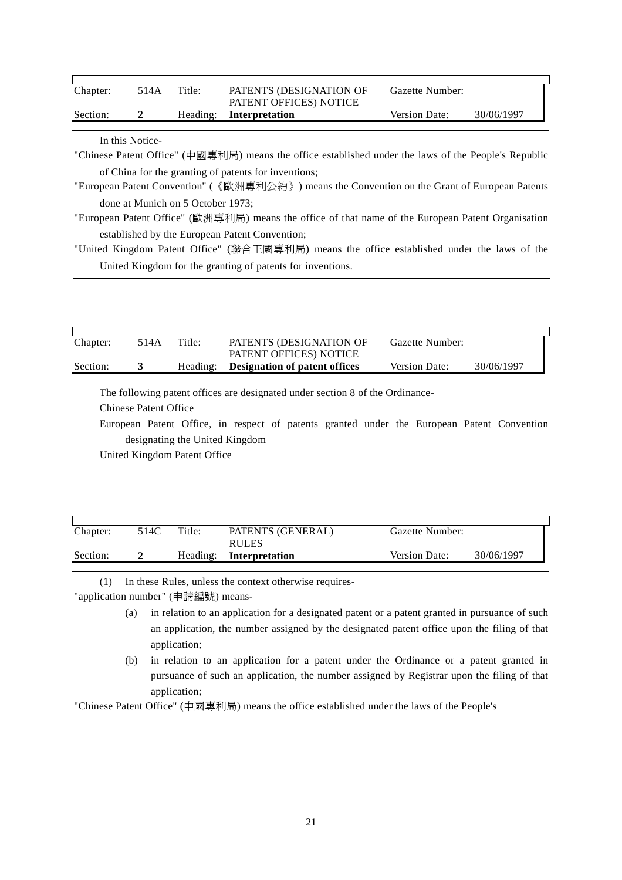| Chapter: | 514A | Title: | PATENTS (DESIGNATION OF PATENT OFFICES) NOTICE | Gazette Number: | |
|---|---|---|---|---|---|
| Section: | **2** | Heading: | **Interpretation** | Version Date: | 30/06/1997 |

In this Notice-

"Chinese Patent Office" (中國專利局) means the office established under the laws of the People's Republic of China for the granting of patents for inventions;

"European Patent Convention" (《歐洲專利公約》) means the Convention on the Grant of European Patents done at Munich on 5 October 1973;

"European Patent Office" (歐洲專利局) means the office of that name of the European Patent Organisation established by the European Patent Convention;

"United Kingdom Patent Office" (聯合王國專利局) means the office established under the laws of the United Kingdom for the granting of patents for inventions.

| Chapter: | 514A | Title: | PATENTS (DESIGNATION OF PATENT OFFICES) NOTICE | Gazette Number: | |
|---|---|---|---|---|---|
| Section: | **3** | Heading: | **Designation of patent offices** | Version Date: | 30/06/1997 |

The following patent offices are designated under section 8 of the Ordinance-

Chinese Patent Office

European Patent Office, in respect of patents granted under the European Patent Convention designating the United Kingdom

United Kingdom Patent Office

| Chapter: | 514C | Title: | PATENTS (GENERAL) RULES | Gazette Number: | |
|---|---|---|---|---|---|
| Section: | **2** | Heading: | **Interpretation** | Version Date: | 30/06/1997 |

(1) In these Rules, unless the context otherwise requires-

"application number" (申請編號) means-

(a) in relation to an application for a designated patent or a patent granted in pursuance of such an application, the number assigned by the designated patent office upon the filing of that application;

(b) in relation to an application for a patent under the Ordinance or a patent granted in pursuance of such an application, the number assigned by Registrar upon the filing of that application;

"Chinese Patent Office" (中國專利局) means the office established under the laws of the People's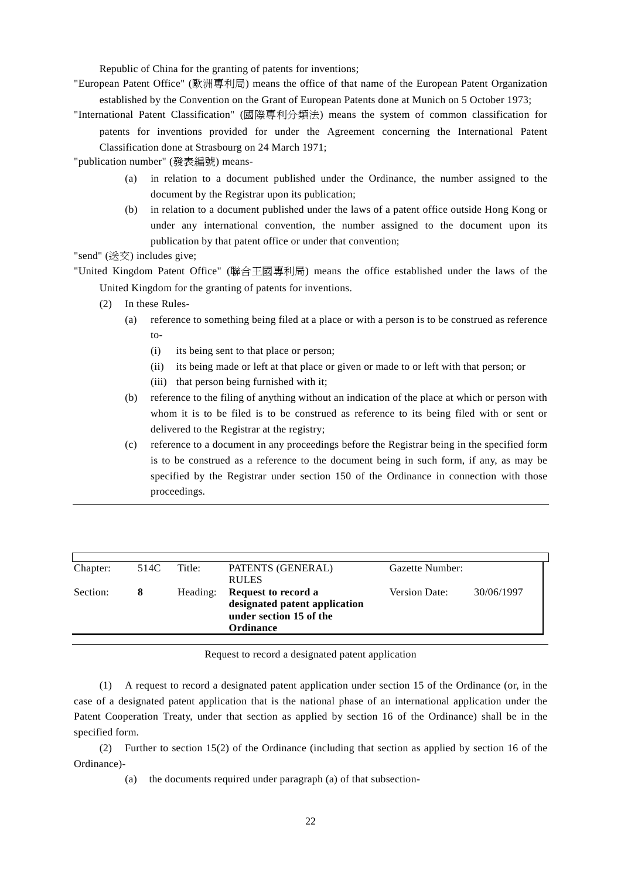Republic of China for the granting of patents for inventions;

"European Patent Office" (歐洲專利局) means the office of that name of the European Patent Organization established by the Convention on the Grant of European Patents done at Munich on 5 October 1973;

"International Patent Classification" (國際專利分類法) means the system of common classification for patents for inventions provided for under the Agreement concerning the International Patent Classification done at Strasbourg on 24 March 1971;

"publication number" (發表編號) means-

- (a) in relation to a document published under the Ordinance, the number assigned to the document by the Registrar upon its publication;
- (b) in relation to a document published under the laws of a patent office outside Hong Kong or under any international convention, the number assigned to the document upon its publication by that patent office or under that convention;

"send" (送交) includes give;

"United Kingdom Patent Office" (聯合王國專利局) means the office established under the laws of the United Kingdom for the granting of patents for inventions.

(2) In these Rules-

- (a) reference to something being filed at a place or with a person is to be construed as reference to-
  - (i) its being sent to that place or person;
  - (ii) its being made or left at that place or given or made to or left with that person; or
  - (iii) that person being furnished with it;
- (b) reference to the filing of anything without an indication of the place at which or person with whom it is to be filed is to be construed as reference to its being filed with or sent or delivered to the Registrar at the registry;
- (c) reference to a document in any proceedings before the Registrar being in the specified form is to be construed as a reference to the document being in such form, if any, as may be specified by the Registrar under section 150 of the Ordinance in connection with those proceedings.

| Chapter: | 514C | Title: | PATENTS (GENERAL) RULES | Gazette Number: | |
|---|---|---|---|---|---|
| Section: | **8** | Heading: | **Request to record a designated patent application under section 15 of the Ordinance** | Version Date: | 30/06/1997 |

Request to record a designated patent application

(1) A request to record a designated patent application under section 15 of the Ordinance (or, in the case of a designated patent application that is the national phase of an international application under the Patent Cooperation Treaty, under that section as applied by section 16 of the Ordinance) shall be in the specified form.

(2) Further to section 15(2) of the Ordinance (including that section as applied by section 16 of the Ordinance)-

- (a) the documents required under paragraph (a) of that subsection-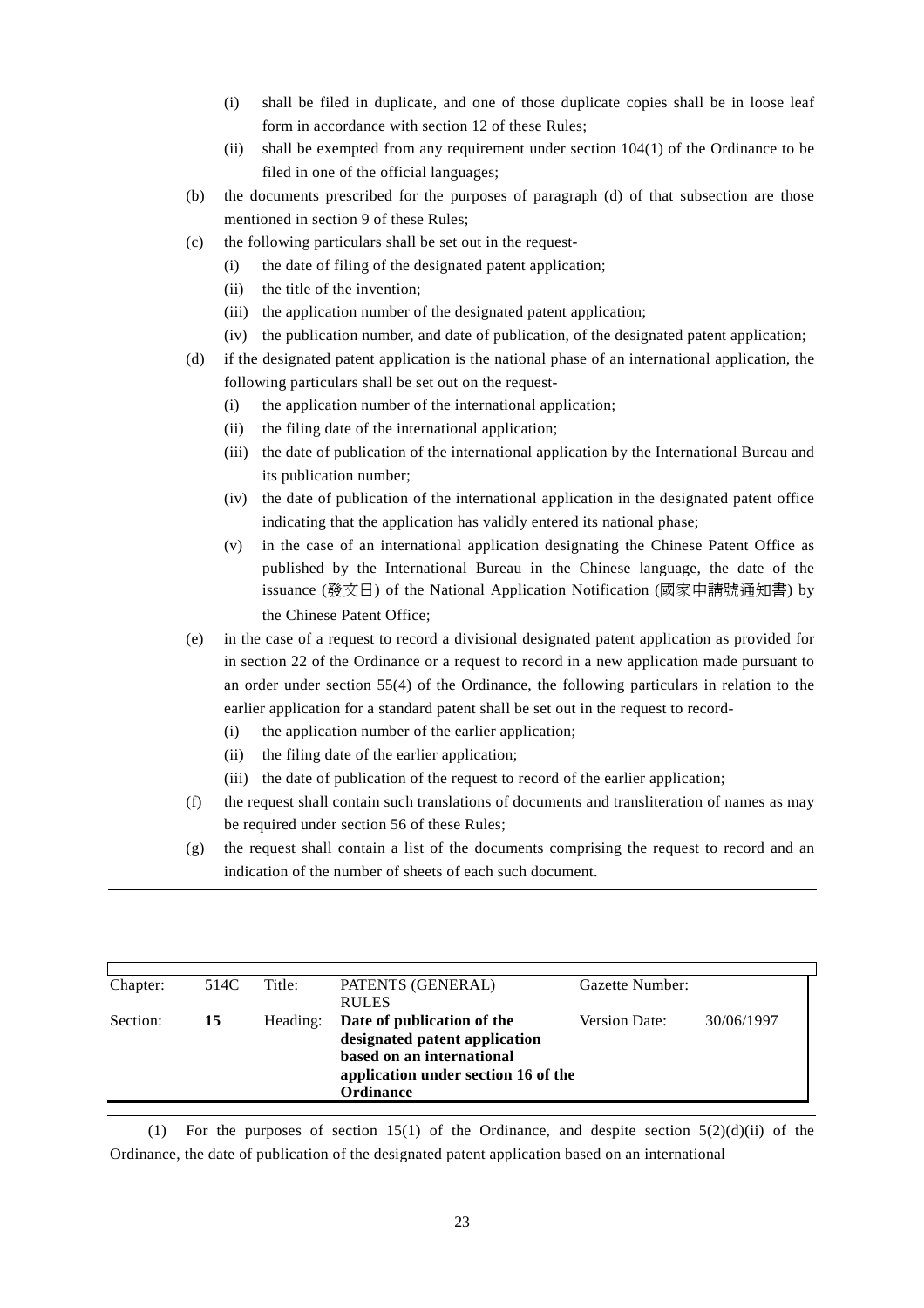- (i) shall be filed in duplicate, and one of those duplicate copies shall be in loose leaf form in accordance with section 12 of these Rules;
- (ii) shall be exempted from any requirement under section 104(1) of the Ordinance to be filed in one of the official languages;

(b) the documents prescribed for the purposes of paragraph (d) of that subsection are those mentioned in section 9 of these Rules;

(c) the following particulars shall be set out in the request-
- (i) the date of filing of the designated patent application;
- (ii) the title of the invention;
- (iii) the application number of the designated patent application;
- (iv) the publication number, and date of publication, of the designated patent application;

(d) if the designated patent application is the national phase of an international application, the following particulars shall be set out on the request-
- (i) the application number of the international application;
- (ii) the filing date of the international application;
- (iii) the date of publication of the international application by the International Bureau and its publication number;
- (iv) the date of publication of the international application in the designated patent office indicating that the application has validly entered its national phase;
- (v) in the case of an international application designating the Chinese Patent Office as published by the International Bureau in the Chinese language, the date of the issuance (發文日) of the National Application Notification (國家申請號通知書) by the Chinese Patent Office;

(e) in the case of a request to record a divisional designated patent application as provided for in section 22 of the Ordinance or a request to record in a new application made pursuant to an order under section 55(4) of the Ordinance, the following particulars in relation to the earlier application for a standard patent shall be set out in the request to record-
- (i) the application number of the earlier application;
- (ii) the filing date of the earlier application;
- (iii) the date of publication of the request to record of the earlier application;

(f) the request shall contain such translations of documents and transliteration of names as may be required under section 56 of these Rules;

(g) the request shall contain a list of the documents comprising the request to record and an indication of the number of sheets of each such document.

---

| Chapter: | 514C | Title: | PATENTS (GENERAL) RULES | Gazette Number: | |
|---|---|---|---|---|---|
| Section: | **15** | Heading: | **Date of publication of the designated patent application based on an international application under section 16 of the Ordinance** | Version Date: | 30/06/1997 |

(1) For the purposes of section 15(1) of the Ordinance, and despite section 5(2)(d)(ii) of the Ordinance, the date of publication of the designated patent application based on an international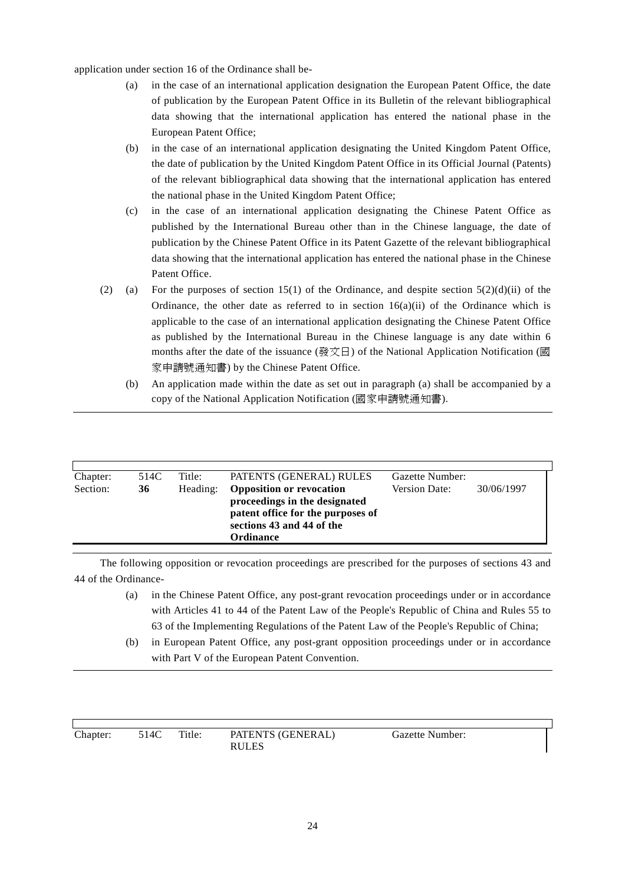application under section 16 of the Ordinance shall be-

(a) in the case of an international application designation the European Patent Office, the date of publication by the European Patent Office in its Bulletin of the relevant bibliographical data showing that the international application has entered the national phase in the European Patent Office;

(b) in the case of an international application designating the United Kingdom Patent Office, the date of publication by the United Kingdom Patent Office in its Official Journal (Patents) of the relevant bibliographical data showing that the international application has entered the national phase in the United Kingdom Patent Office;

(c) in the case of an international application designating the Chinese Patent Office as published by the International Bureau other than in the Chinese language, the date of publication by the Chinese Patent Office in its Patent Gazette of the relevant bibliographical data showing that the international application has entered the national phase in the Chinese Patent Office.

(2) (a) For the purposes of section 15(1) of the Ordinance, and despite section 5(2)(d)(ii) of the Ordinance, the other date as referred to in section 16(a)(ii) of the Ordinance which is applicable to the case of an international application designating the Chinese Patent Office as published by the International Bureau in the Chinese language is any date within 6 months after the date of the issuance (發文日) of the National Application Notification (國家申請號通知書) by the Chinese Patent Office.

(b) An application made within the date as set out in paragraph (a) shall be accompanied by a copy of the National Application Notification (國家申請號通知書).

| Chapter: | 514C | Title: | PATENTS (GENERAL) RULES | Gazette Number: | |
|---|---|---|---|---|---|
| Section: | **36** | Heading: | **Opposition or revocation proceedings in the designated patent office for the purposes of sections 43 and 44 of the Ordinance** | Version Date: | 30/06/1997 |

The following opposition or revocation proceedings are prescribed for the purposes of sections 43 and 44 of the Ordinance-

(a) in the Chinese Patent Office, any post-grant revocation proceedings under or in accordance with Articles 41 to 44 of the Patent Law of the People's Republic of China and Rules 55 to 63 of the Implementing Regulations of the Patent Law of the People's Republic of China;

(b) in European Patent Office, any post-grant opposition proceedings under or in accordance with Part V of the European Patent Convention.

| Chapter: | 514C | Title: | PATENTS (GENERAL) RULES | Gazette Number: |
|---|---|---|---|---|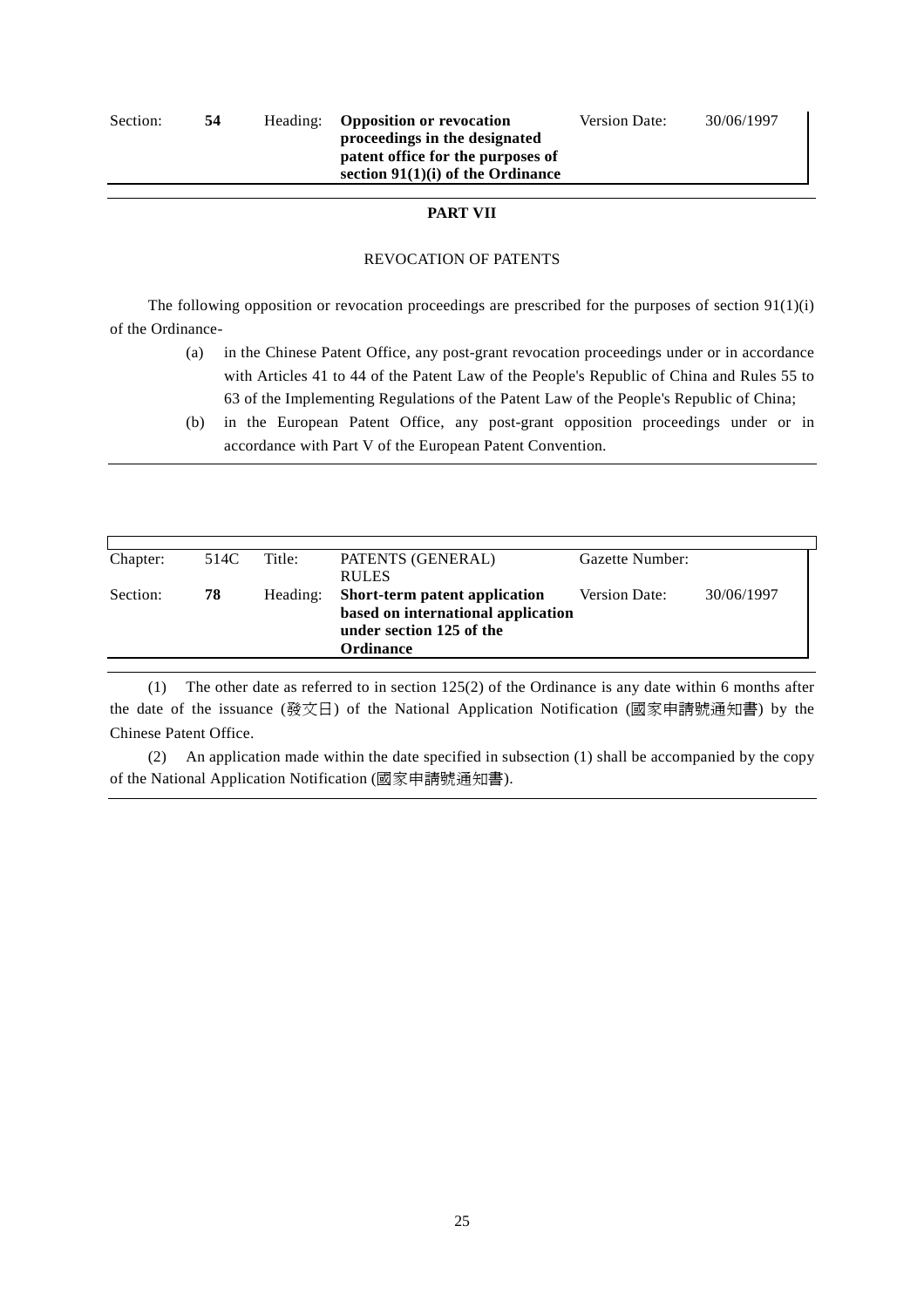| Section: | **54** | Heading: | **Opposition or revocation proceedings in the designated patent office for the purposes of section 91(1)(i) of the Ordinance** | Version Date: | 30/06/1997 |
|---|---|---|---|---|---|

**PART VII**

REVOCATION OF PATENTS

The following opposition or revocation proceedings are prescribed for the purposes of section 91(1)(i) of the Ordinance-

(a) in the Chinese Patent Office, any post-grant revocation proceedings under or in accordance with Articles 41 to 44 of the Patent Law of the People's Republic of China and Rules 55 to 63 of the Implementing Regulations of the Patent Law of the People's Republic of China;

(b) in the European Patent Office, any post-grant opposition proceedings under or in accordance with Part V of the European Patent Convention.

| Chapter: | 514C | Title: | PATENTS (GENERAL) RULES | Gazette Number: | |
|---|---|---|---|---|---|
| Section: | **78** | Heading: | **Short-term patent application based on international application under section 125 of the Ordinance** | Version Date: | 30/06/1997 |

(1) The other date as referred to in section 125(2) of the Ordinance is any date within 6 months after the date of the issuance (發文日) of the National Application Notification (國家申請號通知書) by the Chinese Patent Office.

(2) An application made within the date specified in subsection (1) shall be accompanied by the copy of the National Application Notification (國家申請號通知書).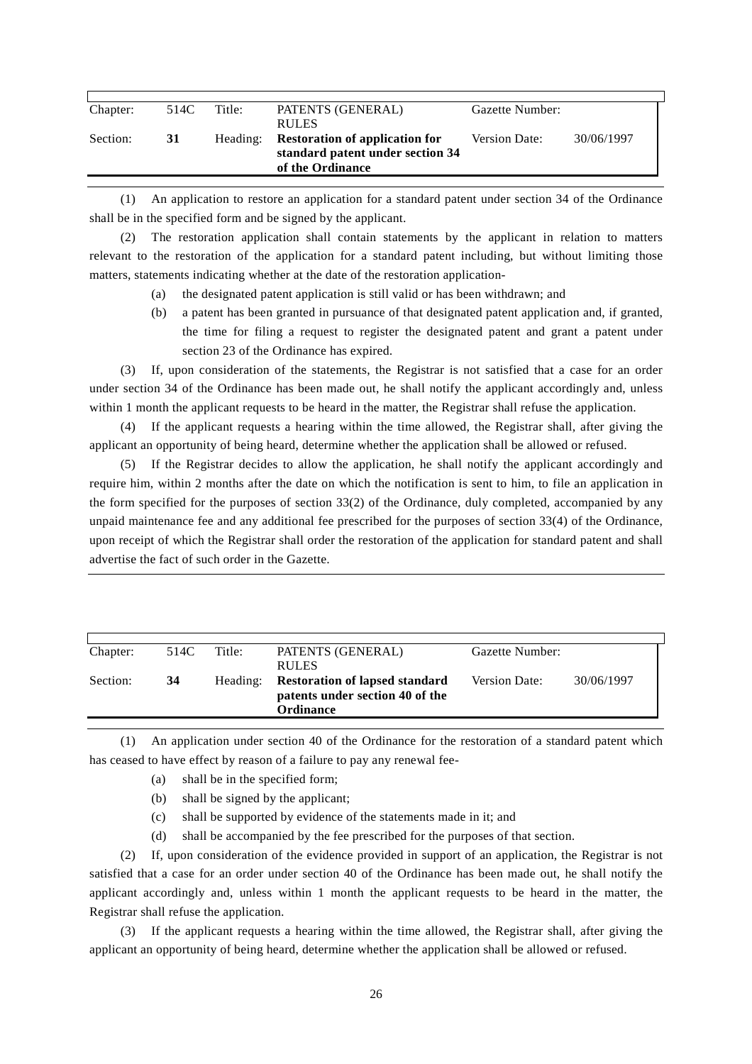| Chapter: | 514C | Title: | PATENTS (GENERAL) RULES | Gazette Number: | |
|---|---|---|---|---|---|
| Section: | **31** | Heading: | **Restoration of application for standard patent under section 34 of the Ordinance** | Version Date: | 30/06/1997 |

(1) An application to restore an application for a standard patent under section 34 of the Ordinance shall be in the specified form and be signed by the applicant.

(2) The restoration application shall contain statements by the applicant in relation to matters relevant to the restoration of the application for a standard patent including, but without limiting those matters, statements indicating whether at the date of the restoration application-

- (a) the designated patent application is still valid or has been withdrawn; and
- (b) a patent has been granted in pursuance of that designated patent application and, if granted, the time for filing a request to register the designated patent and grant a patent under section 23 of the Ordinance has expired.

(3) If, upon consideration of the statements, the Registrar is not satisfied that a case for an order under section 34 of the Ordinance has been made out, he shall notify the applicant accordingly and, unless within 1 month the applicant requests to be heard in the matter, the Registrar shall refuse the application.

(4) If the applicant requests a hearing within the time allowed, the Registrar shall, after giving the applicant an opportunity of being heard, determine whether the application shall be allowed or refused.

(5) If the Registrar decides to allow the application, he shall notify the applicant accordingly and require him, within 2 months after the date on which the notification is sent to him, to file an application in the form specified for the purposes of section 33(2) of the Ordinance, duly completed, accompanied by any unpaid maintenance fee and any additional fee prescribed for the purposes of section 33(4) of the Ordinance, upon receipt of which the Registrar shall order the restoration of the application for standard patent and shall advertise the fact of such order in the Gazette.

| Chapter: | 514C | Title: | PATENTS (GENERAL) RULES | Gazette Number: | |
|---|---|---|---|---|---|
| Section: | **34** | Heading: | **Restoration of lapsed standard patents under section 40 of the Ordinance** | Version Date: | 30/06/1997 |

(1) An application under section 40 of the Ordinance for the restoration of a standard patent which has ceased to have effect by reason of a failure to pay any renewal fee-

- (a) shall be in the specified form;
- (b) shall be signed by the applicant;
- (c) shall be supported by evidence of the statements made in it; and
- (d) shall be accompanied by the fee prescribed for the purposes of that section.

(2) If, upon consideration of the evidence provided in support of an application, the Registrar is not satisfied that a case for an order under section 40 of the Ordinance has been made out, he shall notify the applicant accordingly and, unless within 1 month the applicant requests to be heard in the matter, the Registrar shall refuse the application.

(3) If the applicant requests a hearing within the time allowed, the Registrar shall, after giving the applicant an opportunity of being heard, determine whether the application shall be allowed or refused.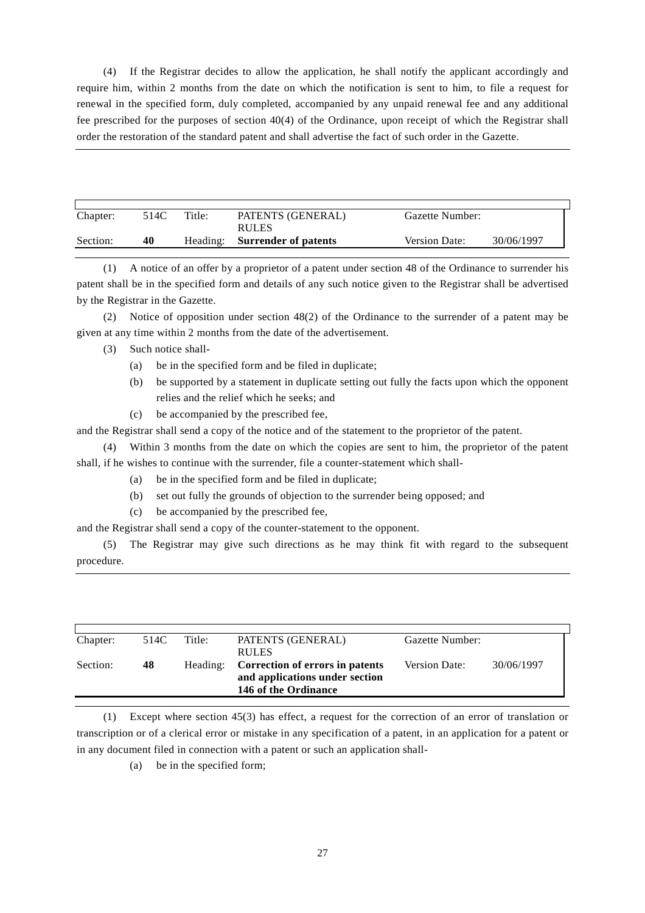(4) If the Registrar decides to allow the application, he shall notify the applicant accordingly and require him, within 2 months from the date on which the notification is sent to him, to file a request for renewal in the specified form, duly completed, accompanied by any unpaid renewal fee and any additional fee prescribed for the purposes of section 40(4) of the Ordinance, upon receipt of which the Registrar shall order the restoration of the standard patent and shall advertise the fact of such order in the Gazette.

| Chapter: | 514C | Title: | PATENTS (GENERAL) RULES | Gazette Number: | |
|---|---|---|---|---|---|
| Section: | **40** | Heading: | **Surrender of patents** | Version Date: | 30/06/1997 |

(1) A notice of an offer by a proprietor of a patent under section 48 of the Ordinance to surrender his patent shall be in the specified form and details of any such notice given to the Registrar shall be advertised by the Registrar in the Gazette.

(2) Notice of opposition under section 48(2) of the Ordinance to the surrender of a patent may be given at any time within 2 months from the date of the advertisement.

(3) Such notice shall-

- (a) be in the specified form and be filed in duplicate;
- (b) be supported by a statement in duplicate setting out fully the facts upon which the opponent relies and the relief which he seeks; and
- (c) be accompanied by the prescribed fee,

and the Registrar shall send a copy of the notice and of the statement to the proprietor of the patent.

(4) Within 3 months from the date on which the copies are sent to him, the proprietor of the patent shall, if he wishes to continue with the surrender, file a counter-statement which shall-

- (a) be in the specified form and be filed in duplicate;
- (b) set out fully the grounds of objection to the surrender being opposed; and
- (c) be accompanied by the prescribed fee,

and the Registrar shall send a copy of the counter-statement to the opponent.

(5) The Registrar may give such directions as he may think fit with regard to the subsequent procedure.

| Chapter: | 514C | Title: | PATENTS (GENERAL) RULES | Gazette Number: | |
|---|---|---|---|---|---|
| Section: | **48** | Heading: | **Correction of errors in patents and applications under section 146 of the Ordinance** | Version Date: | 30/06/1997 |

(1) Except where section 45(3) has effect, a request for the correction of an error of translation or transcription or of a clerical error or mistake in any specification of a patent, in an application for a patent or in any document filed in connection with a patent or such an application shall-

- (a) be in the specified form;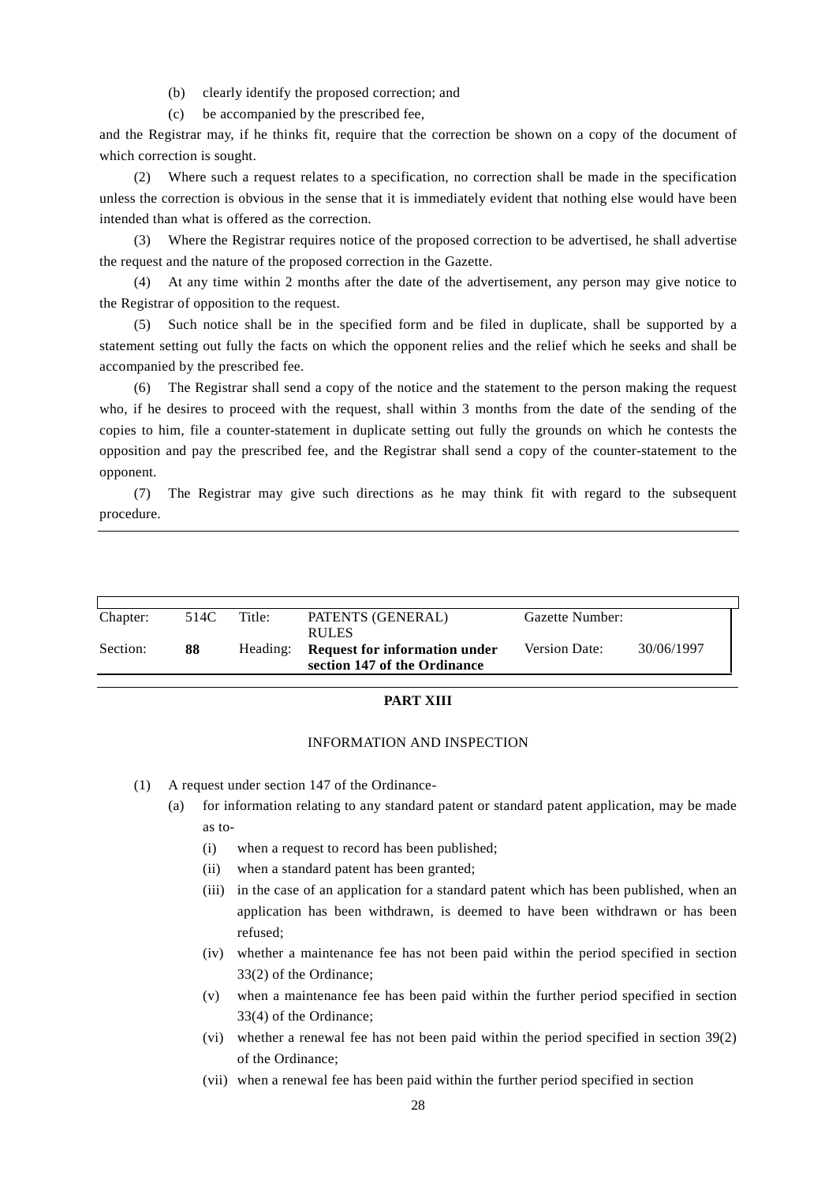(b) clearly identify the proposed correction; and

(c) be accompanied by the prescribed fee,

and the Registrar may, if he thinks fit, require that the correction be shown on a copy of the document of which correction is sought.

(2) Where such a request relates to a specification, no correction shall be made in the specification unless the correction is obvious in the sense that it is immediately evident that nothing else would have been intended than what is offered as the correction.

(3) Where the Registrar requires notice of the proposed correction to be advertised, he shall advertise the request and the nature of the proposed correction in the Gazette.

(4) At any time within 2 months after the date of the advertisement, any person may give notice to the Registrar of opposition to the request.

(5) Such notice shall be in the specified form and be filed in duplicate, shall be supported by a statement setting out fully the facts on which the opponent relies and the relief which he seeks and shall be accompanied by the prescribed fee.

(6) The Registrar shall send a copy of the notice and the statement to the person making the request who, if he desires to proceed with the request, shall within 3 months from the date of the sending of the copies to him, file a counter-statement in duplicate setting out fully the grounds on which he contests the opposition and pay the prescribed fee, and the Registrar shall send a copy of the counter-statement to the opponent.

(7) The Registrar may give such directions as he may think fit with regard to the subsequent procedure.

---

| Chapter: | 514C | Title: | PATENTS (GENERAL) RULES | Gazette Number: | |
|---|---|---|---|---|---|
| Section: | **88** | Heading: | **Request for information under section 147 of the Ordinance** | Version Date: | 30/06/1997 |

**PART XIII**

INFORMATION AND INSPECTION

(1) A request under section 147 of the Ordinance-

(a) for information relating to any standard patent or standard patent application, may be made as to-

(i) when a request to record has been published;

(ii) when a standard patent has been granted;

(iii) in the case of an application for a standard patent which has been published, when an application has been withdrawn, is deemed to have been withdrawn or has been refused;

(iv) whether a maintenance fee has not been paid within the period specified in section 33(2) of the Ordinance;

(v) when a maintenance fee has been paid within the further period specified in section 33(4) of the Ordinance;

(vi) whether a renewal fee has not been paid within the period specified in section 39(2) of the Ordinance;

(vii) when a renewal fee has been paid within the further period specified in section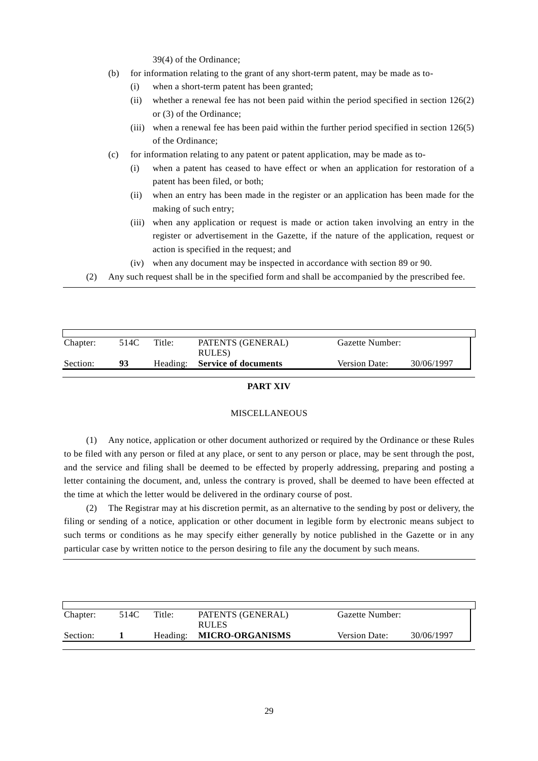39(4) of the Ordinance;

(b) for information relating to the grant of any short-term patent, may be made as to-

  (i) when a short-term patent has been granted;

  (ii) whether a renewal fee has not been paid within the period specified in section 126(2) or (3) of the Ordinance;

  (iii) when a renewal fee has been paid within the further period specified in section 126(5) of the Ordinance;

(c) for information relating to any patent or patent application, may be made as to-

  (i) when a patent has ceased to have effect or when an application for restoration of a patent has been filed, or both;

  (ii) when an entry has been made in the register or an application has been made for the making of such entry;

  (iii) when any application or request is made or action taken involving an entry in the register or advertisement in the Gazette, if the nature of the application, request or action is specified in the request; and

  (iv) when any document may be inspected in accordance with section 89 or 90.

(2) Any such request shall be in the specified form and shall be accompanied by the prescribed fee.

| Chapter: | 514C | Title: | PATENTS (GENERAL) RULES) | Gazette Number: | |
|---|---|---|---|---|---|
| Section: | **93** | Heading: | **Service of documents** | Version Date: | 30/06/1997 |

## PART XIV

### MISCELLANEOUS

(1) Any notice, application or other document authorized or required by the Ordinance or these Rules to be filed with any person or filed at any place, or sent to any person or place, may be sent through the post, and the service and filing shall be deemed to be effected by properly addressing, preparing and posting a letter containing the document, and, unless the contrary is proved, shall be deemed to have been effected at the time at which the letter would be delivered in the ordinary course of post.

(2) The Registrar may at his discretion permit, as an alternative to the sending by post or delivery, the filing or sending of a notice, application or other document in legible form by electronic means subject to such terms or conditions as he may specify either generally by notice published in the Gazette or in any particular case by written notice to the person desiring to file any the document by such means.

| Chapter: | 514C | Title: | PATENTS (GENERAL) RULES | Gazette Number: | |
|---|---|---|---|---|---|
| Section: | **1** | Heading: | **MICRO-ORGANISMS** | Version Date: | 30/06/1997 |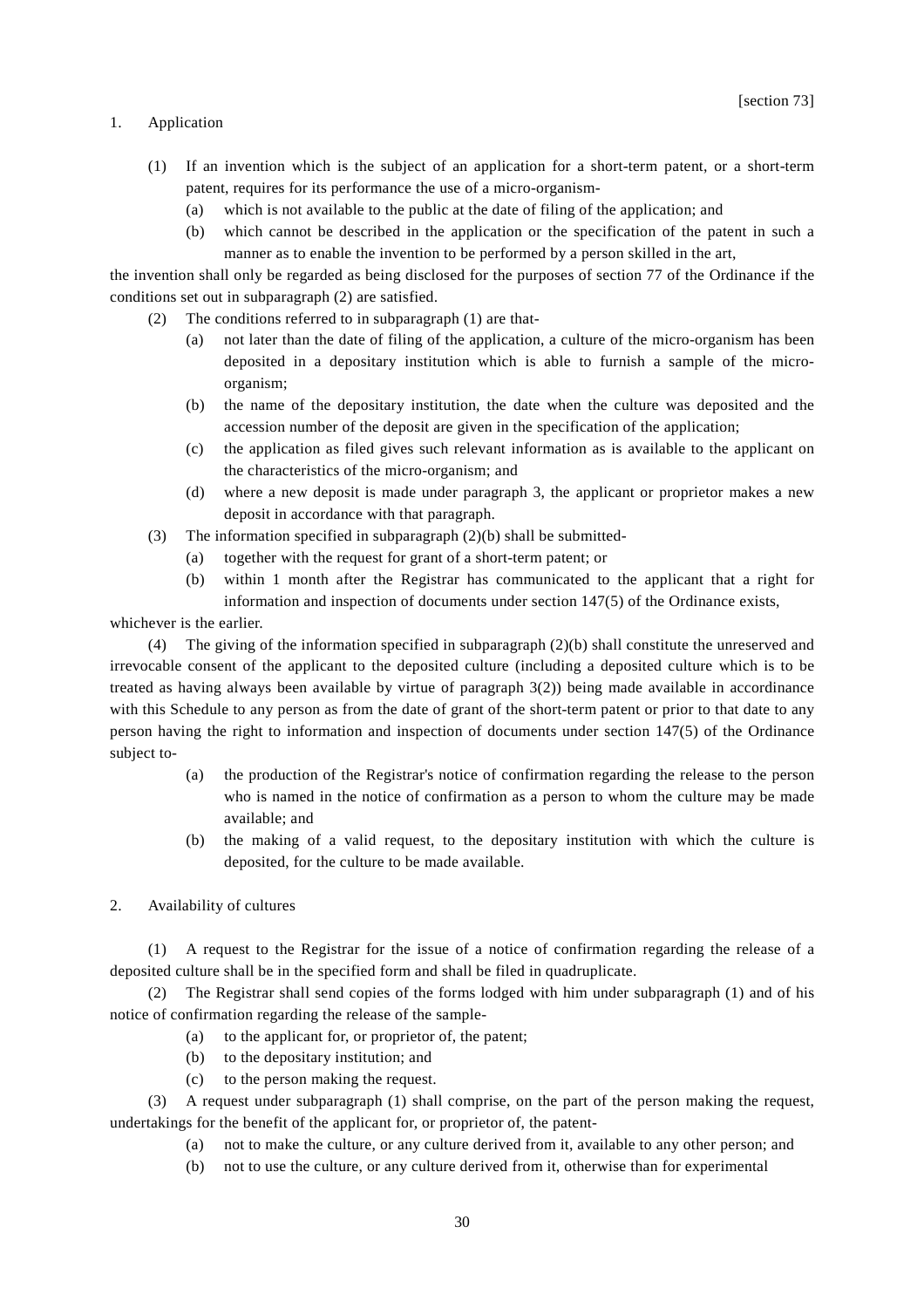[section 73]

1. Application

(1) If an invention which is the subject of an application for a short-term patent, or a short-term patent, requires for its performance the use of a micro-organism-

(a) which is not available to the public at the date of filing of the application; and

(b) which cannot be described in the application or the specification of the patent in such a manner as to enable the invention to be performed by a person skilled in the art,

the invention shall only be regarded as being disclosed for the purposes of section 77 of the Ordinance if the conditions set out in subparagraph (2) are satisfied.

(2) The conditions referred to in subparagraph (1) are that-

(a) not later than the date of filing of the application, a culture of the micro-organism has been deposited in a depositary institution which is able to furnish a sample of the micro-organism;

(b) the name of the depositary institution, the date when the culture was deposited and the accession number of the deposit are given in the specification of the application;

(c) the application as filed gives such relevant information as is available to the applicant on the characteristics of the micro-organism; and

(d) where a new deposit is made under paragraph 3, the applicant or proprietor makes a new deposit in accordance with that paragraph.

(3) The information specified in subparagraph (2)(b) shall be submitted-

(a) together with the request for grant of a short-term patent; or

(b) within 1 month after the Registrar has communicated to the applicant that a right for information and inspection of documents under section 147(5) of the Ordinance exists,

whichever is the earlier.

(4) The giving of the information specified in subparagraph (2)(b) shall constitute the unreserved and irrevocable consent of the applicant to the deposited culture (including a deposited culture which is to be treated as having always been available by virtue of paragraph 3(2)) being made available in accordinance with this Schedule to any person as from the date of grant of the short-term patent or prior to that date to any person having the right to information and inspection of documents under section 147(5) of the Ordinance subject to-

(a) the production of the Registrar's notice of confirmation regarding the release to the person who is named in the notice of confirmation as a person to whom the culture may be made available; and

(b) the making of a valid request, to the depositary institution with which the culture is deposited, for the culture to be made available.

2. Availability of cultures

(1) A request to the Registrar for the issue of a notice of confirmation regarding the release of a deposited culture shall be in the specified form and shall be filed in quadruplicate.

(2) The Registrar shall send copies of the forms lodged with him under subparagraph (1) and of his notice of confirmation regarding the release of the sample-

(a) to the applicant for, or proprietor of, the patent;

(b) to the depositary institution; and

(c) to the person making the request.

(3) A request under subparagraph (1) shall comprise, on the part of the person making the request, undertakings for the benefit of the applicant for, or proprietor of, the patent-

(a) not to make the culture, or any culture derived from it, available to any other person; and

(b) not to use the culture, or any culture derived from it, otherwise than for experimental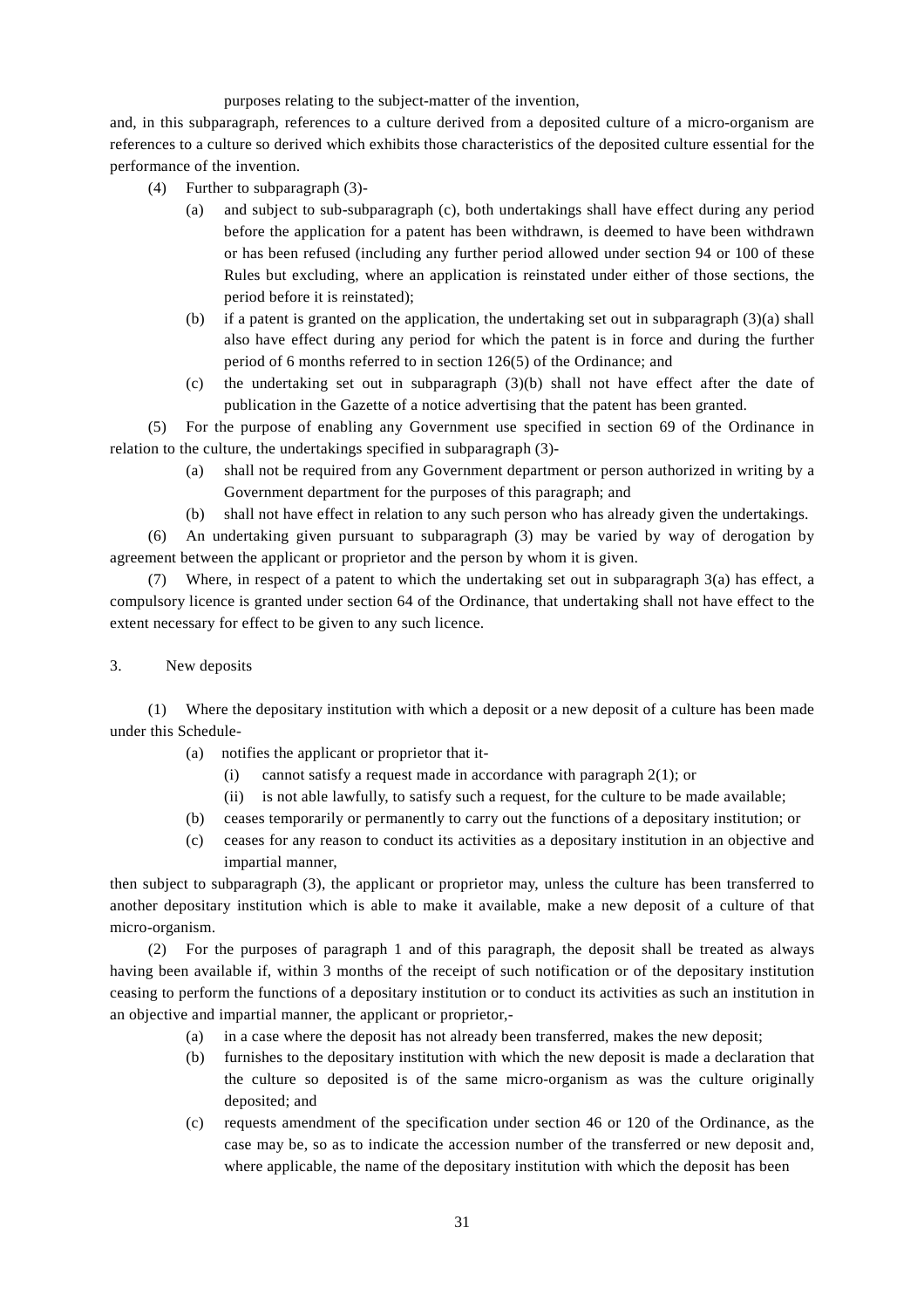purposes relating to the subject-matter of the invention,

and, in this subparagraph, references to a culture derived from a deposited culture of a micro-organism are references to a culture so derived which exhibits those characteristics of the deposited culture essential for the performance of the invention.

(4) Further to subparagraph (3)-

(a) and subject to sub-subparagraph (c), both undertakings shall have effect during any period before the application for a patent has been withdrawn, is deemed to have been withdrawn or has been refused (including any further period allowed under section 94 or 100 of these Rules but excluding, where an application is reinstated under either of those sections, the period before it is reinstated);

(b) if a patent is granted on the application, the undertaking set out in subparagraph (3)(a) shall also have effect during any period for which the patent is in force and during the further period of 6 months referred to in section 126(5) of the Ordinance; and

(c) the undertaking set out in subparagraph (3)(b) shall not have effect after the date of publication in the Gazette of a notice advertising that the patent has been granted.

(5) For the purpose of enabling any Government use specified in section 69 of the Ordinance in relation to the culture, the undertakings specified in subparagraph (3)-

(a) shall not be required from any Government department or person authorized in writing by a Government department for the purposes of this paragraph; and

(b) shall not have effect in relation to any such person who has already given the undertakings.

(6) An undertaking given pursuant to subparagraph (3) may be varied by way of derogation by agreement between the applicant or proprietor and the person by whom it is given.

(7) Where, in respect of a patent to which the undertaking set out in subparagraph 3(a) has effect, a compulsory licence is granted under section 64 of the Ordinance, that undertaking shall not have effect to the extent necessary for effect to be given to any such licence.

3. New deposits

(1) Where the depositary institution with which a deposit or a new deposit of a culture has been made under this Schedule-

(a) notifies the applicant or proprietor that it-

(i) cannot satisfy a request made in accordance with paragraph 2(1); or

(ii) is not able lawfully, to satisfy such a request, for the culture to be made available;

(b) ceases temporarily or permanently to carry out the functions of a depositary institution; or

(c) ceases for any reason to conduct its activities as a depositary institution in an objective and impartial manner,

then subject to subparagraph (3), the applicant or proprietor may, unless the culture has been transferred to another depositary institution which is able to make it available, make a new deposit of a culture of that micro-organism.

(2) For the purposes of paragraph 1 and of this paragraph, the deposit shall be treated as always having been available if, within 3 months of the receipt of such notification or of the depositary institution ceasing to perform the functions of a depositary institution or to conduct its activities as such an institution in an objective and impartial manner, the applicant or proprietor,-

(a) in a case where the deposit has not already been transferred, makes the new deposit;

(b) furnishes to the depositary institution with which the new deposit is made a declaration that the culture so deposited is of the same micro-organism as was the culture originally deposited; and

(c) requests amendment of the specification under section 46 or 120 of the Ordinance, as the case may be, so as to indicate the accession number of the transferred or new deposit and, where applicable, the name of the depositary institution with which the deposit has been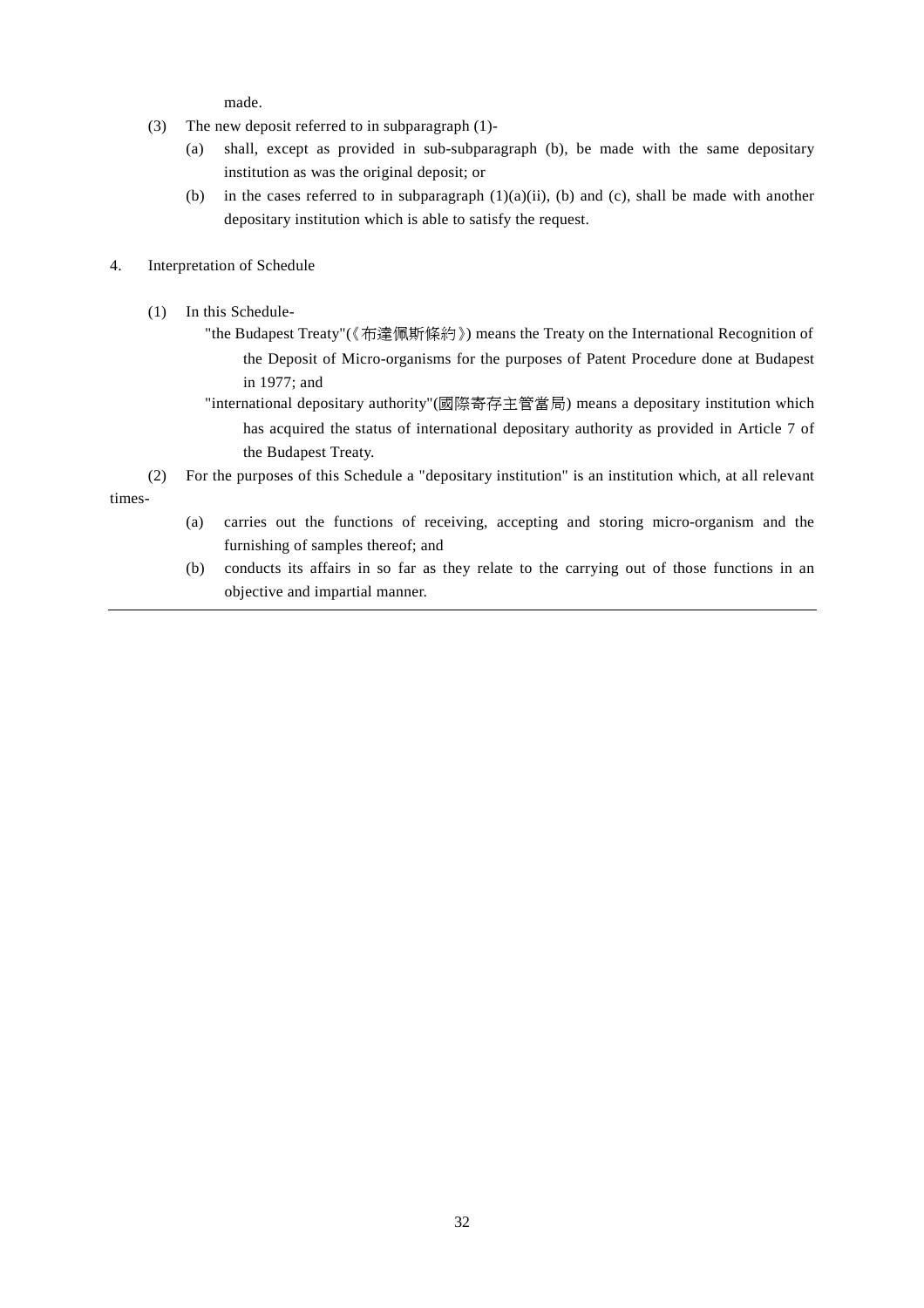made.

(3) The new deposit referred to in subparagraph (1)-

 (a) shall, except as provided in sub-subparagraph (b), be made with the same depositary institution as was the original deposit; or

 (b) in the cases referred to in subparagraph (1)(a)(ii), (b) and (c), shall be made with another depositary institution which is able to satisfy the request.

4. Interpretation of Schedule

(1) In this Schedule-

"the Budapest Treaty"(《布達佩斯條約》) means the Treaty on the International Recognition of the Deposit of Micro-organisms for the purposes of Patent Procedure done at Budapest in 1977; and

"international depositary authority"(國際寄存主管當局) means a depositary institution which has acquired the status of international depositary authority as provided in Article 7 of the Budapest Treaty.

(2) For the purposes of this Schedule a "depositary institution" is an institution which, at all relevant times-

 (a) carries out the functions of receiving, accepting and storing micro-organism and the furnishing of samples thereof; and

 (b) conducts its affairs in so far as they relate to the carrying out of those functions in an objective and impartial manner.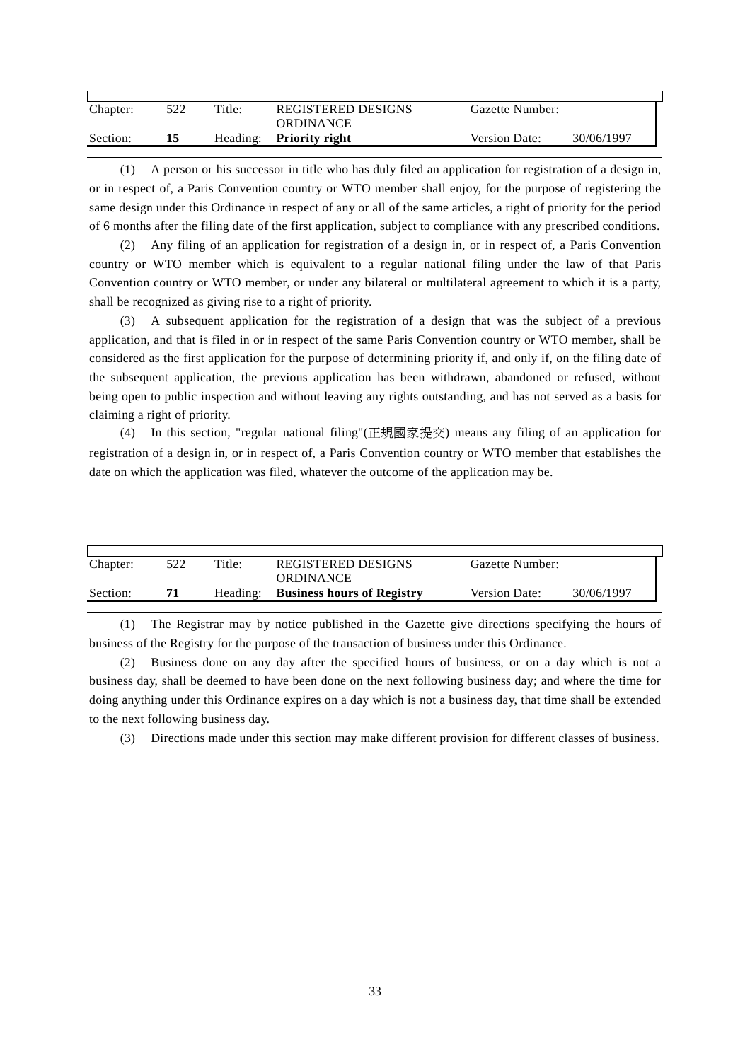| Chapter: | 522 | Title: | REGISTERED DESIGNS ORDINANCE | Gazette Number: | |
|---|---|---|---|---|---|
| Section: | **15** | Heading: | **Priority right** | Version Date: | 30/06/1997 |

(1) A person or his successor in title who has duly filed an application for registration of a design in, or in respect of, a Paris Convention country or WTO member shall enjoy, for the purpose of registering the same design under this Ordinance in respect of any or all of the same articles, a right of priority for the period of 6 months after the filing date of the first application, subject to compliance with any prescribed conditions.

(2) Any filing of an application for registration of a design in, or in respect of, a Paris Convention country or WTO member which is equivalent to a regular national filing under the law of that Paris Convention country or WTO member, or under any bilateral or multilateral agreement to which it is a party, shall be recognized as giving rise to a right of priority.

(3) A subsequent application for the registration of a design that was the subject of a previous application, and that is filed in or in respect of the same Paris Convention country or WTO member, shall be considered as the first application for the purpose of determining priority if, and only if, on the filing date of the subsequent application, the previous application has been withdrawn, abandoned or refused, without being open to public inspection and without leaving any rights outstanding, and has not served as a basis for claiming a right of priority.

(4) In this section, "regular national filing"(正規國家提交) means any filing of an application for registration of a design in, or in respect of, a Paris Convention country or WTO member that establishes the date on which the application was filed, whatever the outcome of the application may be.

| Chapter: | 522 | Title: | REGISTERED DESIGNS ORDINANCE | Gazette Number: | |
|---|---|---|---|---|---|
| Section: | **71** | Heading: | **Business hours of Registry** | Version Date: | 30/06/1997 |

(1) The Registrar may by notice published in the Gazette give directions specifying the hours of business of the Registry for the purpose of the transaction of business under this Ordinance.

(2) Business done on any day after the specified hours of business, or on a day which is not a business day, shall be deemed to have been done on the next following business day; and where the time for doing anything under this Ordinance expires on a day which is not a business day, that time shall be extended to the next following business day.

(3) Directions made under this section may make different provision for different classes of business.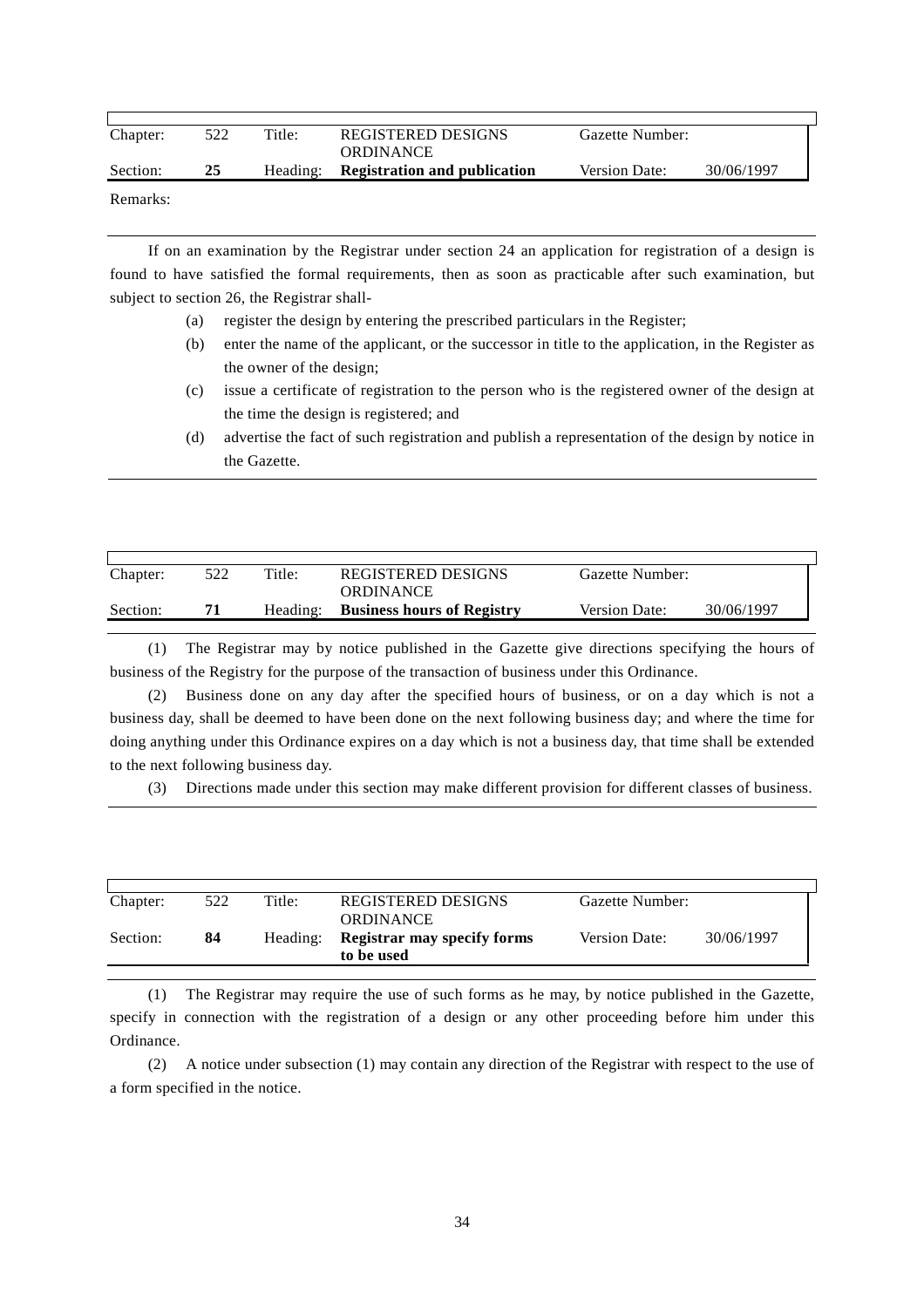| Chapter: | 522 | Title: | REGISTERED DESIGNS ORDINANCE | Gazette Number: | |
|---|---|---|---|---|---|
| Section: | **25** | Heading: | **Registration and publication** | Version Date: | 30/06/1997 |

Remarks:

If on an examination by the Registrar under section 24 an application for registration of a design is found to have satisfied the formal requirements, then as soon as practicable after such examination, but subject to section 26, the Registrar shall-

(a) register the design by entering the prescribed particulars in the Register;

(b) enter the name of the applicant, or the successor in title to the application, in the Register as the owner of the design;

(c) issue a certificate of registration to the person who is the registered owner of the design at the time the design is registered; and

(d) advertise the fact of such registration and publish a representation of the design by notice in the Gazette.

| Chapter: | 522 | Title: | REGISTERED DESIGNS ORDINANCE | Gazette Number: | |
|---|---|---|---|---|---|
| Section: | **71** | Heading: | **Business hours of Registry** | Version Date: | 30/06/1997 |

(1) The Registrar may by notice published in the Gazette give directions specifying the hours of business of the Registry for the purpose of the transaction of business under this Ordinance.

(2) Business done on any day after the specified hours of business, or on a day which is not a business day, shall be deemed to have been done on the next following business day; and where the time for doing anything under this Ordinance expires on a day which is not a business day, that time shall be extended to the next following business day.

(3) Directions made under this section may make different provision for different classes of business.

| Chapter: | 522 | Title: | REGISTERED DESIGNS ORDINANCE | Gazette Number: | |
|---|---|---|---|---|---|
| Section: | **84** | Heading: | **Registrar may specify forms to be used** | Version Date: | 30/06/1997 |

(1) The Registrar may require the use of such forms as he may, by notice published in the Gazette, specify in connection with the registration of a design or any other proceeding before him under this Ordinance.

(2) A notice under subsection (1) may contain any direction of the Registrar with respect to the use of a form specified in the notice.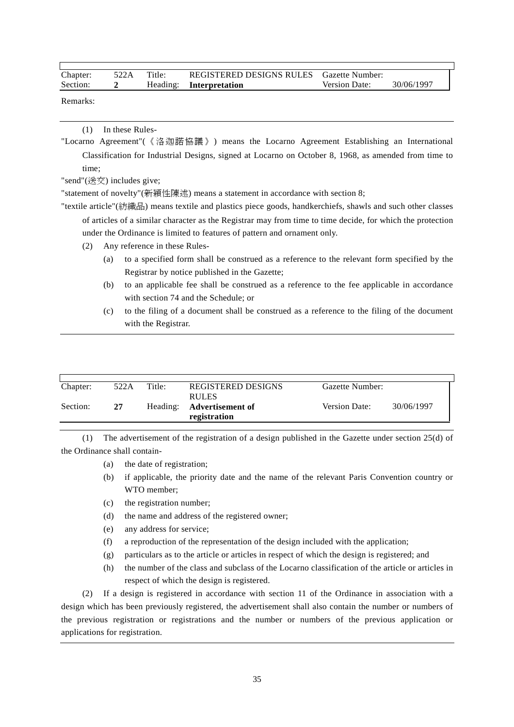| Chapter: | 522A | Title: | REGISTERED DESIGNS RULES | Gazette Number: | |
|---|---|---|---|---|---|
| Section: | **2** | Heading: | **Interpretation** | Version Date: | 30/06/1997 |

Remarks:

(1) In these Rules-

"Locarno Agreement"(《洛迦諾協議》) means the Locarno Agreement Establishing an International Classification for Industrial Designs, signed at Locarno on October 8, 1968, as amended from time to time;

"send"(送交) includes give;

"statement of novelty"(新穎性陳述) means a statement in accordance with section 8;

"textile article"(紡織品) means textile and plastics piece goods, handkerchiefs, shawls and such other classes of articles of a similar character as the Registrar may from time to time decide, for which the protection under the Ordinance is limited to features of pattern and ornament only.

(2) Any reference in these Rules-

- (a) to a specified form shall be construed as a reference to the relevant form specified by the Registrar by notice published in the Gazette;
- (b) to an applicable fee shall be construed as a reference to the fee applicable in accordance with section 74 and the Schedule; or
- (c) to the filing of a document shall be construed as a reference to the filing of the document with the Registrar.

| Chapter: | 522A | Title: | REGISTERED DESIGNS RULES | Gazette Number: | |
|---|---|---|---|---|---|
| Section: | **27** | Heading: | **Advertisement of registration** | Version Date: | 30/06/1997 |

(1) The advertisement of the registration of a design published in the Gazette under section 25(d) of the Ordinance shall contain-

- (a) the date of registration;
- (b) if applicable, the priority date and the name of the relevant Paris Convention country or WTO member;
- (c) the registration number;
- (d) the name and address of the registered owner;
- (e) any address for service;
- (f) a reproduction of the representation of the design included with the application;
- (g) particulars as to the article or articles in respect of which the design is registered; and
- (h) the number of the class and subclass of the Locarno classification of the article or articles in respect of which the design is registered.

(2) If a design is registered in accordance with section 11 of the Ordinance in association with a design which has been previously registered, the advertisement shall also contain the number or numbers of the previous registration or registrations and the number or numbers of the previous application or applications for registration.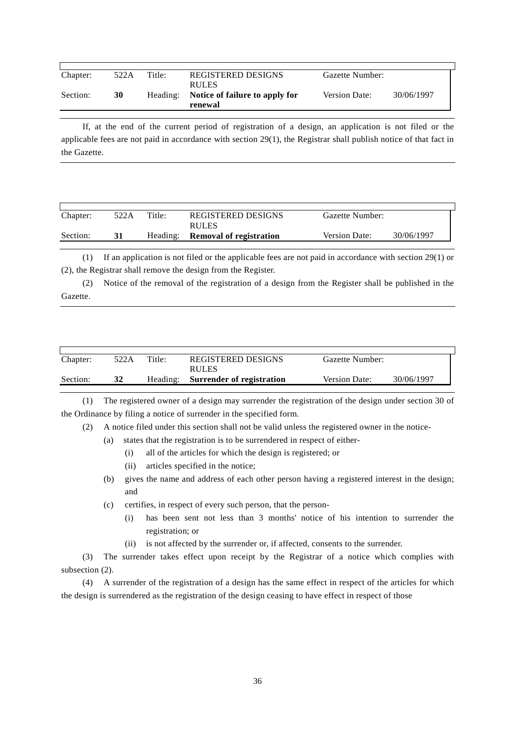| Chapter: | 522A | Title: | REGISTERED DESIGNS RULES | Gazette Number: | |
|---|---|---|---|---|---|
| Section: | **30** | Heading: | **Notice of failure to apply for renewal** | Version Date: | 30/06/1997 |

If, at the end of the current period of registration of a design, an application is not filed or the applicable fees are not paid in accordance with section 29(1), the Registrar shall publish notice of that fact in the Gazette.

| Chapter: | 522A | Title: | REGISTERED DESIGNS RULES | Gazette Number: | |
|---|---|---|---|---|---|
| Section: | **31** | Heading: | **Removal of registration** | Version Date: | 30/06/1997 |

(1) If an application is not filed or the applicable fees are not paid in accordance with section 29(1) or (2), the Registrar shall remove the design from the Register.

(2) Notice of the removal of the registration of a design from the Register shall be published in the Gazette.

| Chapter: | 522A | Title: | REGISTERED DESIGNS RULES | Gazette Number: | |
|---|---|---|---|---|---|
| Section: | **32** | Heading: | **Surrender of registration** | Version Date: | 30/06/1997 |

(1) The registered owner of a design may surrender the registration of the design under section 30 of the Ordinance by filing a notice of surrender in the specified form.

(2) A notice filed under this section shall not be valid unless the registered owner in the notice-

- (a) states that the registration is to be surrendered in respect of either-
  - (i) all of the articles for which the design is registered; or
  - (ii) articles specified in the notice;
- (b) gives the name and address of each other person having a registered interest in the design; and
- (c) certifies, in respect of every such person, that the person-
  - (i) has been sent not less than 3 months' notice of his intention to surrender the registration; or
  - (ii) is not affected by the surrender or, if affected, consents to the surrender.

(3) The surrender takes effect upon receipt by the Registrar of a notice which complies with subsection (2).

(4) A surrender of the registration of a design has the same effect in respect of the articles for which the design is surrendered as the registration of the design ceasing to have effect in respect of those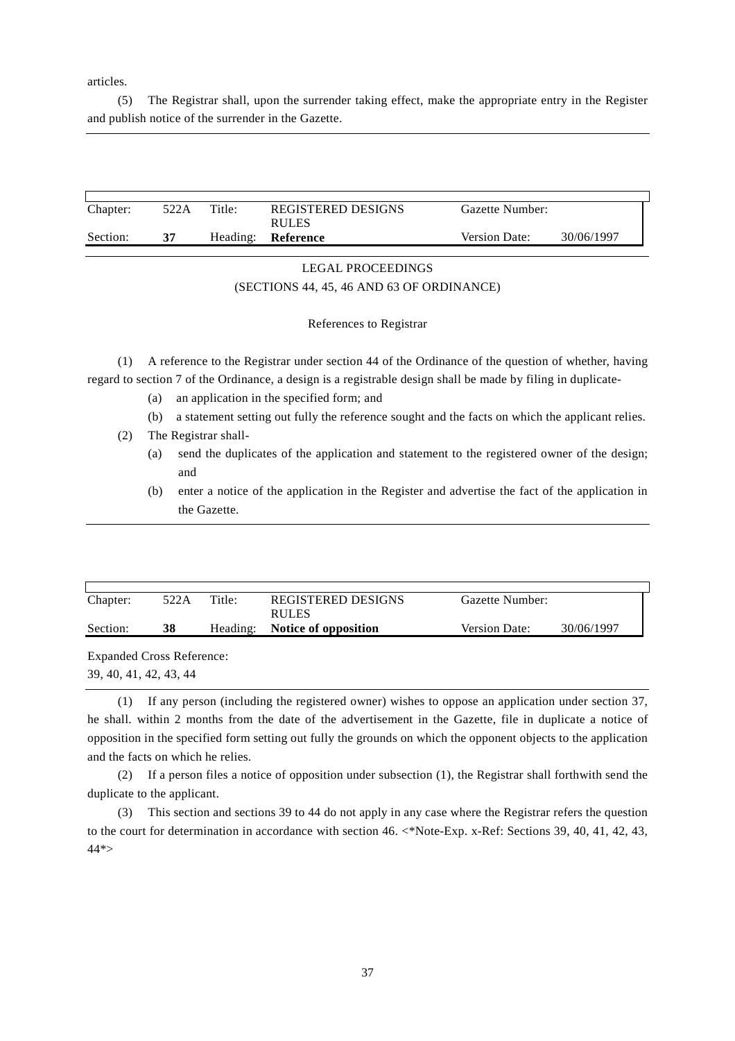articles.

(5) The Registrar shall, upon the surrender taking effect, make the appropriate entry in the Register and publish notice of the surrender in the Gazette.

| Chapter: | 522A | Title: | REGISTERED DESIGNS RULES | Gazette Number: | |
|---|---|---|---|---|---|
| Section: | **37** | Heading: | **Reference** | Version Date: | 30/06/1997 |

LEGAL PROCEEDINGS

(SECTIONS 44, 45, 46 AND 63 OF ORDINANCE)

References to Registrar

(1) A reference to the Registrar under section 44 of the Ordinance of the question of whether, having regard to section 7 of the Ordinance, a design is a registrable design shall be made by filing in duplicate-

(a) an application in the specified form; and

(b) a statement setting out fully the reference sought and the facts on which the applicant relies.

(2) The Registrar shall-

(a) send the duplicates of the application and statement to the registered owner of the design; and

(b) enter a notice of the application in the Register and advertise the fact of the application in the Gazette.

| Chapter: | 522A | Title: | REGISTERED DESIGNS RULES | Gazette Number: | |
|---|---|---|---|---|---|
| Section: | **38** | Heading: | **Notice of opposition** | Version Date: | 30/06/1997 |

Expanded Cross Reference:
39, 40, 41, 42, 43, 44

(1) If any person (including the registered owner) wishes to oppose an application under section 37, he shall. within 2 months from the date of the advertisement in the Gazette, file in duplicate a notice of opposition in the specified form setting out fully the grounds on which the opponent objects to the application and the facts on which he relies.

(2) If a person files a notice of opposition under subsection (1), the Registrar shall forthwith send the duplicate to the applicant.

(3) This section and sections 39 to 44 do not apply in any case where the Registrar refers the question to the court for determination in accordance with section 46. <*Note-Exp. x-Ref: Sections 39, 40, 41, 42, 43, 44*>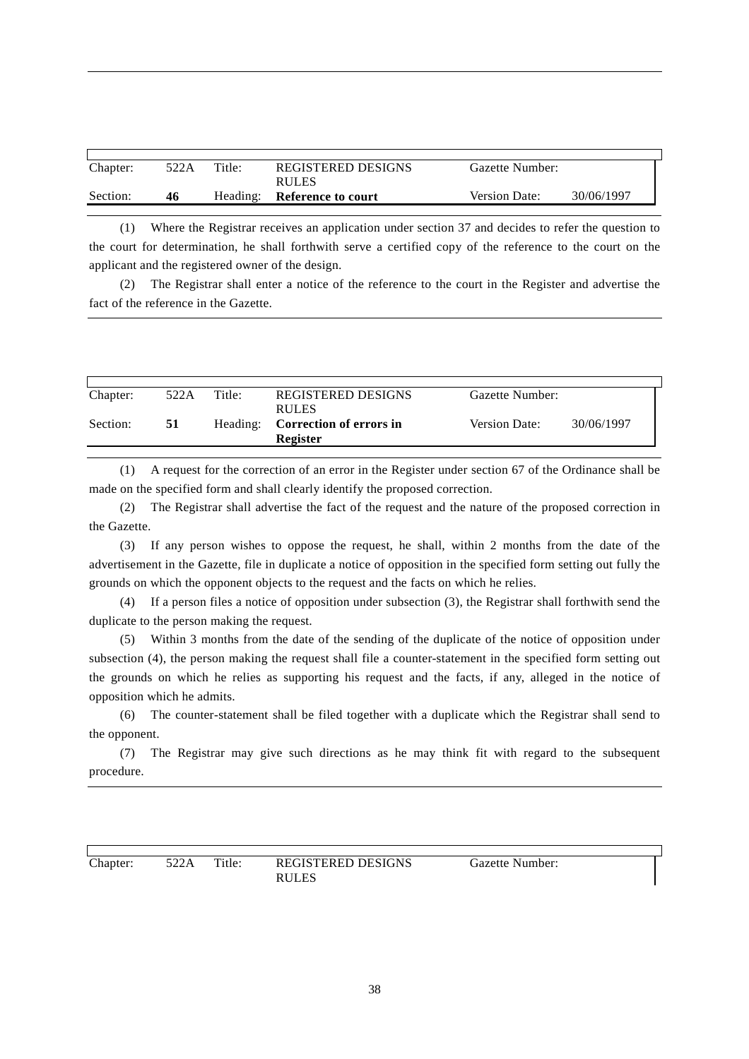| Chapter: | 522A | Title: | REGISTERED DESIGNS RULES | Gazette Number: | |
|---|---|---|---|---|---|
| Section: | **46** | Heading: | **Reference to court** | Version Date: | 30/06/1997 |

(1) Where the Registrar receives an application under section 37 and decides to refer the question to the court for determination, he shall forthwith serve a certified copy of the reference to the court on the applicant and the registered owner of the design.

(2) The Registrar shall enter a notice of the reference to the court in the Register and advertise the fact of the reference in the Gazette.

| Chapter: | 522A | Title: | REGISTERED DESIGNS RULES | Gazette Number: | |
|---|---|---|---|---|---|
| Section: | **51** | Heading: | **Correction of errors in Register** | Version Date: | 30/06/1997 |

(1) A request for the correction of an error in the Register under section 67 of the Ordinance shall be made on the specified form and shall clearly identify the proposed correction.

(2) The Registrar shall advertise the fact of the request and the nature of the proposed correction in the Gazette.

(3) If any person wishes to oppose the request, he shall, within 2 months from the date of the advertisement in the Gazette, file in duplicate a notice of opposition in the specified form setting out fully the grounds on which the opponent objects to the request and the facts on which he relies.

(4) If a person files a notice of opposition under subsection (3), the Registrar shall forthwith send the duplicate to the person making the request.

(5) Within 3 months from the date of the sending of the duplicate of the notice of opposition under subsection (4), the person making the request shall file a counter-statement in the specified form setting out the grounds on which he relies as supporting his request and the facts, if any, alleged in the notice of opposition which he admits.

(6) The counter-statement shall be filed together with a duplicate which the Registrar shall send to the opponent.

(7) The Registrar may give such directions as he may think fit with regard to the subsequent procedure.

| Chapter: | 522A | Title: | REGISTERED DESIGNS RULES | Gazette Number: | |
|---|---|---|---|---|---|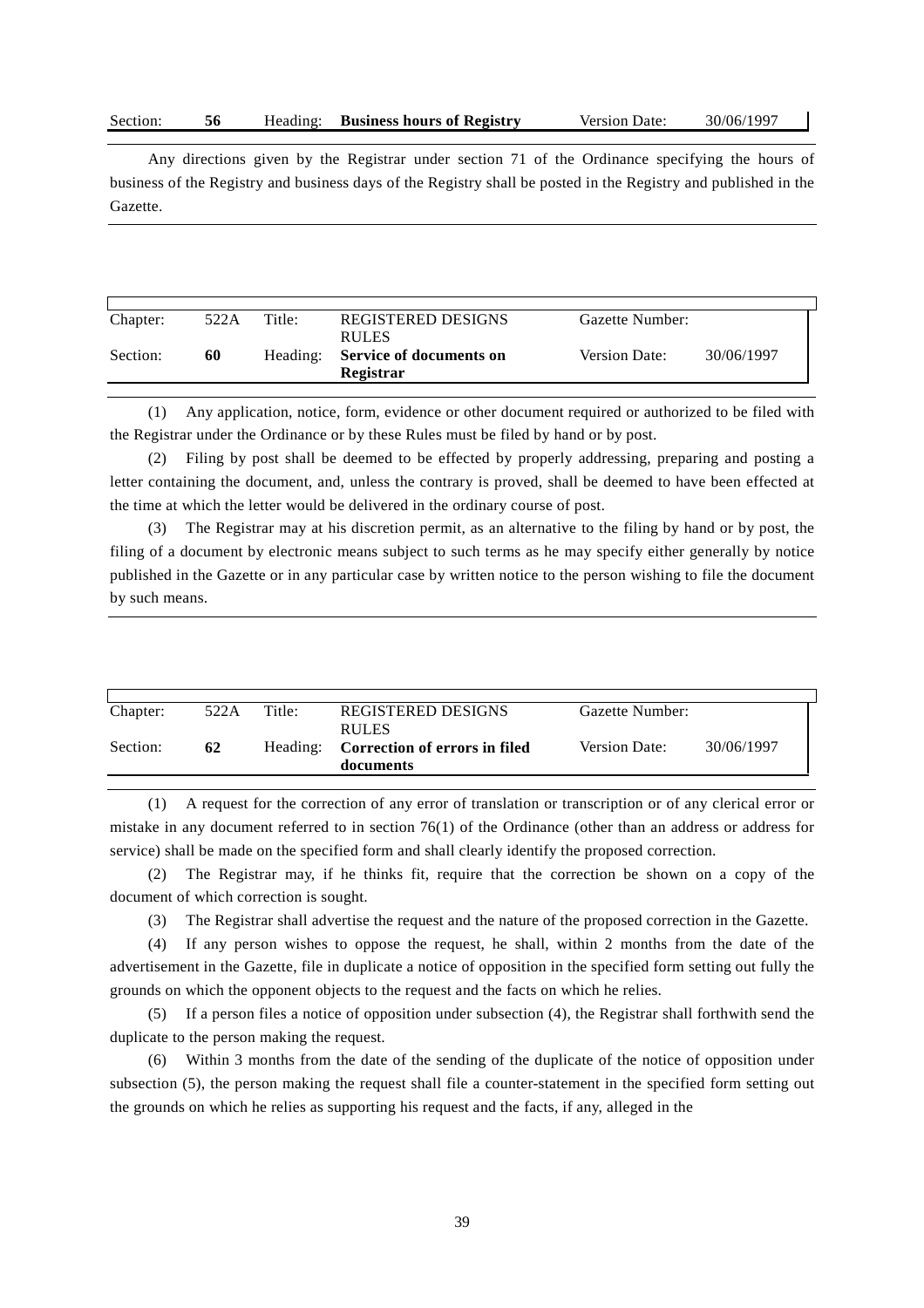| Section: | **56** | Heading: | **Business hours of Registry** | Version Date: | 30/06/1997 |
|---|---|---|---|---|---|

Any directions given by the Registrar under section 71 of the Ordinance specifying the hours of business of the Registry and business days of the Registry shall be posted in the Registry and published in the Gazette.

| Chapter: | 522A | Title: | REGISTERED DESIGNS RULES | Gazette Number: | |
|---|---|---|---|---|---|
| Section: | **60** | Heading: | **Service of documents on Registrar** | Version Date: | 30/06/1997 |

(1) Any application, notice, form, evidence or other document required or authorized to be filed with the Registrar under the Ordinance or by these Rules must be filed by hand or by post.

(2) Filing by post shall be deemed to be effected by properly addressing, preparing and posting a letter containing the document, and, unless the contrary is proved, shall be deemed to have been effected at the time at which the letter would be delivered in the ordinary course of post.

(3) The Registrar may at his discretion permit, as an alternative to the filing by hand or by post, the filing of a document by electronic means subject to such terms as he may specify either generally by notice published in the Gazette or in any particular case by written notice to the person wishing to file the document by such means.

| Chapter: | 522A | Title: | REGISTERED DESIGNS RULES | Gazette Number: | |
|---|---|---|---|---|---|
| Section: | **62** | Heading: | **Correction of errors in filed documents** | Version Date: | 30/06/1997 |

(1) A request for the correction of any error of translation or transcription or of any clerical error or mistake in any document referred to in section 76(1) of the Ordinance (other than an address or address for service) shall be made on the specified form and shall clearly identify the proposed correction.

(2) The Registrar may, if he thinks fit, require that the correction be shown on a copy of the document of which correction is sought.

(3) The Registrar shall advertise the request and the nature of the proposed correction in the Gazette.

(4) If any person wishes to oppose the request, he shall, within 2 months from the date of the advertisement in the Gazette, file in duplicate a notice of opposition in the specified form setting out fully the grounds on which the opponent objects to the request and the facts on which he relies.

(5) If a person files a notice of opposition under subsection (4), the Registrar shall forthwith send the duplicate to the person making the request.

(6) Within 3 months from the date of the sending of the duplicate of the notice of opposition under subsection (5), the person making the request shall file a counter-statement in the specified form setting out the grounds on which he relies as supporting his request and the facts, if any, alleged in the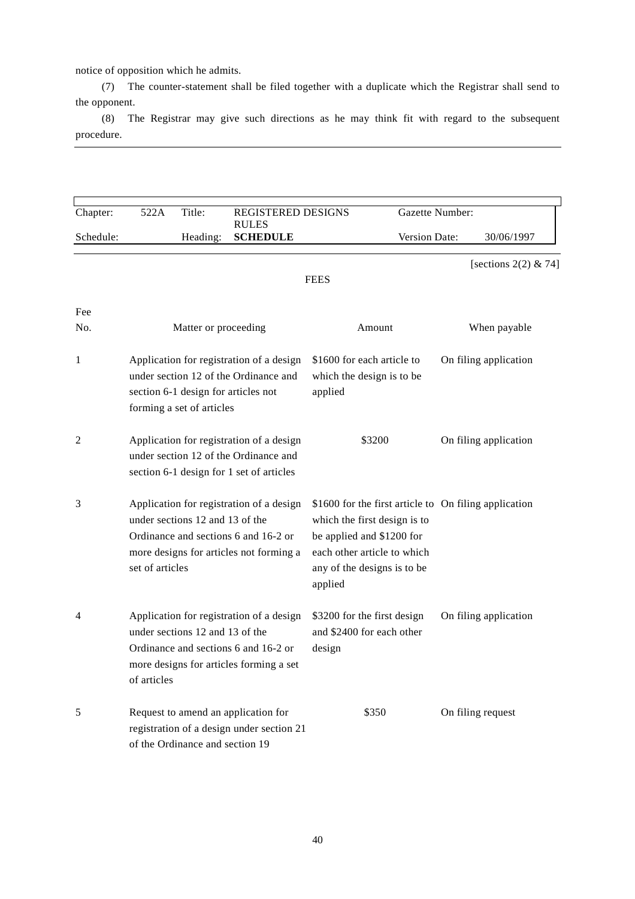notice of opposition which he admits.

(7) The counter-statement shall be filed together with a duplicate which the Registrar shall send to the opponent.

(8) The Registrar may give such directions as he may think fit with regard to the subsequent procedure.

---

| Chapter: | 522A | Title: | REGISTERED DESIGNS RULES | Gazette Number: | |
|---|---|---|---|---|---|
| Schedule: | | Heading: | **SCHEDULE** | Version Date: | 30/06/1997 |

[sections 2(2) & 74]

FEES

| Fee No. | Matter or proceeding | Amount | When payable |
|---|---|---|---|
| 1 | Application for registration of a design under section 12 of the Ordinance and section 6-1 design for articles not forming a set of articles | $1600 for each article to which the design is to be applied | On filing application |
| 2 | Application for registration of a design under section 12 of the Ordinance and section 6-1 design for 1 set of articles | $3200 | On filing application |
| 3 | Application for registration of a design under sections 12 and 13 of the Ordinance and sections 6 and 16-2 or more designs for articles not forming a set of articles | $1600 for the first article to which the first design is to be applied and $1200 for each other article to which any of the designs is to be applied | On filing application |
| 4 | Application for registration of a design under sections 12 and 13 of the Ordinance and sections 6 and 16-2 or more designs for articles forming a set of articles | $3200 for the first design and $2400 for each other design | On filing application |
| 5 | Request to amend an application for registration of a design under section 21 of the Ordinance and section 19 | $350 | On filing request |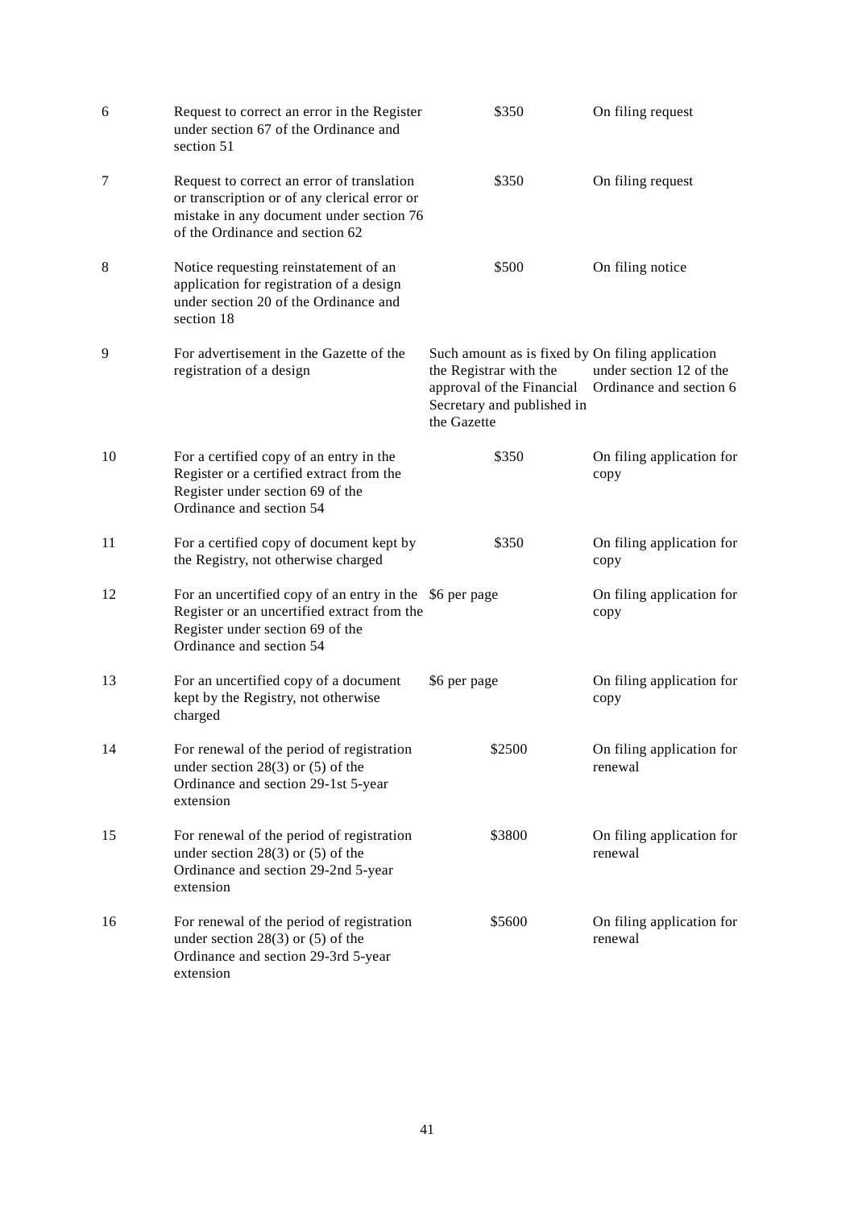| | | | |
|---|---|---|---|
| 6 | Request to correct an error in the Register under section 67 of the Ordinance and section 51 | $350 | On filing request |
| 7 | Request to correct an error of translation or transcription or of any clerical error or mistake in any document under section 76 of the Ordinance and section 62 | $350 | On filing request |
| 8 | Notice requesting reinstatement of an application for registration of a design under section 20 of the Ordinance and section 18 | $500 | On filing notice |
| 9 | For advertisement in the Gazette of the registration of a design | Such amount as is fixed by the Registrar with the approval of the Financial Secretary and published in the Gazette | On filing application under section 12 of the Ordinance and section 6 |
| 10 | For a certified copy of an entry in the Register or a certified extract from the Register under section 69 of the Ordinance and section 54 | $350 | On filing application for copy |
| 11 | For a certified copy of document kept by the Registry, not otherwise charged | $350 | On filing application for copy |
| 12 | For an uncertified copy of an entry in the Register or an uncertified extract from the Register under section 69 of the Ordinance and section 54 | $6 per page | On filing application for copy |
| 13 | For an uncertified copy of a document kept by the Registry, not otherwise charged | $6 per page | On filing application for copy |
| 14 | For renewal of the period of registration under section 28(3) or (5) of the Ordinance and section 29-1st 5-year extension | $2500 | On filing application for renewal |
| 15 | For renewal of the period of registration under section 28(3) or (5) of the Ordinance and section 29-2nd 5-year extension | $3800 | On filing application for renewal |
| 16 | For renewal of the period of registration under section 28(3) or (5) of the Ordinance and section 29-3rd 5-year extension | $5600 | On filing application for renewal |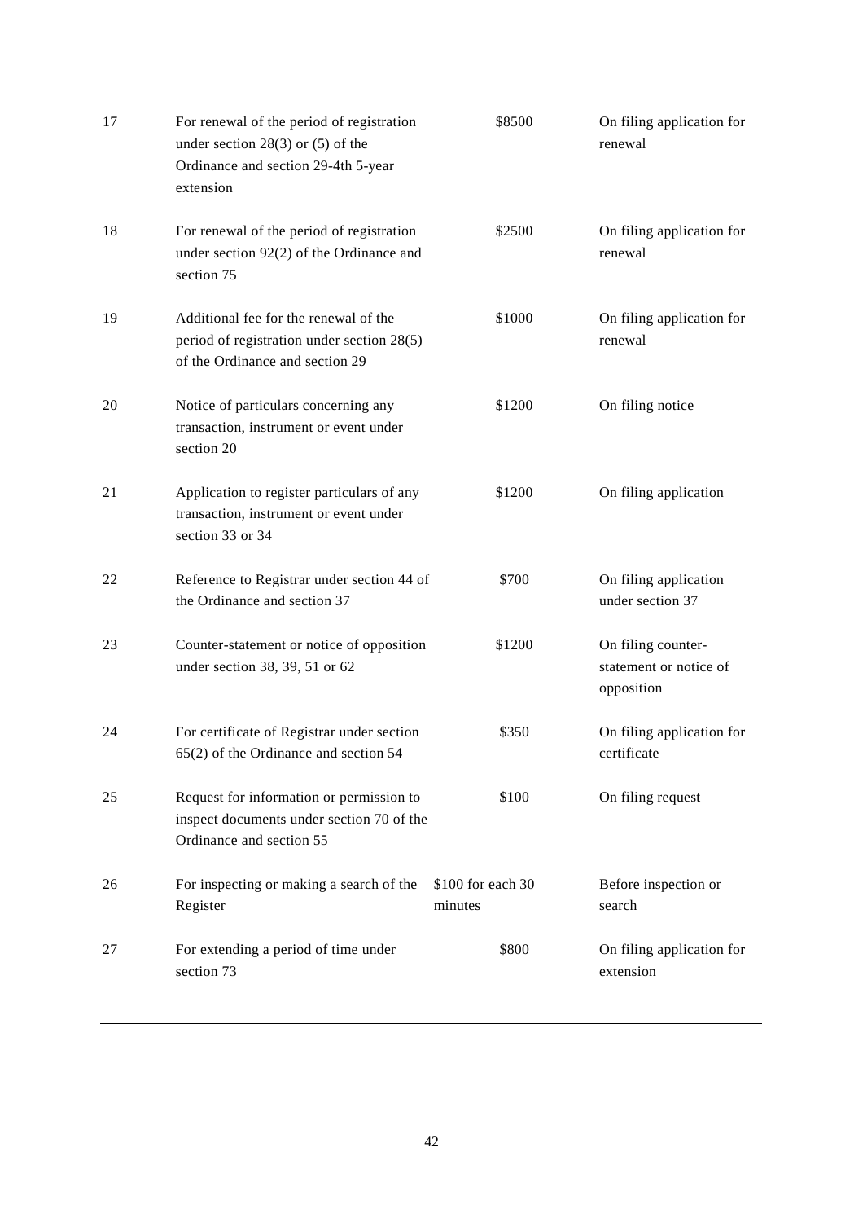| | | | |
|---|---|---|---|
| 17 | For renewal of the period of registration under section 28(3) or (5) of the Ordinance and section 29-4th 5-year extension | $8500 | On filing application for renewal |
| 18 | For renewal of the period of registration under section 92(2) of the Ordinance and section 75 | $2500 | On filing application for renewal |
| 19 | Additional fee for the renewal of the period of registration under section 28(5) of the Ordinance and section 29 | $1000 | On filing application for renewal |
| 20 | Notice of particulars concerning any transaction, instrument or event under section 20 | $1200 | On filing notice |
| 21 | Application to register particulars of any transaction, instrument or event under section 33 or 34 | $1200 | On filing application |
| 22 | Reference to Registrar under section 44 of the Ordinance and section 37 | $700 | On filing application under section 37 |
| 23 | Counter-statement or notice of opposition under section 38, 39, 51 or 62 | $1200 | On filing counter-statement or notice of opposition |
| 24 | For certificate of Registrar under section 65(2) of the Ordinance and section 54 | $350 | On filing application for certificate |
| 25 | Request for information or permission to inspect documents under section 70 of the Ordinance and section 55 | $100 | On filing request |
| 26 | For inspecting or making a search of the Register | $100 for each 30 minutes | Before inspection or search |
| 27 | For extending a period of time under section 73 | $800 | On filing application for extension |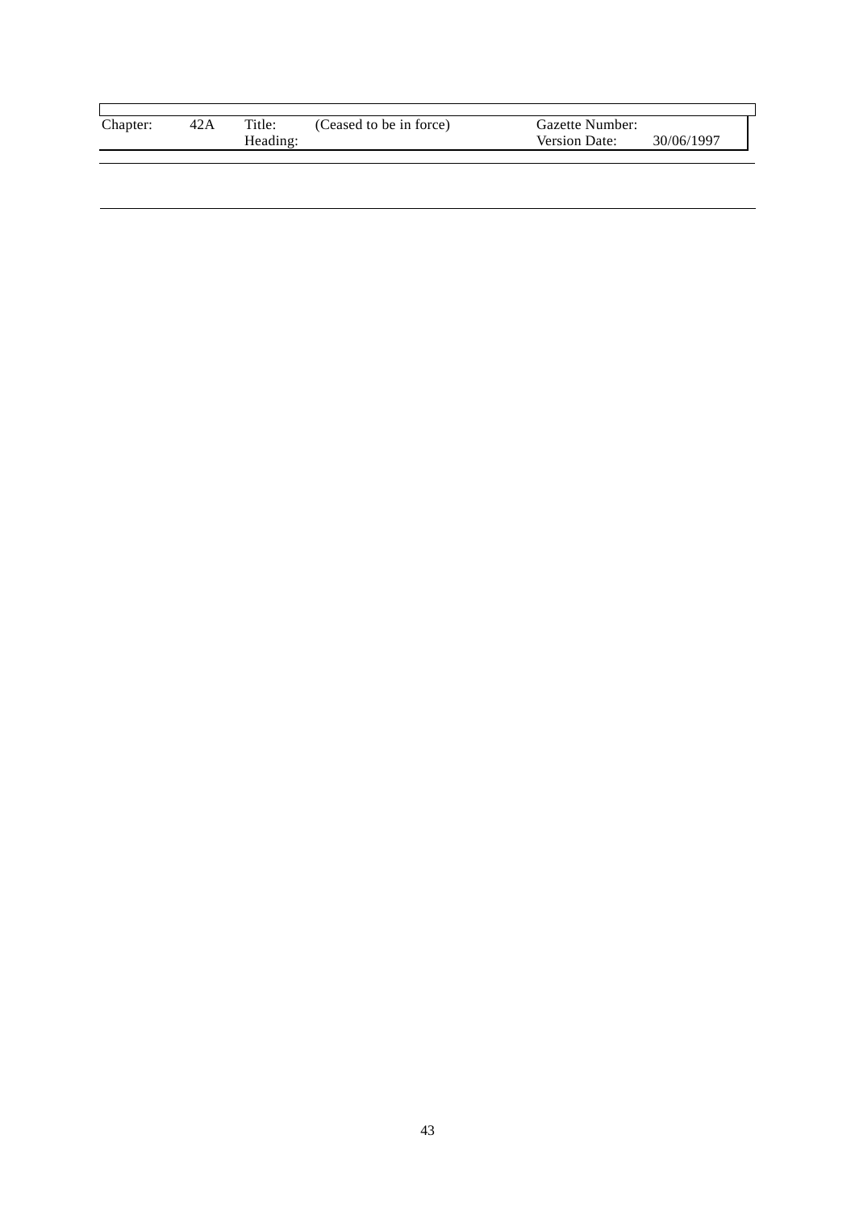| Chapter: | 42A | Title: | (Ceased to be in force) | Gazette Number: | |
|---|---|---|---|---|---|
| | | Heading: | | Version Date: | 30/06/1997 |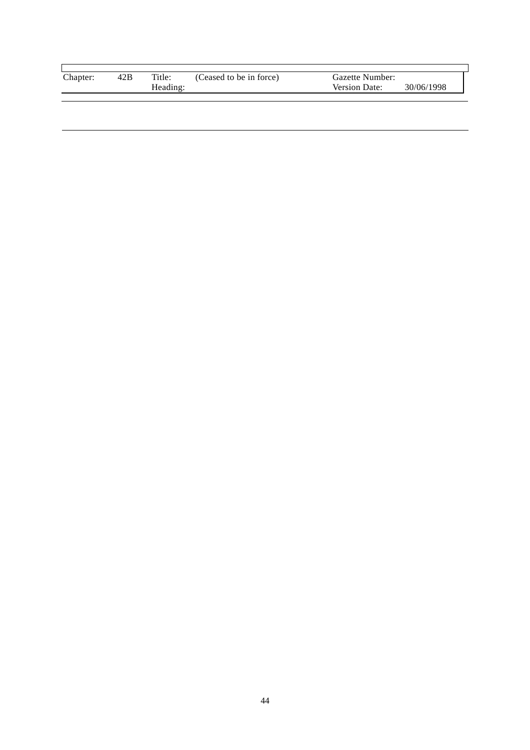| | | | | | |
|---|---|---|---|---|---|
| Chapter: | 42B | Title: | (Ceased to be in force) | Gazette Number: | |
| | | Heading: | | Version Date: | 30/06/1998 |